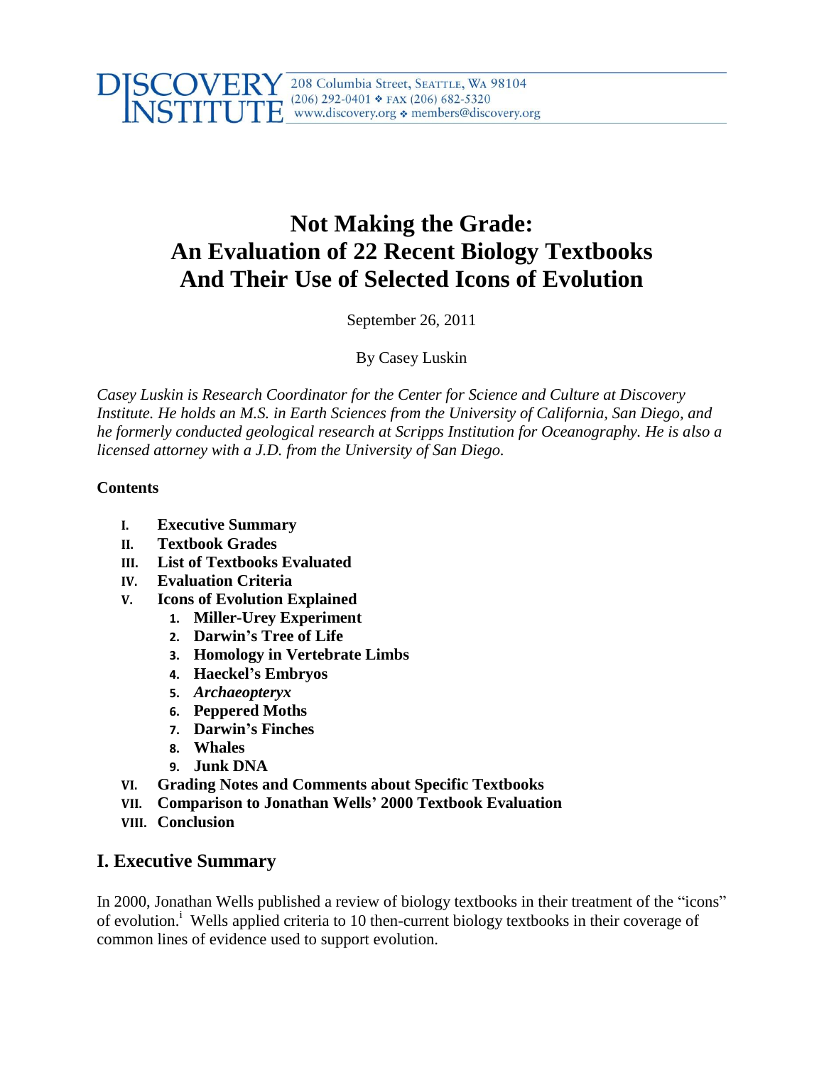DISCOVERY INSTITUTE 208 Columbia Street, SEATTLE, WA 98104
(206) 292-0401 ❖ FAX (206) 682-5320
www.discovery.org ❖ members@discovery.org

# Not Making the Grade: An Evaluation of 22 Recent Biology Textbooks And Their Use of Selected Icons of Evolution

September 26, 2011

By Casey Luskin

*Casey Luskin is Research Coordinator for the Center for Science and Culture at Discovery Institute. He holds an M.S. in Earth Sciences from the University of California, San Diego, and he formerly conducted geological research at Scripps Institution for Oceanography. He is also a licensed attorney with a J.D. from the University of San Diego.*

**Contents**

- **I. Executive Summary**
- **II. Textbook Grades**
- **III. List of Textbooks Evaluated**
- **IV. Evaluation Criteria**
- **V. Icons of Evolution Explained**
  1. **Miller-Urey Experiment**
  2. **Darwin's Tree of Life**
  3. **Homology in Vertebrate Limbs**
  4. **Haeckel's Embryos**
  5. ***Archaeopteryx***
  6. **Peppered Moths**
  7. **Darwin's Finches**
  8. **Whales**
  9. **Junk DNA**
- **VI. Grading Notes and Comments about Specific Textbooks**
- **VII. Comparison to Jonathan Wells' 2000 Textbook Evaluation**
- **VIII. Conclusion**

## I. Executive Summary

In 2000, Jonathan Wells published a review of biology textbooks in their treatment of the "icons" of evolution.[i] Wells applied criteria to 10 then-current biology textbooks in their coverage of common lines of evidence used to support evolution.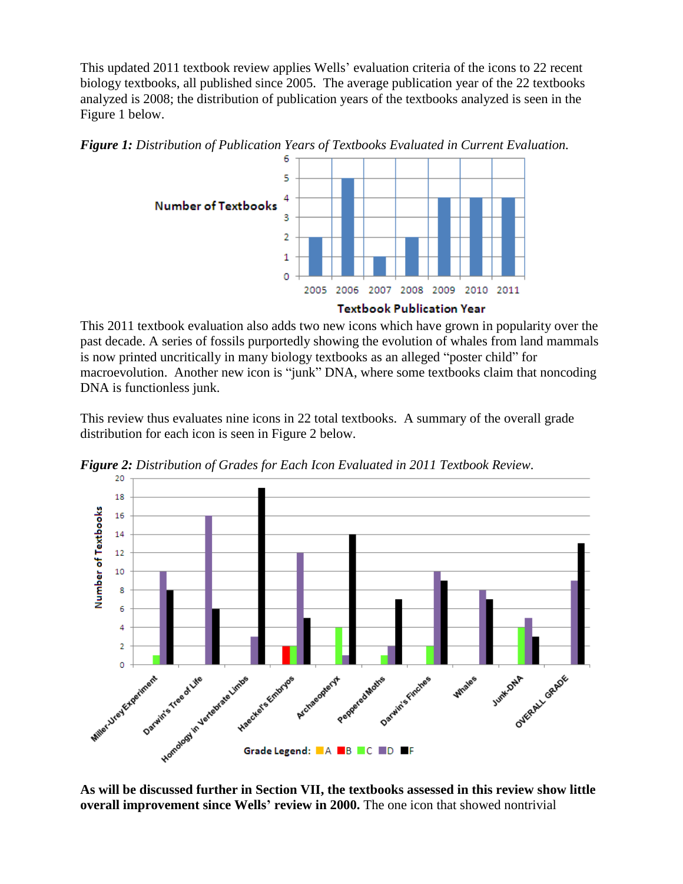This updated 2011 textbook review applies Wells' evaluation criteria of the icons to 22 recent biology textbooks, all published since 2005. The average publication year of the 22 textbooks analyzed is 2008; the distribution of publication years of the textbooks analyzed is seen in the Figure 1 below.

***Figure 1:*** *Distribution of Publication Years of Textbooks Evaluated in Current Evaluation.*

| Textbook Publication Year | 2005 | 2006 | 2007 | 2008 | 2009 | 2010 | 2011 |
|---|---|---|---|---|---|---|---|
| Number of Textbooks | 2 | 5 | 1 | 2 | 4 | 4 | 4 |

This 2011 textbook evaluation also adds two new icons which have grown in popularity over the past decade. A series of fossils purportedly showing the evolution of whales from land mammals is now printed uncritically in many biology textbooks as an alleged "poster child" for macroevolution. Another new icon is "junk" DNA, where some textbooks claim that noncoding DNA is functionless junk.

This review thus evaluates nine icons in 22 total textbooks. A summary of the overall grade distribution for each icon is seen in Figure 2 below.

***Figure 2:*** *Distribution of Grades for Each Icon Evaluated in 2011 Textbook Review.*

| Icon | A | B | C | D | F |
|---|---|---|---|---|---|
| Miller-Urey Experiment | 0 | 0 | 1 | 10 | 8 |
| Darwin's Tree of Life | 0 | 0 | 0 | 16 | 6 |
| Homology in Vertebrate Limbs | 0 | 0 | 0 | 3 | 19 |
| Haeckel's Embryos | 0 | 2 | 2 | 12 | 5 |
| Archaeopteryx | 0 | 0 | 4 | 1 | 14 |
| Peppered Moths | 0 | 0 | 1 | 2 | 7 |
| Darwin's Finches | 0 | 0 | 2 | 10 | 9 |
| Whales | 0 | 0 | 0 | 8 | 7 |
| Junk-DNA | 0 | 0 | 4 | 5 | 3 |
| OVERALL GRADE | 0 | 0 | 0 | 9 | 13 |

**As will be discussed further in Section VII, the textbooks assessed in this review show little overall improvement since Wells' review in 2000.** The one icon that showed nontrivial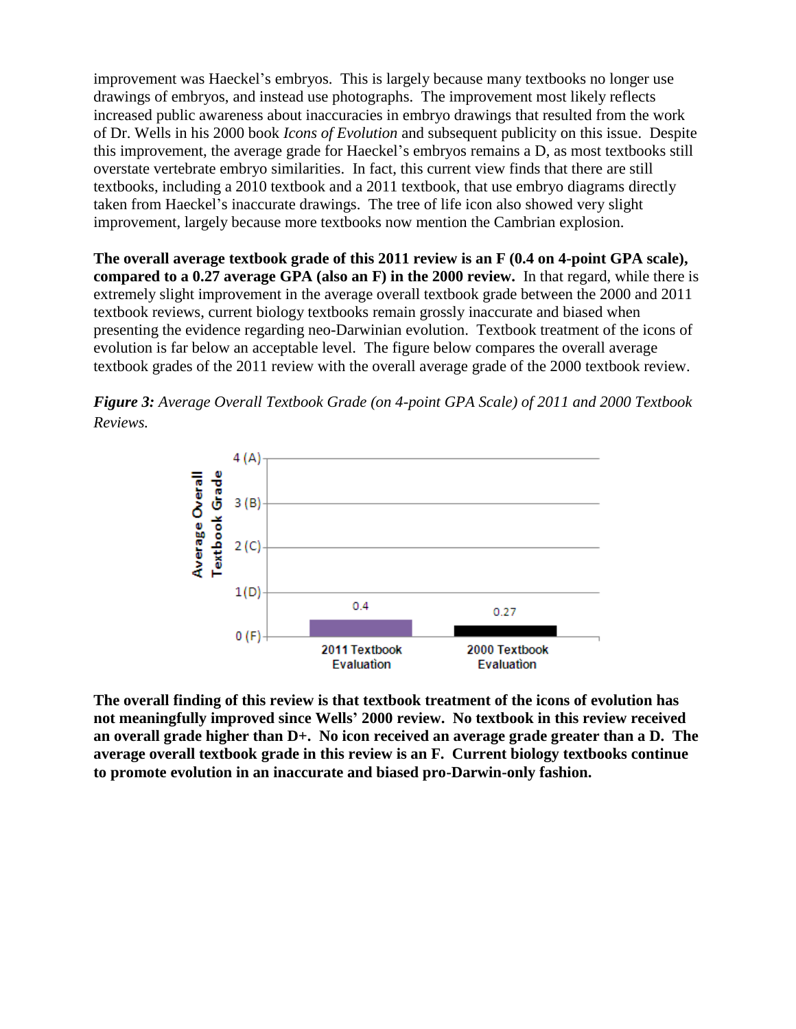improvement was Haeckel's embryos. This is largely because many textbooks no longer use drawings of embryos, and instead use photographs. The improvement most likely reflects increased public awareness about inaccuracies in embryo drawings that resulted from the work of Dr. Wells in his 2000 book *Icons of Evolution* and subsequent publicity on this issue. Despite this improvement, the average grade for Haeckel's embryos remains a D, as most textbooks still overstate vertebrate embryo similarities. In fact, this current view finds that there are still textbooks, including a 2010 textbook and a 2011 textbook, that use embryo diagrams directly taken from Haeckel's inaccurate drawings. The tree of life icon also showed very slight improvement, largely because more textbooks now mention the Cambrian explosion.

**The overall average textbook grade of this 2011 review is an F (0.4 on 4-point GPA scale), compared to a 0.27 average GPA (also an F) in the 2000 review.** In that regard, while there is extremely slight improvement in the average overall textbook grade between the 2000 and 2011 textbook reviews, current biology textbooks remain grossly inaccurate and biased when presenting the evidence regarding neo-Darwinian evolution. Textbook treatment of the icons of evolution is far below an acceptable level. The figure below compares the overall average textbook grades of the 2011 review with the overall average grade of the 2000 textbook review.

***Figure 3:*** *Average Overall Textbook Grade (on 4-point GPA Scale) of 2011 and 2000 Textbook Reviews.*

| Evaluation | Average Overall Textbook Grade |
| --- | --- |
| 2011 Textbook Evaluation | 0.4 |
| 2000 Textbook Evaluation | 0.27 |

**The overall finding of this review is that textbook treatment of the icons of evolution has not meaningfully improved since Wells' 2000 review. No textbook in this review received an overall grade higher than D+. No icon received an average grade greater than a D. The average overall textbook grade in this review is an F. Current biology textbooks continue to promote evolution in an inaccurate and biased pro-Darwin-only fashion.**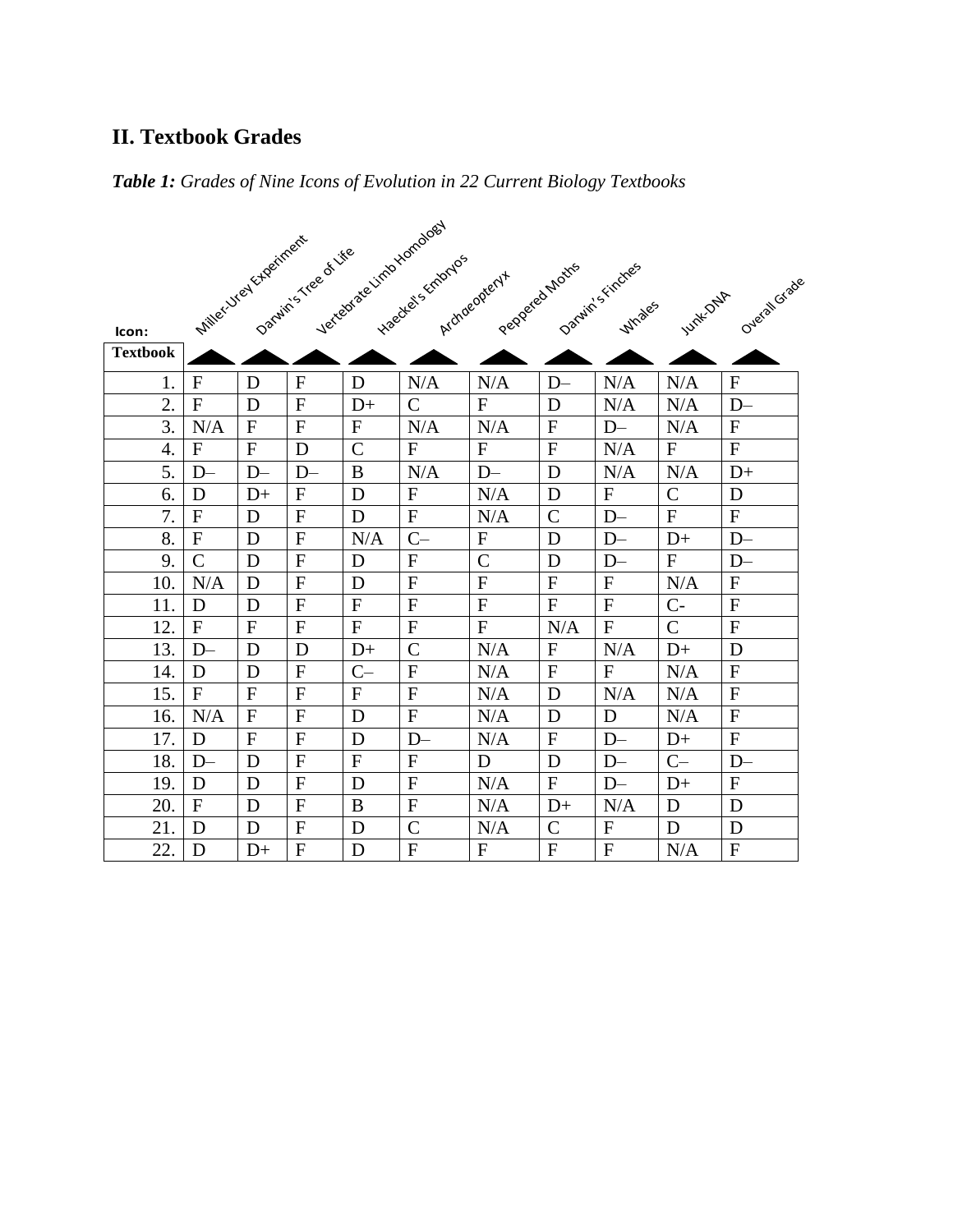## II. Textbook Grades

***Table 1:*** *Grades of Nine Icons of Evolution in 22 Current Biology Textbooks*

| Icon: / Textbook | Miller-Urey Experiment | Darwin's Tree of Life | Vertebrate Limb Homology | Haeckel's Embryos | *Archaeopteryx* | Peppered Moths | Darwin's Finches | Whales | Junk-DNA | Overall Grade |
|---|---|---|---|---|---|---|---|---|---|---|
| 1. | F | D | F | D | N/A | N/A | D– | N/A | N/A | F |
| 2. | F | D | F | D+ | C | F | D | N/A | N/A | D– |
| 3. | N/A | F | F | F | N/A | N/A | F | D– | N/A | F |
| 4. | F | F | D | C | F | F | F | N/A | F | F |
| 5. | D– | D– | D– | B | N/A | D– | D | N/A | N/A | D+ |
| 6. | D | D+ | F | D | F | N/A | D | F | C | D |
| 7. | F | D | F | D | F | N/A | C | D– | F | F |
| 8. | F | D | F | N/A | C– | F | D | D– | D+ | D– |
| 9. | C | D | F | D | F | C | D | D– | F | D– |
| 10. | N/A | D | F | D | F | F | F | F | N/A | F |
| 11. | D | D | F | F | F | F | F | F | C- | F |
| 12. | F | F | F | F | F | F | N/A | F | C | F |
| 13. | D– | D | D | D+ | C | N/A | F | N/A | D+ | D |
| 14. | D | D | F | C– | F | N/A | F | F | N/A | F |
| 15. | F | F | F | F | F | N/A | D | N/A | N/A | F |
| 16. | N/A | F | F | D | F | N/A | D | D | N/A | F |
| 17. | D | F | F | D | D– | N/A | F | D– | D+ | F |
| 18. | D– | D | F | F | F | D | D | D– | C– | D– |
| 19. | D | D | F | D | F | N/A | F | D– | D+ | F |
| 20. | F | D | F | B | F | N/A | D+ | N/A | D | D |
| 21. | D | D | F | D | C | N/A | C | F | D | D |
| 22. | D | D+ | F | D | F | F | F | F | N/A | F |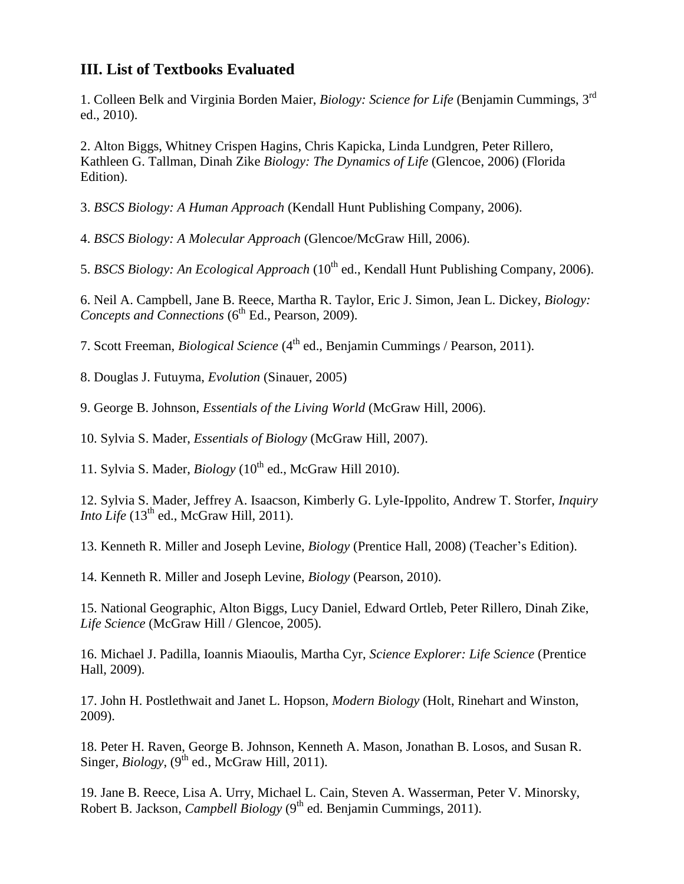## III. List of Textbooks Evaluated

1. Colleen Belk and Virginia Borden Maier, *Biology: Science for Life* (Benjamin Cummings, 3rd ed., 2010).

2. Alton Biggs, Whitney Crispen Hagins, Chris Kapicka, Linda Lundgren, Peter Rillero, Kathleen G. Tallman, Dinah Zike *Biology: The Dynamics of Life* (Glencoe, 2006) (Florida Edition).

3. *BSCS Biology: A Human Approach* (Kendall Hunt Publishing Company, 2006).

4. *BSCS Biology: A Molecular Approach* (Glencoe/McGraw Hill, 2006).

5. *BSCS Biology: An Ecological Approach* (10th ed., Kendall Hunt Publishing Company, 2006).

6. Neil A. Campbell, Jane B. Reece, Martha R. Taylor, Eric J. Simon, Jean L. Dickey, *Biology: Concepts and Connections* (6th Ed., Pearson, 2009).

7. Scott Freeman, *Biological Science* (4th ed., Benjamin Cummings / Pearson, 2011).

8. Douglas J. Futuyma, *Evolution* (Sinauer, 2005)

9. George B. Johnson, *Essentials of the Living World* (McGraw Hill, 2006).

10. Sylvia S. Mader, *Essentials of Biology* (McGraw Hill, 2007).

11. Sylvia S. Mader, *Biology* (10th ed., McGraw Hill 2010).

12. Sylvia S. Mader, Jeffrey A. Isaacson, Kimberly G. Lyle-Ippolito, Andrew T. Storfer, *Inquiry Into Life* (13th ed., McGraw Hill, 2011).

13. Kenneth R. Miller and Joseph Levine, *Biology* (Prentice Hall, 2008) (Teacher's Edition).

14. Kenneth R. Miller and Joseph Levine, *Biology* (Pearson, 2010).

15. National Geographic, Alton Biggs, Lucy Daniel, Edward Ortleb, Peter Rillero, Dinah Zike, *Life Science* (McGraw Hill / Glencoe, 2005).

16. Michael J. Padilla, Ioannis Miaoulis, Martha Cyr, *Science Explorer: Life Science* (Prentice Hall, 2009).

17. John H. Postlethwait and Janet L. Hopson, *Modern Biology* (Holt, Rinehart and Winston, 2009).

18. Peter H. Raven, George B. Johnson, Kenneth A. Mason, Jonathan B. Losos, and Susan R. Singer, *Biology*, (9th ed., McGraw Hill, 2011).

19. Jane B. Reece, Lisa A. Urry, Michael L. Cain, Steven A. Wasserman, Peter V. Minorsky, Robert B. Jackson, *Campbell Biology* (9th ed. Benjamin Cummings, 2011).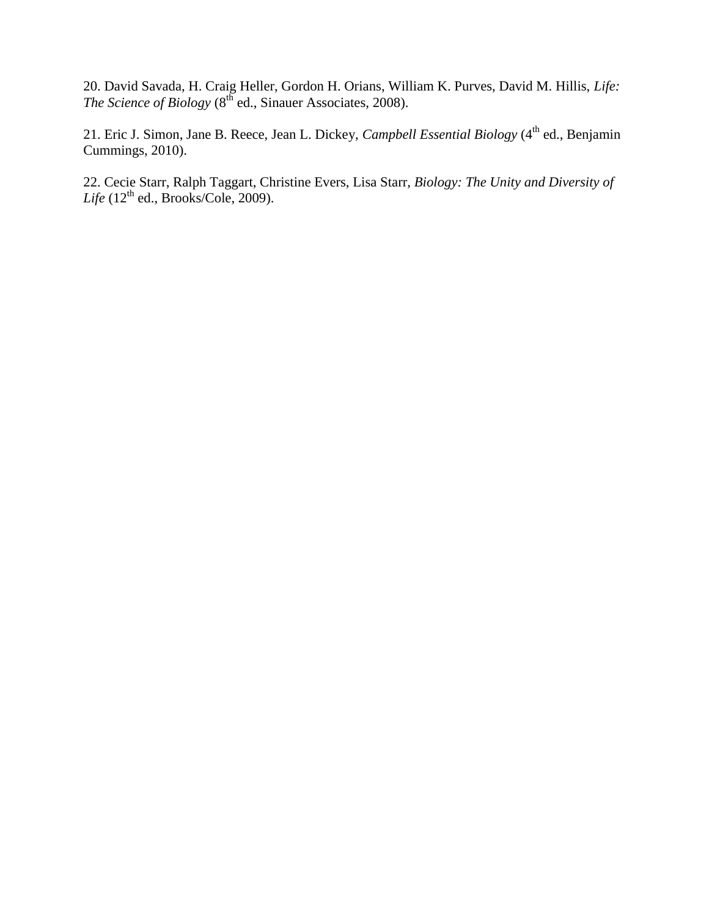20. David Savada, H. Craig Heller, Gordon H. Orians, William K. Purves, David M. Hillis, *Life: The Science of Biology* (8th ed., Sinauer Associates, 2008).

21. Eric J. Simon, Jane B. Reece, Jean L. Dickey, *Campbell Essential Biology* (4th ed., Benjamin Cummings, 2010).

22. Cecie Starr, Ralph Taggart, Christine Evers, Lisa Starr, *Biology: The Unity and Diversity of Life* (12th ed., Brooks/Cole, 2009).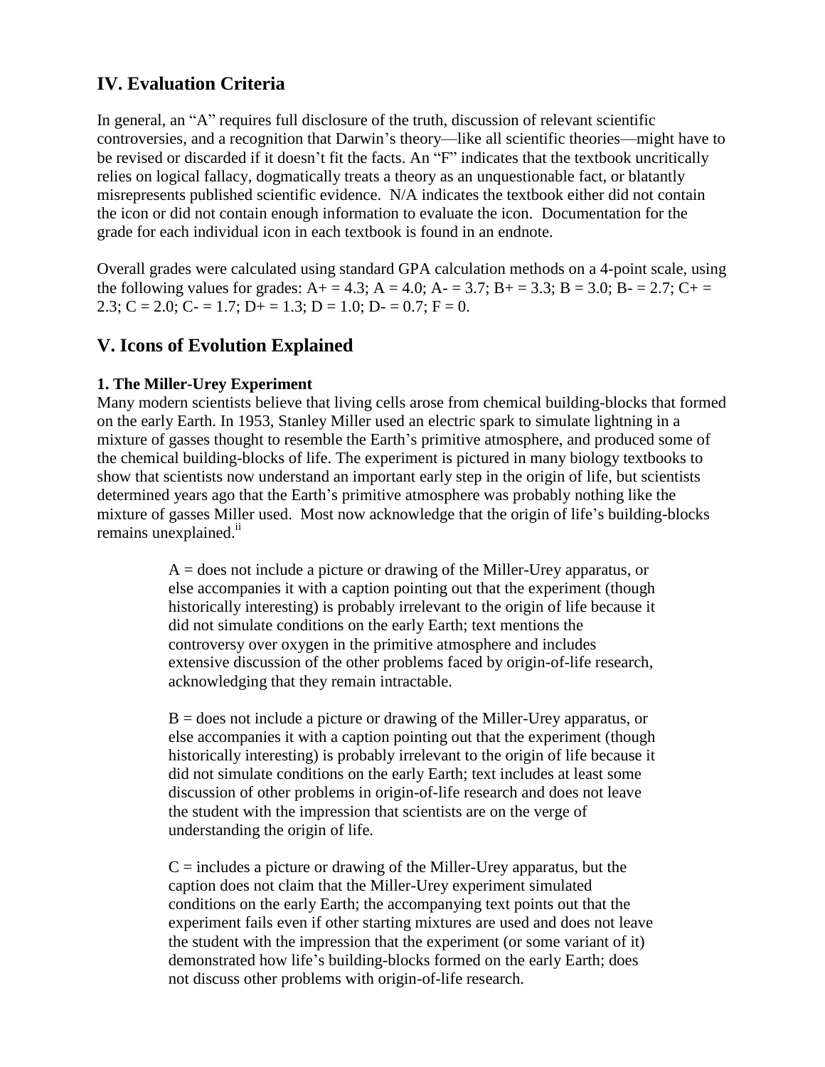## IV. Evaluation Criteria

In general, an "A" requires full disclosure of the truth, discussion of relevant scientific controversies, and a recognition that Darwin's theory—like all scientific theories—might have to be revised or discarded if it doesn't fit the facts. An "F" indicates that the textbook uncritically relies on logical fallacy, dogmatically treats a theory as an unquestionable fact, or blatantly misrepresents published scientific evidence. N/A indicates the textbook either did not contain the icon or did not contain enough information to evaluate the icon. Documentation for the grade for each individual icon in each textbook is found in an endnote.

Overall grades were calculated using standard GPA calculation methods on a 4-point scale, using the following values for grades: A+ = 4.3; A = 4.0; A- = 3.7; B+ = 3.3; B = 3.0; B- = 2.7; C+ = 2.3; C = 2.0; C- = 1.7; D+ = 1.3; D = 1.0; D- = 0.7; F = 0.

## V. Icons of Evolution Explained

**1. The Miller-Urey Experiment**

Many modern scientists believe that living cells arose from chemical building-blocks that formed on the early Earth. In 1953, Stanley Miller used an electric spark to simulate lightning in a mixture of gasses thought to resemble the Earth's primitive atmosphere, and produced some of the chemical building-blocks of life. The experiment is pictured in many biology textbooks to show that scientists now understand an important early step in the origin of life, but scientists determined years ago that the Earth's primitive atmosphere was probably nothing like the mixture of gasses Miller used. Most now acknowledge that the origin of life's building-blocks remains unexplained.[ii]

> A = does not include a picture or drawing of the Miller-Urey apparatus, or else accompanies it with a caption pointing out that the experiment (though historically interesting) is probably irrelevant to the origin of life because it did not simulate conditions on the early Earth; text mentions the controversy over oxygen in the primitive atmosphere and includes extensive discussion of the other problems faced by origin-of-life research, acknowledging that they remain intractable.

> B = does not include a picture or drawing of the Miller-Urey apparatus, or else accompanies it with a caption pointing out that the experiment (though historically interesting) is probably irrelevant to the origin of life because it did not simulate conditions on the early Earth; text includes at least some discussion of other problems in origin-of-life research and does not leave the student with the impression that scientists are on the verge of understanding the origin of life.

> C = includes a picture or drawing of the Miller-Urey apparatus, but the caption does not claim that the Miller-Urey experiment simulated conditions on the early Earth; the accompanying text points out that the experiment fails even if other starting mixtures are used and does not leave the student with the impression that the experiment (or some variant of it) demonstrated how life's building-blocks formed on the early Earth; does not discuss other problems with origin-of-life research.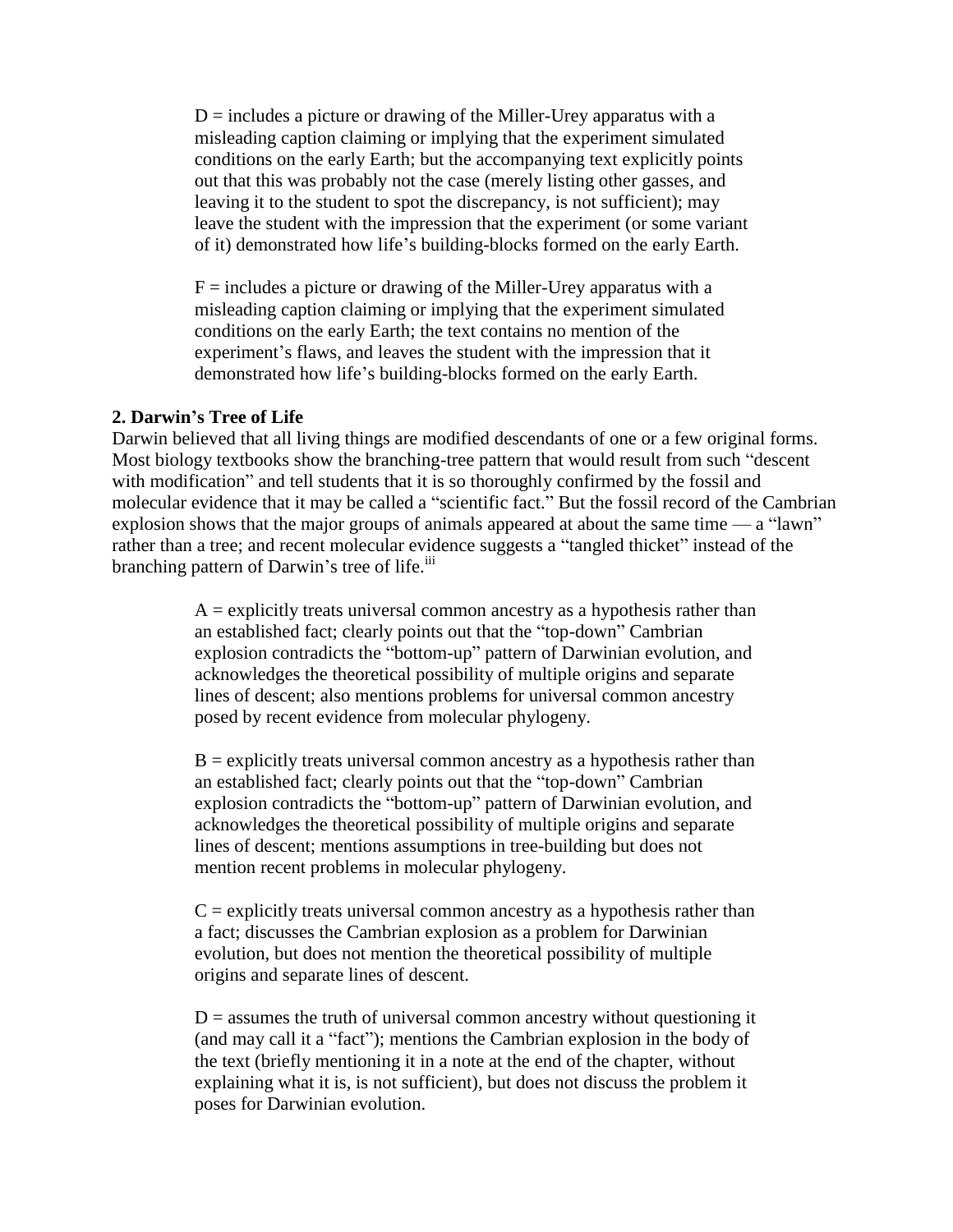D = includes a picture or drawing of the Miller-Urey apparatus with a misleading caption claiming or implying that the experiment simulated conditions on the early Earth; but the accompanying text explicitly points out that this was probably not the case (merely listing other gasses, and leaving it to the student to spot the discrepancy, is not sufficient); may leave the student with the impression that the experiment (or some variant of it) demonstrated how life's building-blocks formed on the early Earth.

F = includes a picture or drawing of the Miller-Urey apparatus with a misleading caption claiming or implying that the experiment simulated conditions on the early Earth; the text contains no mention of the experiment's flaws, and leaves the student with the impression that it demonstrated how life's building-blocks formed on the early Earth.

**2. Darwin's Tree of Life**

Darwin believed that all living things are modified descendants of one or a few original forms. Most biology textbooks show the branching-tree pattern that would result from such "descent with modification" and tell students that it is so thoroughly confirmed by the fossil and molecular evidence that it may be called a "scientific fact." But the fossil record of the Cambrian explosion shows that the major groups of animals appeared at about the same time — a "lawn" rather than a tree; and recent molecular evidence suggests a "tangled thicket" instead of the branching pattern of Darwin's tree of life.[iii]

A = explicitly treats universal common ancestry as a hypothesis rather than an established fact; clearly points out that the "top-down" Cambrian explosion contradicts the "bottom-up" pattern of Darwinian evolution, and acknowledges the theoretical possibility of multiple origins and separate lines of descent; also mentions problems for universal common ancestry posed by recent evidence from molecular phylogeny.

B = explicitly treats universal common ancestry as a hypothesis rather than an established fact; clearly points out that the "top-down" Cambrian explosion contradicts the "bottom-up" pattern of Darwinian evolution, and acknowledges the theoretical possibility of multiple origins and separate lines of descent; mentions assumptions in tree-building but does not mention recent problems in molecular phylogeny.

C = explicitly treats universal common ancestry as a hypothesis rather than a fact; discusses the Cambrian explosion as a problem for Darwinian evolution, but does not mention the theoretical possibility of multiple origins and separate lines of descent.

D = assumes the truth of universal common ancestry without questioning it (and may call it a "fact"); mentions the Cambrian explosion in the body of the text (briefly mentioning it in a note at the end of the chapter, without explaining what it is, is not sufficient), but does not discuss the problem it poses for Darwinian evolution.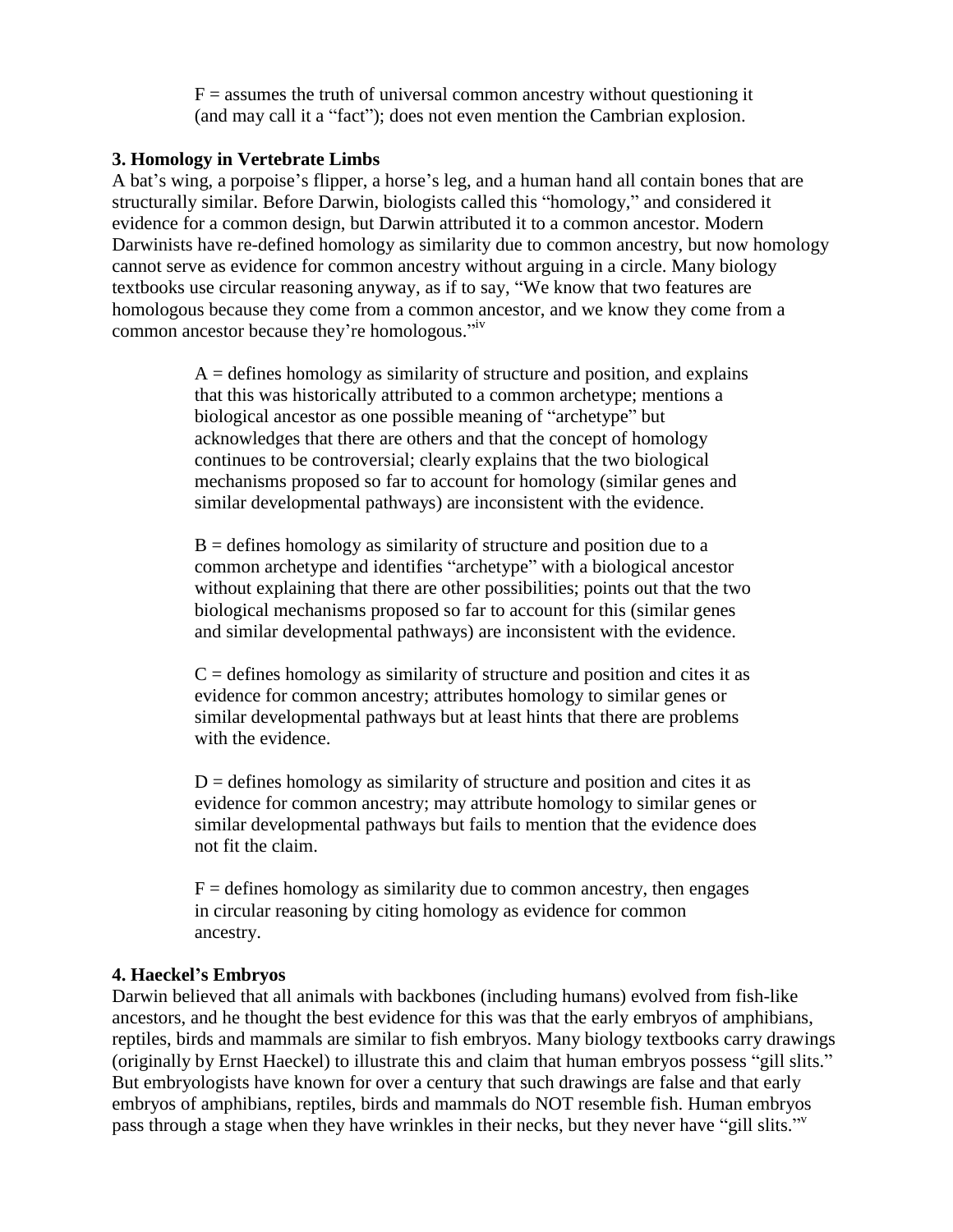F = assumes the truth of universal common ancestry without questioning it (and may call it a "fact"); does not even mention the Cambrian explosion.

### 3. Homology in Vertebrate Limbs

A bat's wing, a porpoise's flipper, a horse's leg, and a human hand all contain bones that are structurally similar. Before Darwin, biologists called this "homology," and considered it evidence for a common design, but Darwin attributed it to a common ancestor. Modern Darwinists have re-defined homology as similarity due to common ancestry, but now homology cannot serve as evidence for common ancestry without arguing in a circle. Many biology textbooks use circular reasoning anyway, as if to say, "We know that two features are homologous because they come from a common ancestor, and we know they come from a common ancestor because they're homologous."[iv]

A = defines homology as similarity of structure and position, and explains that this was historically attributed to a common archetype; mentions a biological ancestor as one possible meaning of "archetype" but acknowledges that there are others and that the concept of homology continues to be controversial; clearly explains that the two biological mechanisms proposed so far to account for homology (similar genes and similar developmental pathways) are inconsistent with the evidence.

B = defines homology as similarity of structure and position due to a common archetype and identifies "archetype" with a biological ancestor without explaining that there are other possibilities; points out that the two biological mechanisms proposed so far to account for this (similar genes and similar developmental pathways) are inconsistent with the evidence.

C = defines homology as similarity of structure and position and cites it as evidence for common ancestry; attributes homology to similar genes or similar developmental pathways but at least hints that there are problems with the evidence.

D = defines homology as similarity of structure and position and cites it as evidence for common ancestry; may attribute homology to similar genes or similar developmental pathways but fails to mention that the evidence does not fit the claim.

F = defines homology as similarity due to common ancestry, then engages in circular reasoning by citing homology as evidence for common ancestry.

### 4. Haeckel's Embryos

Darwin believed that all animals with backbones (including humans) evolved from fish-like ancestors, and he thought the best evidence for this was that the early embryos of amphibians, reptiles, birds and mammals are similar to fish embryos. Many biology textbooks carry drawings (originally by Ernst Haeckel) to illustrate this and claim that human embryos possess "gill slits." But embryologists have known for over a century that such drawings are false and that early embryos of amphibians, reptiles, birds and mammals do NOT resemble fish. Human embryos pass through a stage when they have wrinkles in their necks, but they never have "gill slits."[v]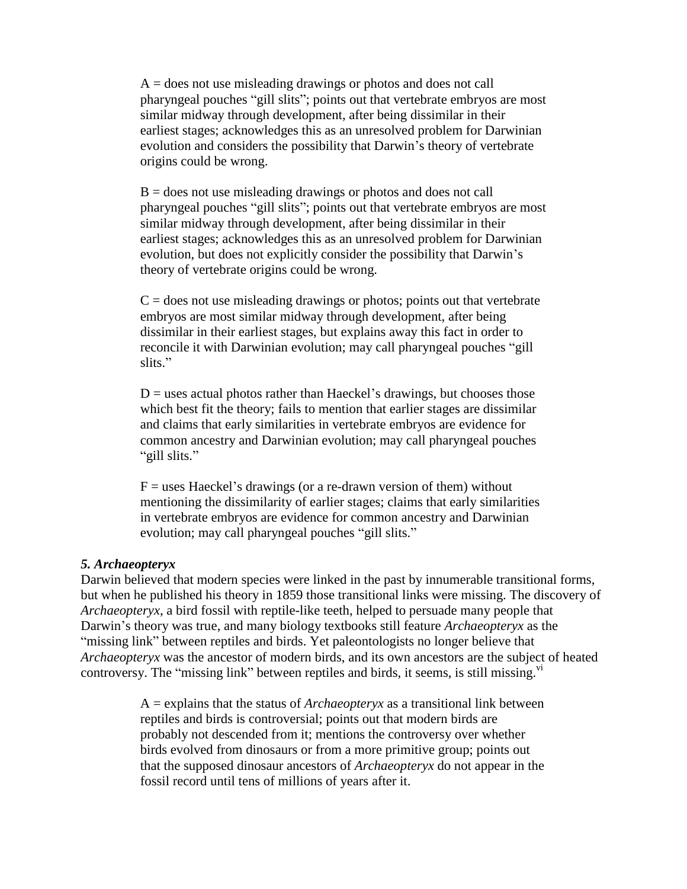A = does not use misleading drawings or photos and does not call pharyngeal pouches “gill slits”; points out that vertebrate embryos are most similar midway through development, after being dissimilar in their earliest stages; acknowledges this as an unresolved problem for Darwinian evolution and considers the possibility that Darwin’s theory of vertebrate origins could be wrong.

B = does not use misleading drawings or photos and does not call pharyngeal pouches “gill slits”; points out that vertebrate embryos are most similar midway through development, after being dissimilar in their earliest stages; acknowledges this as an unresolved problem for Darwinian evolution, but does not explicitly consider the possibility that Darwin’s theory of vertebrate origins could be wrong.

C = does not use misleading drawings or photos; points out that vertebrate embryos are most similar midway through development, after being dissimilar in their earliest stages, but explains away this fact in order to reconcile it with Darwinian evolution; may call pharyngeal pouches “gill slits.”

D = uses actual photos rather than Haeckel’s drawings, but chooses those which best fit the theory; fails to mention that earlier stages are dissimilar and claims that early similarities in vertebrate embryos are evidence for common ancestry and Darwinian evolution; may call pharyngeal pouches “gill slits.”

F = uses Haeckel’s drawings (or a re-drawn version of them) without mentioning the dissimilarity of earlier stages; claims that early similarities in vertebrate embryos are evidence for common ancestry and Darwinian evolution; may call pharyngeal pouches “gill slits.”

### *5. Archaeopteryx*

Darwin believed that modern species were linked in the past by innumerable transitional forms, but when he published his theory in 1859 those transitional links were missing. The discovery of *Archaeopteryx*, a bird fossil with reptile-like teeth, helped to persuade many people that Darwin’s theory was true, and many biology textbooks still feature *Archaeopteryx* as the “missing link” between reptiles and birds. Yet paleontologists no longer believe that *Archaeopteryx* was the ancestor of modern birds, and its own ancestors are the subject of heated controversy. The “missing link” between reptiles and birds, it seems, is still missing.[vi]

A = explains that the status of *Archaeopteryx* as a transitional link between reptiles and birds is controversial; points out that modern birds are probably not descended from it; mentions the controversy over whether birds evolved from dinosaurs or from a more primitive group; points out that the supposed dinosaur ancestors of *Archaeopteryx* do not appear in the fossil record until tens of millions of years after it.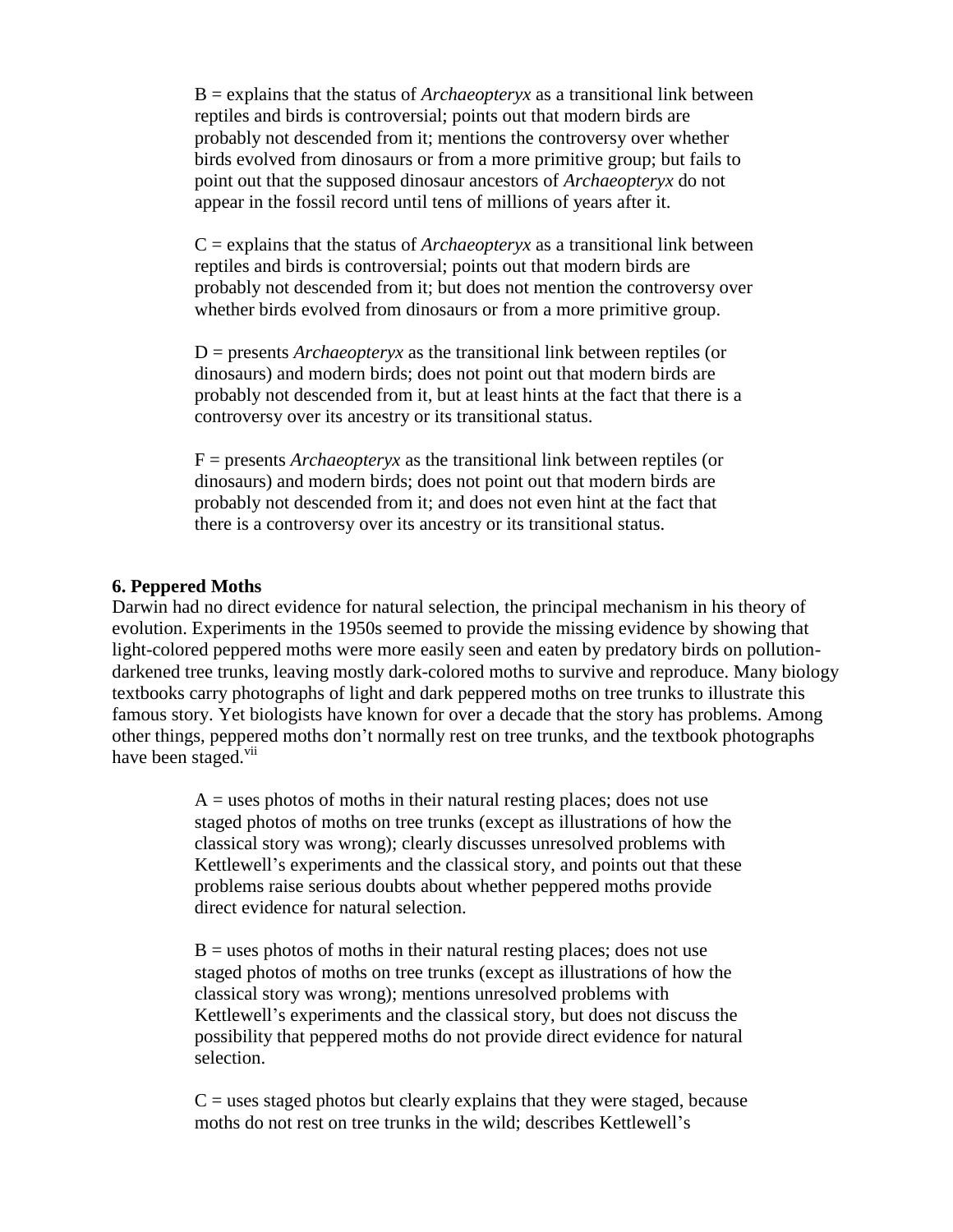B = explains that the status of *Archaeopteryx* as a transitional link between reptiles and birds is controversial; points out that modern birds are probably not descended from it; mentions the controversy over whether birds evolved from dinosaurs or from a more primitive group; but fails to point out that the supposed dinosaur ancestors of *Archaeopteryx* do not appear in the fossil record until tens of millions of years after it.

C = explains that the status of *Archaeopteryx* as a transitional link between reptiles and birds is controversial; points out that modern birds are probably not descended from it; but does not mention the controversy over whether birds evolved from dinosaurs or from a more primitive group.

D = presents *Archaeopteryx* as the transitional link between reptiles (or dinosaurs) and modern birds; does not point out that modern birds are probably not descended from it, but at least hints at the fact that there is a controversy over its ancestry or its transitional status.

F = presents *Archaeopteryx* as the transitional link between reptiles (or dinosaurs) and modern birds; does not point out that modern birds are probably not descended from it; and does not even hint at the fact that there is a controversy over its ancestry or its transitional status.

**6. Peppered Moths**

Darwin had no direct evidence for natural selection, the principal mechanism in his theory of evolution. Experiments in the 1950s seemed to provide the missing evidence by showing that light-colored peppered moths were more easily seen and eaten by predatory birds on pollution-darkened tree trunks, leaving mostly dark-colored moths to survive and reproduce. Many biology textbooks carry photographs of light and dark peppered moths on tree trunks to illustrate this famous story. Yet biologists have known for over a decade that the story has problems. Among other things, peppered moths don't normally rest on tree trunks, and the textbook photographs have been staged.[vii]

A = uses photos of moths in their natural resting places; does not use staged photos of moths on tree trunks (except as illustrations of how the classical story was wrong); clearly discusses unresolved problems with Kettlewell's experiments and the classical story, and points out that these problems raise serious doubts about whether peppered moths provide direct evidence for natural selection.

B = uses photos of moths in their natural resting places; does not use staged photos of moths on tree trunks (except as illustrations of how the classical story was wrong); mentions unresolved problems with Kettlewell's experiments and the classical story, but does not discuss the possibility that peppered moths do not provide direct evidence for natural selection.

C = uses staged photos but clearly explains that they were staged, because moths do not rest on tree trunks in the wild; describes Kettlewell's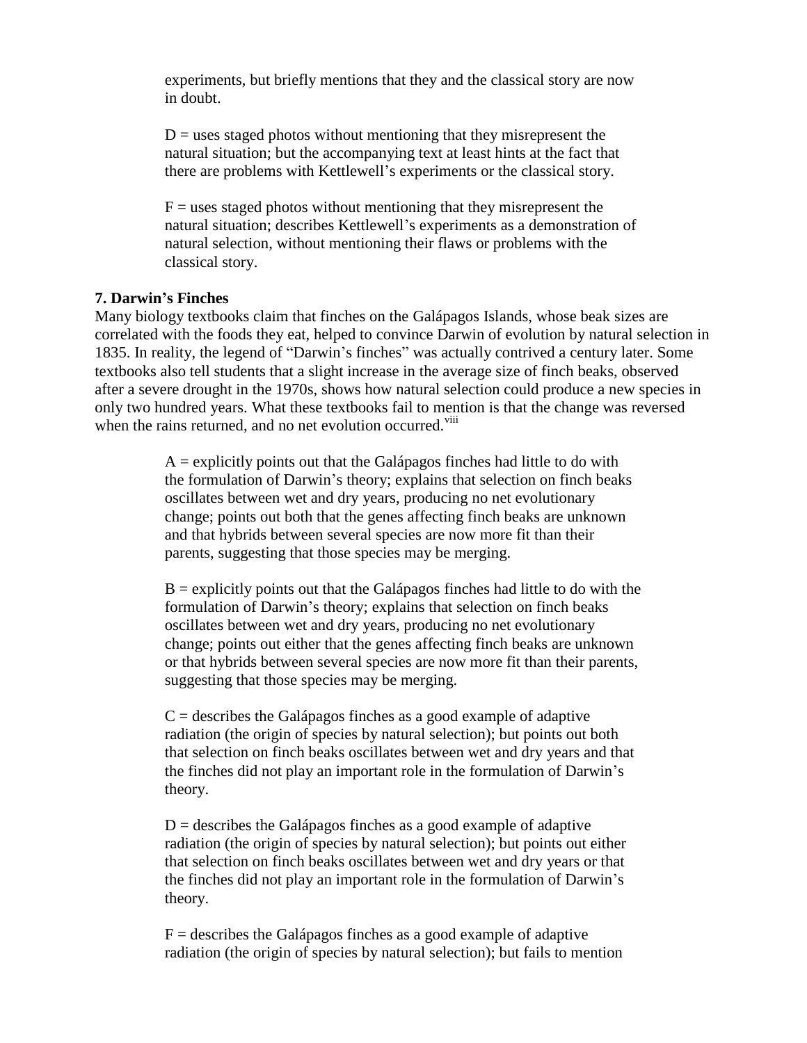experiments, but briefly mentions that they and the classical story are now in doubt.

D = uses staged photos without mentioning that they misrepresent the natural situation; but the accompanying text at least hints at the fact that there are problems with Kettlewell's experiments or the classical story.

F = uses staged photos without mentioning that they misrepresent the natural situation; describes Kettlewell's experiments as a demonstration of natural selection, without mentioning their flaws or problems with the classical story.

**7. Darwin's Finches**

Many biology textbooks claim that finches on the Galápagos Islands, whose beak sizes are correlated with the foods they eat, helped to convince Darwin of evolution by natural selection in 1835. In reality, the legend of "Darwin's finches" was actually contrived a century later. Some textbooks also tell students that a slight increase in the average size of finch beaks, observed after a severe drought in the 1970s, shows how natural selection could produce a new species in only two hundred years. What these textbooks fail to mention is that the change was reversed when the rains returned, and no net evolution occurred.[viii]

A = explicitly points out that the Galápagos finches had little to do with the formulation of Darwin's theory; explains that selection on finch beaks oscillates between wet and dry years, producing no net evolutionary change; points out both that the genes affecting finch beaks are unknown and that hybrids between several species are now more fit than their parents, suggesting that those species may be merging.

B = explicitly points out that the Galápagos finches had little to do with the formulation of Darwin's theory; explains that selection on finch beaks oscillates between wet and dry years, producing no net evolutionary change; points out either that the genes affecting finch beaks are unknown or that hybrids between several species are now more fit than their parents, suggesting that those species may be merging.

C = describes the Galápagos finches as a good example of adaptive radiation (the origin of species by natural selection); but points out both that selection on finch beaks oscillates between wet and dry years and that the finches did not play an important role in the formulation of Darwin's theory.

D = describes the Galápagos finches as a good example of adaptive radiation (the origin of species by natural selection); but points out either that selection on finch beaks oscillates between wet and dry years or that the finches did not play an important role in the formulation of Darwin's theory.

F = describes the Galápagos finches as a good example of adaptive radiation (the origin of species by natural selection); but fails to mention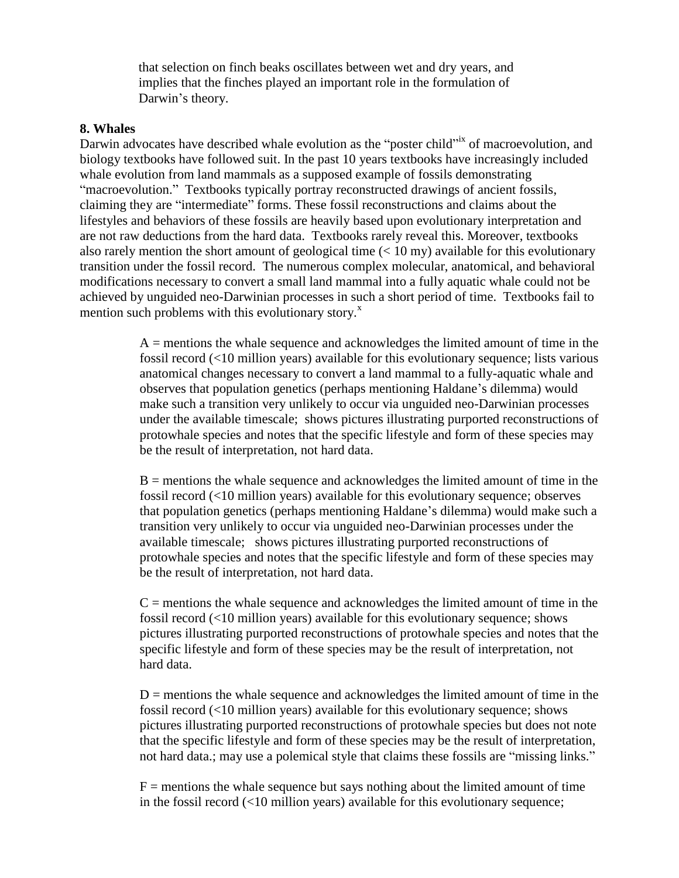that selection on finch beaks oscillates between wet and dry years, and implies that the finches played an important role in the formulation of Darwin's theory.

**8. Whales**

Darwin advocates have described whale evolution as the "poster child"[ix] of macroevolution, and biology textbooks have followed suit. In the past 10 years textbooks have increasingly included whale evolution from land mammals as a supposed example of fossils demonstrating "macroevolution." Textbooks typically portray reconstructed drawings of ancient fossils, claiming they are "intermediate" forms. These fossil reconstructions and claims about the lifestyles and behaviors of these fossils are heavily based upon evolutionary interpretation and are not raw deductions from the hard data. Textbooks rarely reveal this. Moreover, textbooks also rarely mention the short amount of geological time (< 10 my) available for this evolutionary transition under the fossil record. The numerous complex molecular, anatomical, and behavioral modifications necessary to convert a small land mammal into a fully aquatic whale could not be achieved by unguided neo-Darwinian processes in such a short period of time. Textbooks fail to mention such problems with this evolutionary story.[x]

A = mentions the whale sequence and acknowledges the limited amount of time in the fossil record (<10 million years) available for this evolutionary sequence; lists various anatomical changes necessary to convert a land mammal to a fully-aquatic whale and observes that population genetics (perhaps mentioning Haldane's dilemma) would make such a transition very unlikely to occur via unguided neo-Darwinian processes under the available timescale; shows pictures illustrating purported reconstructions of protowhale species and notes that the specific lifestyle and form of these species may be the result of interpretation, not hard data.

B = mentions the whale sequence and acknowledges the limited amount of time in the fossil record (<10 million years) available for this evolutionary sequence; observes that population genetics (perhaps mentioning Haldane's dilemma) would make such a transition very unlikely to occur via unguided neo-Darwinian processes under the available timescale; shows pictures illustrating purported reconstructions of protowhale species and notes that the specific lifestyle and form of these species may be the result of interpretation, not hard data.

C = mentions the whale sequence and acknowledges the limited amount of time in the fossil record (<10 million years) available for this evolutionary sequence; shows pictures illustrating purported reconstructions of protowhale species and notes that the specific lifestyle and form of these species may be the result of interpretation, not hard data.

D = mentions the whale sequence and acknowledges the limited amount of time in the fossil record (<10 million years) available for this evolutionary sequence; shows pictures illustrating purported reconstructions of protowhale species but does not note that the specific lifestyle and form of these species may be the result of interpretation, not hard data.; may use a polemical style that claims these fossils are "missing links."

F = mentions the whale sequence but says nothing about the limited amount of time in the fossil record (<10 million years) available for this evolutionary sequence;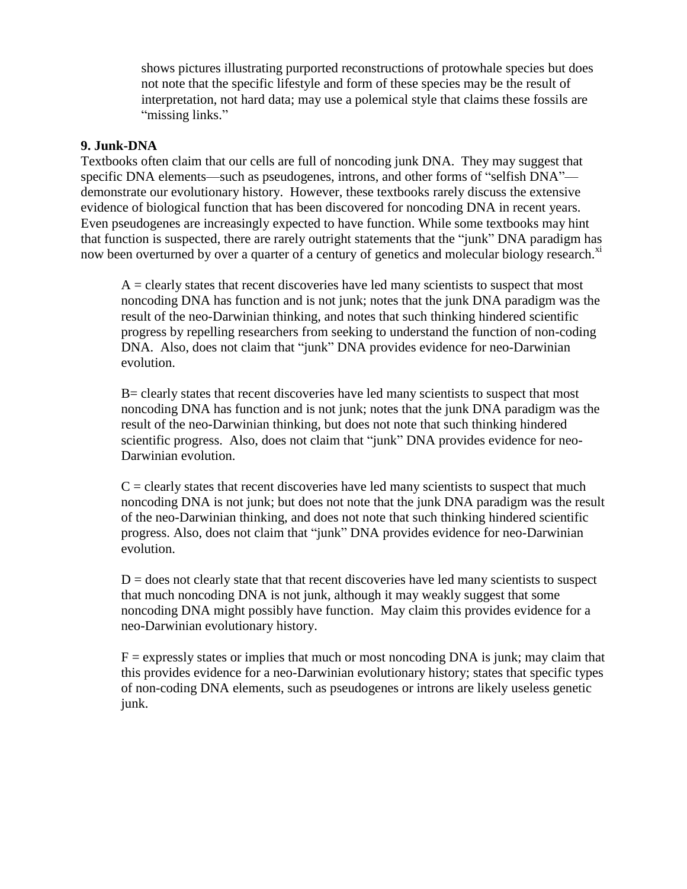shows pictures illustrating purported reconstructions of protowhale species but does not note that the specific lifestyle and form of these species may be the result of interpretation, not hard data; may use a polemical style that claims these fossils are "missing links."

**9. Junk-DNA**

Textbooks often claim that our cells are full of noncoding junk DNA. They may suggest that specific DNA elements—such as pseudogenes, introns, and other forms of "selfish DNA"—demonstrate our evolutionary history. However, these textbooks rarely discuss the extensive evidence of biological function that has been discovered for noncoding DNA in recent years. Even pseudogenes are increasingly expected to have function. While some textbooks may hint that function is suspected, there are rarely outright statements that the "junk" DNA paradigm has now been overturned by over a quarter of a century of genetics and molecular biology research.[xi]

A = clearly states that recent discoveries have led many scientists to suspect that most noncoding DNA has function and is not junk; notes that the junk DNA paradigm was the result of the neo-Darwinian thinking, and notes that such thinking hindered scientific progress by repelling researchers from seeking to understand the function of non-coding DNA. Also, does not claim that "junk" DNA provides evidence for neo-Darwinian evolution.

B= clearly states that recent discoveries have led many scientists to suspect that most noncoding DNA has function and is not junk; notes that the junk DNA paradigm was the result of the neo-Darwinian thinking, but does not note that such thinking hindered scientific progress. Also, does not claim that "junk" DNA provides evidence for neo-Darwinian evolution.

C = clearly states that recent discoveries have led many scientists to suspect that much noncoding DNA is not junk; but does not note that the junk DNA paradigm was the result of the neo-Darwinian thinking, and does not note that such thinking hindered scientific progress. Also, does not claim that "junk" DNA provides evidence for neo-Darwinian evolution.

D = does not clearly state that that recent discoveries have led many scientists to suspect that much noncoding DNA is not junk, although it may weakly suggest that some noncoding DNA might possibly have function. May claim this provides evidence for a neo-Darwinian evolutionary history.

F = expressly states or implies that much or most noncoding DNA is junk; may claim that this provides evidence for a neo-Darwinian evolutionary history; states that specific types of non-coding DNA elements, such as pseudogenes or introns are likely useless genetic junk.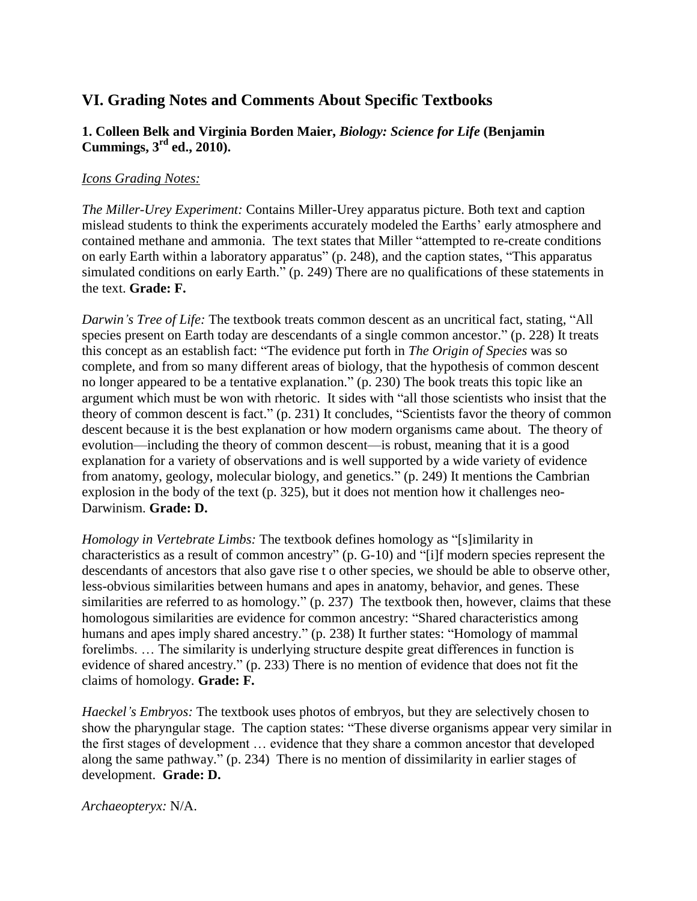## VI. Grading Notes and Comments About Specific Textbooks

### 1. Colleen Belk and Virginia Borden Maier, *Biology: Science for Life* (Benjamin Cummings, 3rd ed., 2010).

*Icons Grading Notes:*

*The Miller-Urey Experiment:* Contains Miller-Urey apparatus picture. Both text and caption mislead students to think the experiments accurately modeled the Earths' early atmosphere and contained methane and ammonia. The text states that Miller "attempted to re-create conditions on early Earth within a laboratory apparatus" (p. 248), and the caption states, "This apparatus simulated conditions on early Earth." (p. 249) There are no qualifications of these statements in the text. **Grade: F.**

*Darwin's Tree of Life:* The textbook treats common descent as an uncritical fact, stating, "All species present on Earth today are descendants of a single common ancestor." (p. 228) It treats this concept as an establish fact: "The evidence put forth in *The Origin of Species* was so complete, and from so many different areas of biology, that the hypothesis of common descent no longer appeared to be a tentative explanation." (p. 230) The book treats this topic like an argument which must be won with rhetoric. It sides with "all those scientists who insist that the theory of common descent is fact." (p. 231) It concludes, "Scientists favor the theory of common descent because it is the best explanation or how modern organisms came about. The theory of evolution—including the theory of common descent—is robust, meaning that it is a good explanation for a variety of observations and is well supported by a wide variety of evidence from anatomy, geology, molecular biology, and genetics." (p. 249) It mentions the Cambrian explosion in the body of the text (p. 325), but it does not mention how it challenges neo-Darwinism. **Grade: D.**

*Homology in Vertebrate Limbs:* The textbook defines homology as "[s]imilarity in characteristics as a result of common ancestry" (p. G-10) and "[i]f modern species represent the descendants of ancestors that also gave rise t o other species, we should be able to observe other, less-obvious similarities between humans and apes in anatomy, behavior, and genes. These similarities are referred to as homology." (p. 237) The textbook then, however, claims that these homologous similarities are evidence for common ancestry: "Shared characteristics among humans and apes imply shared ancestry." (p. 238) It further states: "Homology of mammal forelimbs. … The similarity is underlying structure despite great differences in function is evidence of shared ancestry." (p. 233) There is no mention of evidence that does not fit the claims of homology. **Grade: F.**

*Haeckel's Embryos:* The textbook uses photos of embryos, but they are selectively chosen to show the pharyngular stage. The caption states: "These diverse organisms appear very similar in the first stages of development … evidence that they share a common ancestor that developed along the same pathway." (p. 234) There is no mention of dissimilarity in earlier stages of development. **Grade: D.**

*Archaeopteryx:* N/A.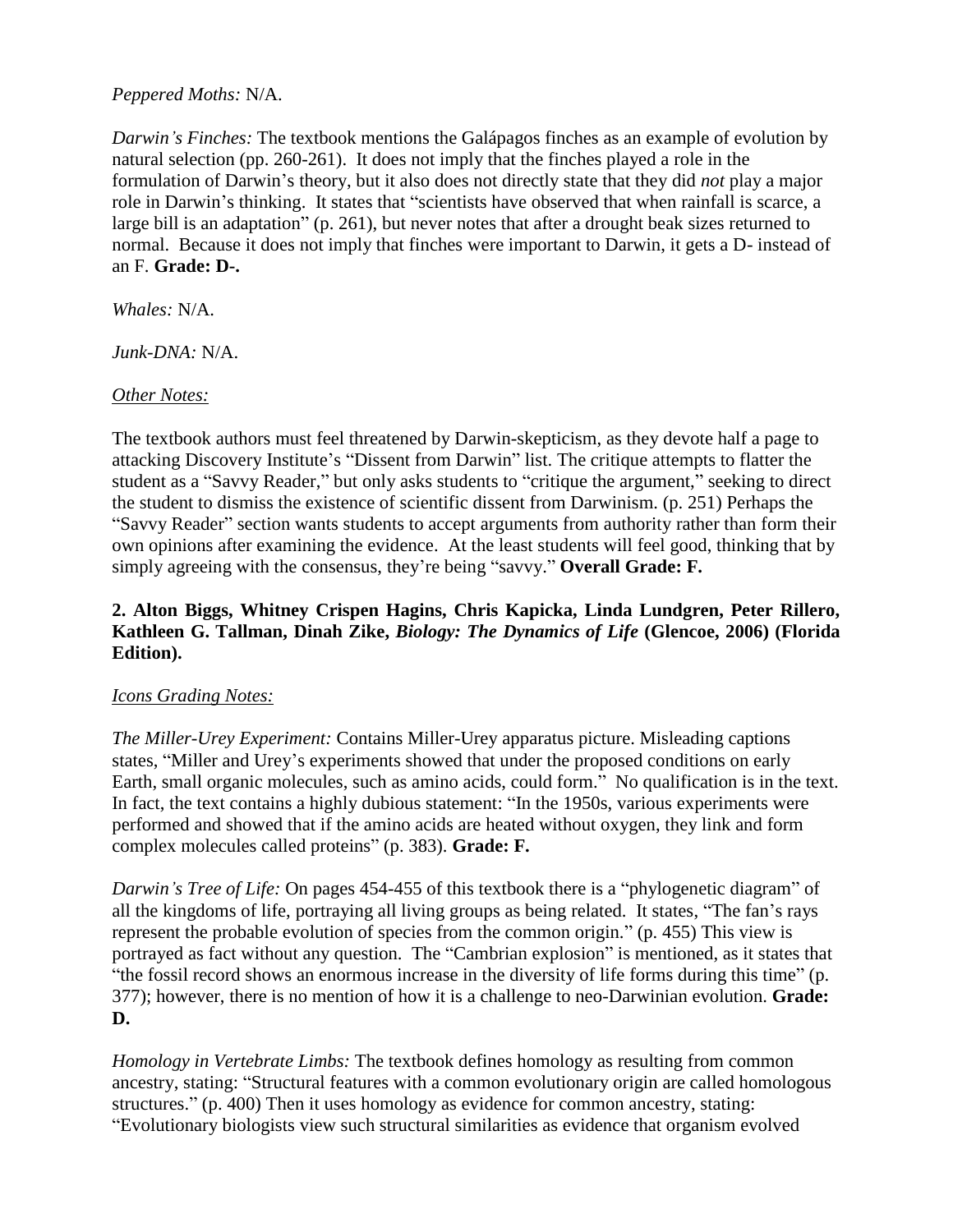*Peppered Moths:* N/A.

*Darwin's Finches:* The textbook mentions the Galápagos finches as an example of evolution by natural selection (pp. 260-261). It does not imply that the finches played a role in the formulation of Darwin's theory, but it also does not directly state that they did *not* play a major role in Darwin's thinking. It states that "scientists have observed that when rainfall is scarce, a large bill is an adaptation" (p. 261), but never notes that after a drought beak sizes returned to normal. Because it does not imply that finches were important to Darwin, it gets a D- instead of an F. **Grade: D-.**

*Whales:* N/A.

*Junk-DNA:* N/A.

*Other Notes:*

The textbook authors must feel threatened by Darwin-skepticism, as they devote half a page to attacking Discovery Institute's "Dissent from Darwin" list. The critique attempts to flatter the student as a "Savvy Reader," but only asks students to "critique the argument," seeking to direct the student to dismiss the existence of scientific dissent from Darwinism. (p. 251) Perhaps the "Savvy Reader" section wants students to accept arguments from authority rather than form their own opinions after examining the evidence. At the least students will feel good, thinking that by simply agreeing with the consensus, they're being "savvy." **Overall Grade: F.**

**2. Alton Biggs, Whitney Crispen Hagins, Chris Kapicka, Linda Lundgren, Peter Rillero, Kathleen G. Tallman, Dinah Zike, *Biology: The Dynamics of Life* (Glencoe, 2006) (Florida Edition).**

*Icons Grading Notes:*

*The Miller-Urey Experiment:* Contains Miller-Urey apparatus picture. Misleading captions states, "Miller and Urey's experiments showed that under the proposed conditions on early Earth, small organic molecules, such as amino acids, could form." No qualification is in the text. In fact, the text contains a highly dubious statement: "In the 1950s, various experiments were performed and showed that if the amino acids are heated without oxygen, they link and form complex molecules called proteins" (p. 383). **Grade: F.**

*Darwin's Tree of Life:* On pages 454-455 of this textbook there is a "phylogenetic diagram" of all the kingdoms of life, portraying all living groups as being related. It states, "The fan's rays represent the probable evolution of species from the common origin." (p. 455) This view is portrayed as fact without any question. The "Cambrian explosion" is mentioned, as it states that "the fossil record shows an enormous increase in the diversity of life forms during this time" (p. 377); however, there is no mention of how it is a challenge to neo-Darwinian evolution. **Grade: D.**

*Homology in Vertebrate Limbs:* The textbook defines homology as resulting from common ancestry, stating: "Structural features with a common evolutionary origin are called homologous structures." (p. 400) Then it uses homology as evidence for common ancestry, stating: "Evolutionary biologists view such structural similarities as evidence that organism evolved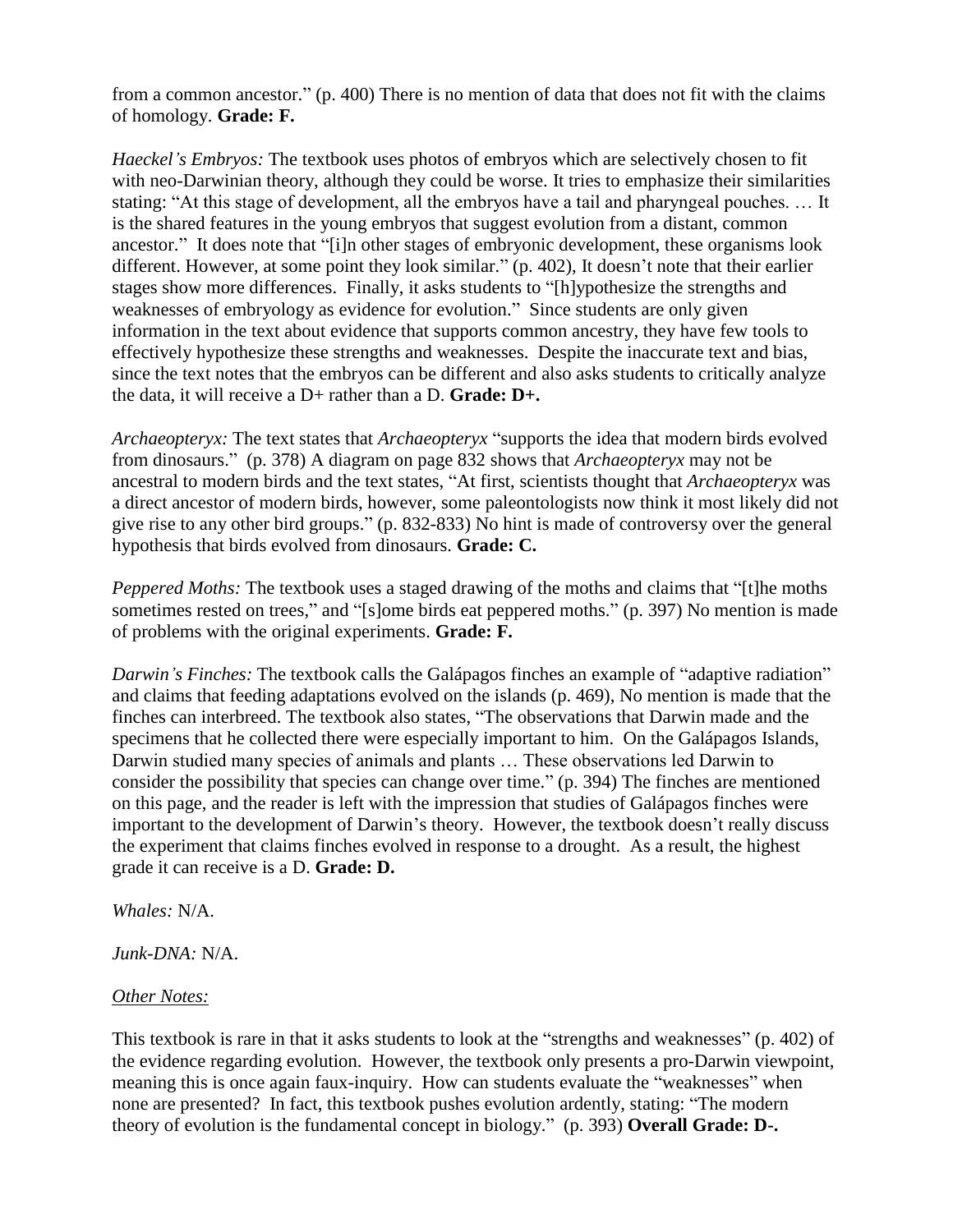from a common ancestor." (p. 400) There is no mention of data that does not fit with the claims of homology. **Grade: F.**

*Haeckel's Embryos:* The textbook uses photos of embryos which are selectively chosen to fit with neo-Darwinian theory, although they could be worse. It tries to emphasize their similarities stating: "At this stage of development, all the embryos have a tail and pharyngeal pouches. … It is the shared features in the young embryos that suggest evolution from a distant, common ancestor." It does note that "[i]n other stages of embryonic development, these organisms look different. However, at some point they look similar." (p. 402), It doesn't note that their earlier stages show more differences. Finally, it asks students to "[h]ypothesize the strengths and weaknesses of embryology as evidence for evolution." Since students are only given information in the text about evidence that supports common ancestry, they have few tools to effectively hypothesize these strengths and weaknesses. Despite the inaccurate text and bias, since the text notes that the embryos can be different and also asks students to critically analyze the data, it will receive a D+ rather than a D. **Grade: D+.**

*Archaeopteryx:* The text states that *Archaeopteryx* "supports the idea that modern birds evolved from dinosaurs." (p. 378) A diagram on page 832 shows that *Archaeopteryx* may not be ancestral to modern birds and the text states, "At first, scientists thought that *Archaeopteryx* was a direct ancestor of modern birds, however, some paleontologists now think it most likely did not give rise to any other bird groups." (p. 832-833) No hint is made of controversy over the general hypothesis that birds evolved from dinosaurs. **Grade: C.**

*Peppered Moths:* The textbook uses a staged drawing of the moths and claims that "[t]he moths sometimes rested on trees," and "[s]ome birds eat peppered moths." (p. 397) No mention is made of problems with the original experiments. **Grade: F.**

*Darwin's Finches:* The textbook calls the Galápagos finches an example of "adaptive radiation" and claims that feeding adaptations evolved on the islands (p. 469), No mention is made that the finches can interbreed. The textbook also states, "The observations that Darwin made and the specimens that he collected there were especially important to him. On the Galápagos Islands, Darwin studied many species of animals and plants … These observations led Darwin to consider the possibility that species can change over time." (p. 394) The finches are mentioned on this page, and the reader is left with the impression that studies of Galápagos finches were important to the development of Darwin's theory. However, the textbook doesn't really discuss the experiment that claims finches evolved in response to a drought. As a result, the highest grade it can receive is a D. **Grade: D.**

*Whales:* N/A.

*Junk-DNA:* N/A.

*Other Notes:*

This textbook is rare in that it asks students to look at the "strengths and weaknesses" (p. 402) of the evidence regarding evolution. However, the textbook only presents a pro-Darwin viewpoint, meaning this is once again faux-inquiry. How can students evaluate the "weaknesses" when none are presented? In fact, this textbook pushes evolution ardently, stating: "The modern theory of evolution is the fundamental concept in biology." (p. 393) **Overall Grade: D-.**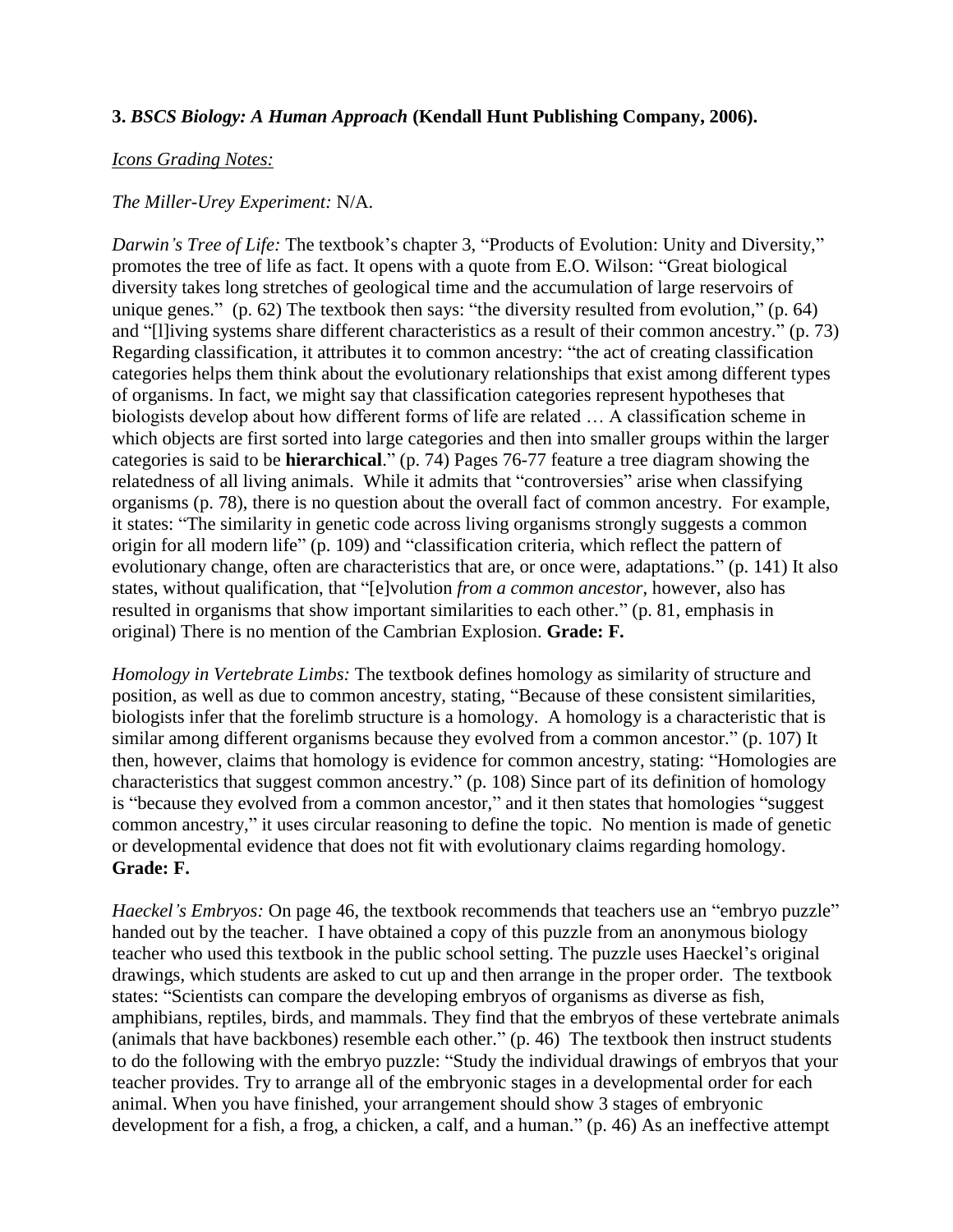**3. *BSCS Biology: A Human Approach* (Kendall Hunt Publishing Company, 2006).**

*Icons Grading Notes:*

*The Miller-Urey Experiment:* N/A.

*Darwin's Tree of Life:* The textbook's chapter 3, "Products of Evolution: Unity and Diversity," promotes the tree of life as fact. It opens with a quote from E.O. Wilson: "Great biological diversity takes long stretches of geological time and the accumulation of large reservoirs of unique genes." (p. 62) The textbook then says: "the diversity resulted from evolution," (p. 64) and "[l]iving systems share different characteristics as a result of their common ancestry." (p. 73) Regarding classification, it attributes it to common ancestry: "the act of creating classification categories helps them think about the evolutionary relationships that exist among different types of organisms. In fact, we might say that classification categories represent hypotheses that biologists develop about how different forms of life are related … A classification scheme in which objects are first sorted into large categories and then into smaller groups within the larger categories is said to be **hierarchical**." (p. 74) Pages 76-77 feature a tree diagram showing the relatedness of all living animals. While it admits that "controversies" arise when classifying organisms (p. 78), there is no question about the overall fact of common ancestry. For example, it states: "The similarity in genetic code across living organisms strongly suggests a common origin for all modern life" (p. 109) and "classification criteria, which reflect the pattern of evolutionary change, often are characteristics that are, or once were, adaptations." (p. 141) It also states, without qualification, that "[e]volution *from a common ancestor*, however, also has resulted in organisms that show important similarities to each other." (p. 81, emphasis in original) There is no mention of the Cambrian Explosion. **Grade: F.**

*Homology in Vertebrate Limbs:* The textbook defines homology as similarity of structure and position, as well as due to common ancestry, stating, "Because of these consistent similarities, biologists infer that the forelimb structure is a homology. A homology is a characteristic that is similar among different organisms because they evolved from a common ancestor." (p. 107) It then, however, claims that homology is evidence for common ancestry, stating: "Homologies are characteristics that suggest common ancestry." (p. 108) Since part of its definition of homology is "because they evolved from a common ancestor," and it then states that homologies "suggest common ancestry," it uses circular reasoning to define the topic. No mention is made of genetic or developmental evidence that does not fit with evolutionary claims regarding homology. **Grade: F.**

*Haeckel's Embryos:* On page 46, the textbook recommends that teachers use an "embryo puzzle" handed out by the teacher. I have obtained a copy of this puzzle from an anonymous biology teacher who used this textbook in the public school setting. The puzzle uses Haeckel's original drawings, which students are asked to cut up and then arrange in the proper order. The textbook states: "Scientists can compare the developing embryos of organisms as diverse as fish, amphibians, reptiles, birds, and mammals. They find that the embryos of these vertebrate animals (animals that have backbones) resemble each other." (p. 46) The textbook then instruct students to do the following with the embryo puzzle: "Study the individual drawings of embryos that your teacher provides. Try to arrange all of the embryonic stages in a developmental order for each animal. When you have finished, your arrangement should show 3 stages of embryonic development for a fish, a frog, a chicken, a calf, and a human." (p. 46) As an ineffective attempt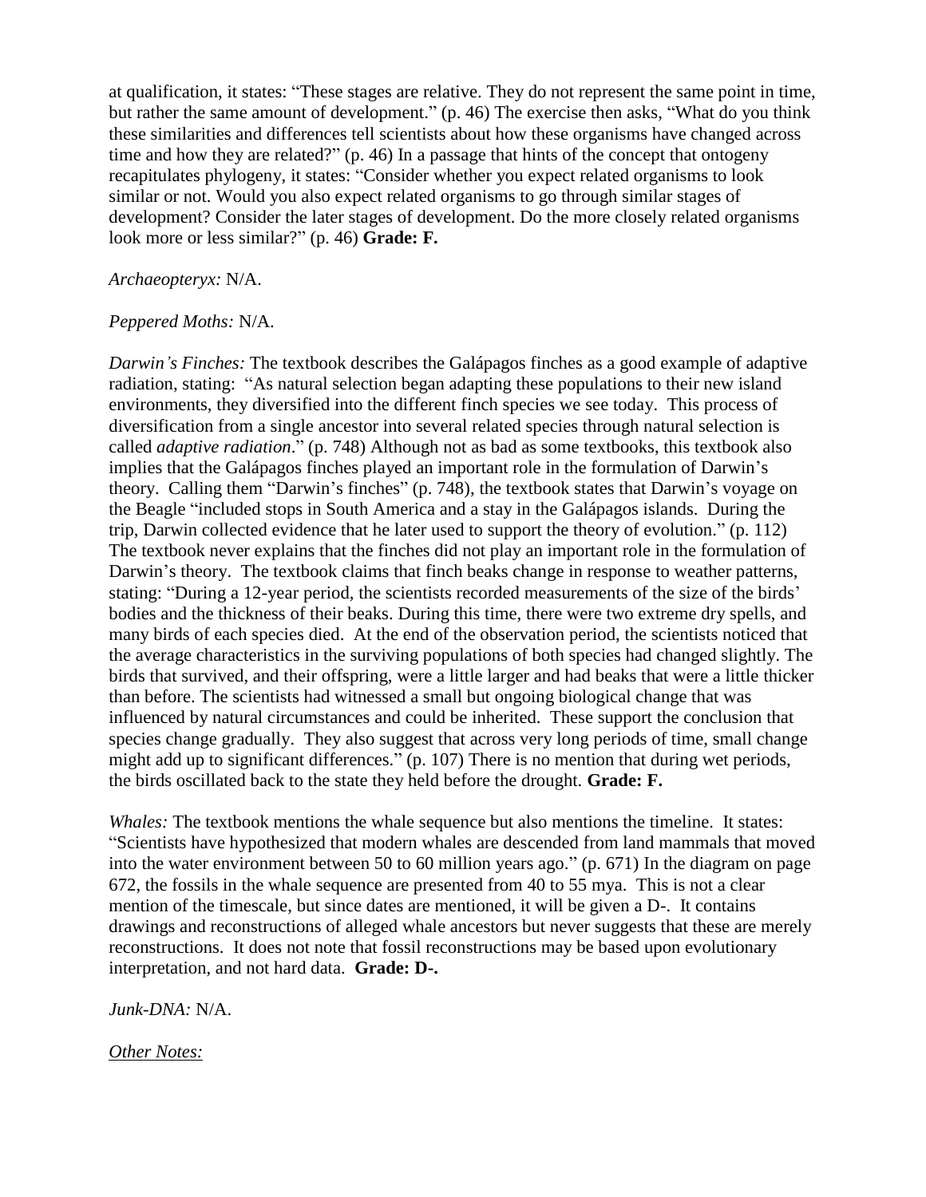at qualification, it states: "These stages are relative. They do not represent the same point in time, but rather the same amount of development." (p. 46) The exercise then asks, "What do you think these similarities and differences tell scientists about how these organisms have changed across time and how they are related?" (p. 46) In a passage that hints of the concept that ontogeny recapitulates phylogeny, it states: "Consider whether you expect related organisms to look similar or not. Would you also expect related organisms to go through similar stages of development? Consider the later stages of development. Do the more closely related organisms look more or less similar?" (p. 46) **Grade: F.**

*Archaeopteryx:* N/A.

*Peppered Moths:* N/A.

*Darwin's Finches:* The textbook describes the Galápagos finches as a good example of adaptive radiation, stating: "As natural selection began adapting these populations to their new island environments, they diversified into the different finch species we see today. This process of diversification from a single ancestor into several related species through natural selection is called *adaptive radiation*." (p. 748) Although not as bad as some textbooks, this textbook also implies that the Galápagos finches played an important role in the formulation of Darwin's theory. Calling them "Darwin's finches" (p. 748), the textbook states that Darwin's voyage on the Beagle "included stops in South America and a stay in the Galápagos islands. During the trip, Darwin collected evidence that he later used to support the theory of evolution." (p. 112) The textbook never explains that the finches did not play an important role in the formulation of Darwin's theory. The textbook claims that finch beaks change in response to weather patterns, stating: "During a 12-year period, the scientists recorded measurements of the size of the birds' bodies and the thickness of their beaks. During this time, there were two extreme dry spells, and many birds of each species died. At the end of the observation period, the scientists noticed that the average characteristics in the surviving populations of both species had changed slightly. The birds that survived, and their offspring, were a little larger and had beaks that were a little thicker than before. The scientists had witnessed a small but ongoing biological change that was influenced by natural circumstances and could be inherited. These support the conclusion that species change gradually. They also suggest that across very long periods of time, small change might add up to significant differences." (p. 107) There is no mention that during wet periods, the birds oscillated back to the state they held before the drought. **Grade: F.**

*Whales:* The textbook mentions the whale sequence but also mentions the timeline. It states: "Scientists have hypothesized that modern whales are descended from land mammals that moved into the water environment between 50 to 60 million years ago." (p. 671) In the diagram on page 672, the fossils in the whale sequence are presented from 40 to 55 mya. This is not a clear mention of the timescale, but since dates are mentioned, it will be given a D-. It contains drawings and reconstructions of alleged whale ancestors but never suggests that these are merely reconstructions. It does not note that fossil reconstructions may be based upon evolutionary interpretation, and not hard data. **Grade: D-.**

*Junk-DNA:* N/A.

*Other Notes:*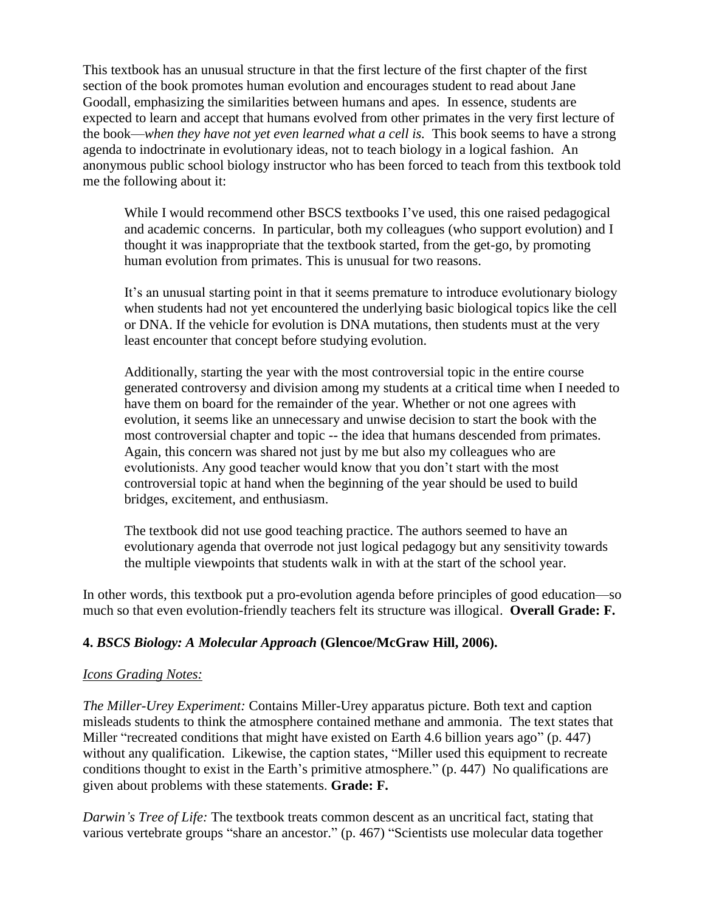This textbook has an unusual structure in that the first lecture of the first chapter of the first section of the book promotes human evolution and encourages student to read about Jane Goodall, emphasizing the similarities between humans and apes. In essence, students are expected to learn and accept that humans evolved from other primates in the very first lecture of the book—*when they have not yet even learned what a cell is.* This book seems to have a strong agenda to indoctrinate in evolutionary ideas, not to teach biology in a logical fashion. An anonymous public school biology instructor who has been forced to teach from this textbook told me the following about it:

> While I would recommend other BSCS textbooks I've used, this one raised pedagogical and academic concerns. In particular, both my colleagues (who support evolution) and I thought it was inappropriate that the textbook started, from the get-go, by promoting human evolution from primates. This is unusual for two reasons.
>
> It's an unusual starting point in that it seems premature to introduce evolutionary biology when students had not yet encountered the underlying basic biological topics like the cell or DNA. If the vehicle for evolution is DNA mutations, then students must at the very least encounter that concept before studying evolution.
>
> Additionally, starting the year with the most controversial topic in the entire course generated controversy and division among my students at a critical time when I needed to have them on board for the remainder of the year. Whether or not one agrees with evolution, it seems like an unnecessary and unwise decision to start the book with the most controversial chapter and topic -- the idea that humans descended from primates. Again, this concern was shared not just by me but also my colleagues who are evolutionists. Any good teacher would know that you don't start with the most controversial topic at hand when the beginning of the year should be used to build bridges, excitement, and enthusiasm.
>
> The textbook did not use good teaching practice. The authors seemed to have an evolutionary agenda that overrode not just logical pedagogy but any sensitivity towards the multiple viewpoints that students walk in with at the start of the school year.

In other words, this textbook put a pro-evolution agenda before principles of good education—so much so that even evolution-friendly teachers felt its structure was illogical. **Overall Grade: F.**

**4. *BSCS Biology: A Molecular Approach* (Glencoe/McGraw Hill, 2006).**

*Icons Grading Notes:*

*The Miller-Urey Experiment:* Contains Miller-Urey apparatus picture. Both text and caption misleads students to think the atmosphere contained methane and ammonia. The text states that Miller "recreated conditions that might have existed on Earth 4.6 billion years ago" (p. 447) without any qualification. Likewise, the caption states, "Miller used this equipment to recreate conditions thought to exist in the Earth's primitive atmosphere." (p. 447) No qualifications are given about problems with these statements. **Grade: F.**

*Darwin's Tree of Life:* The textbook treats common descent as an uncritical fact, stating that various vertebrate groups "share an ancestor." (p. 467) "Scientists use molecular data together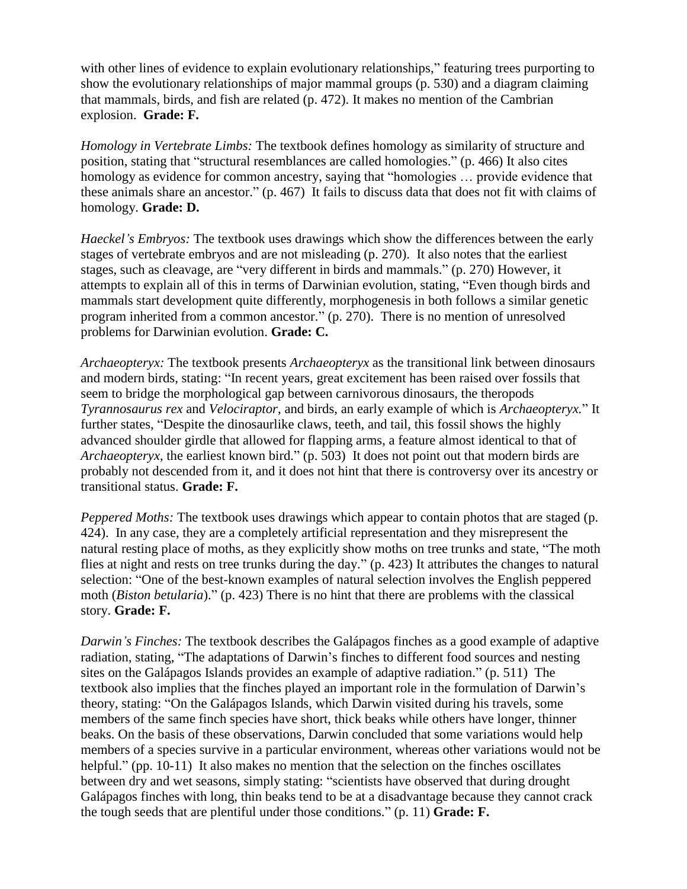with other lines of evidence to explain evolutionary relationships," featuring trees purporting to show the evolutionary relationships of major mammal groups (p. 530) and a diagram claiming that mammals, birds, and fish are related (p. 472). It makes no mention of the Cambrian explosion. **Grade: F.**

*Homology in Vertebrate Limbs:* The textbook defines homology as similarity of structure and position, stating that "structural resemblances are called homologies." (p. 466) It also cites homology as evidence for common ancestry, saying that "homologies … provide evidence that these animals share an ancestor." (p. 467) It fails to discuss data that does not fit with claims of homology. **Grade: D.**

*Haeckel's Embryos:* The textbook uses drawings which show the differences between the early stages of vertebrate embryos and are not misleading (p. 270). It also notes that the earliest stages, such as cleavage, are "very different in birds and mammals." (p. 270) However, it attempts to explain all of this in terms of Darwinian evolution, stating, "Even though birds and mammals start development quite differently, morphogenesis in both follows a similar genetic program inherited from a common ancestor." (p. 270). There is no mention of unresolved problems for Darwinian evolution. **Grade: C.**

*Archaeopteryx:* The textbook presents *Archaeopteryx* as the transitional link between dinosaurs and modern birds, stating: "In recent years, great excitement has been raised over fossils that seem to bridge the morphological gap between carnivorous dinosaurs, the theropods *Tyrannosaurus rex* and *Velociraptor*, and birds, an early example of which is *Archaeopteryx.*" It further states, "Despite the dinosaurlike claws, teeth, and tail, this fossil shows the highly advanced shoulder girdle that allowed for flapping arms, a feature almost identical to that of *Archaeopteryx*, the earliest known bird." (p. 503) It does not point out that modern birds are probably not descended from it, and it does not hint that there is controversy over its ancestry or transitional status. **Grade: F.**

*Peppered Moths:* The textbook uses drawings which appear to contain photos that are staged (p. 424). In any case, they are a completely artificial representation and they misrepresent the natural resting place of moths, as they explicitly show moths on tree trunks and state, "The moth flies at night and rests on tree trunks during the day." (p. 423) It attributes the changes to natural selection: "One of the best-known examples of natural selection involves the English peppered moth (*Biston betularia*)." (p. 423) There is no hint that there are problems with the classical story. **Grade: F.**

*Darwin's Finches:* The textbook describes the Galápagos finches as a good example of adaptive radiation, stating, "The adaptations of Darwin's finches to different food sources and nesting sites on the Galápagos Islands provides an example of adaptive radiation." (p. 511) The textbook also implies that the finches played an important role in the formulation of Darwin's theory, stating: "On the Galápagos Islands, which Darwin visited during his travels, some members of the same finch species have short, thick beaks while others have longer, thinner beaks. On the basis of these observations, Darwin concluded that some variations would help members of a species survive in a particular environment, whereas other variations would not be helpful." (pp. 10-11) It also makes no mention that the selection on the finches oscillates between dry and wet seasons, simply stating: "scientists have observed that during drought Galápagos finches with long, thin beaks tend to be at a disadvantage because they cannot crack the tough seeds that are plentiful under those conditions." (p. 11) **Grade: F.**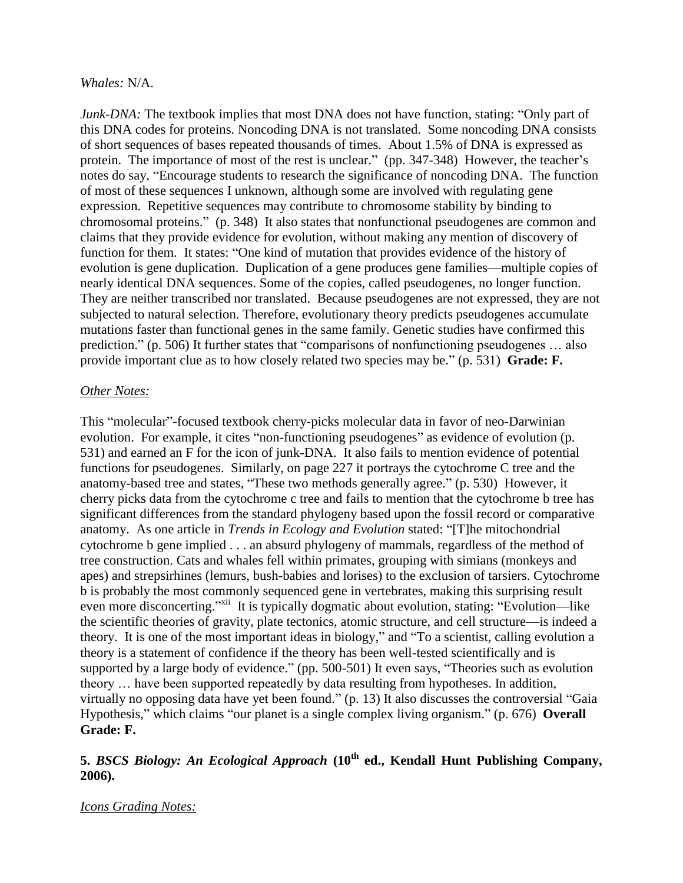*Whales:* N/A.

*Junk-DNA:* The textbook implies that most DNA does not have function, stating: "Only part of this DNA codes for proteins. Noncoding DNA is not translated. Some noncoding DNA consists of short sequences of bases repeated thousands of times. About 1.5% of DNA is expressed as protein. The importance of most of the rest is unclear." (pp. 347-348) However, the teacher's notes do say, "Encourage students to research the significance of noncoding DNA. The function of most of these sequences I unknown, although some are involved with regulating gene expression. Repetitive sequences may contribute to chromosome stability by binding to chromosomal proteins." (p. 348) It also states that nonfunctional pseudogenes are common and claims that they provide evidence for evolution, without making any mention of discovery of function for them. It states: "One kind of mutation that provides evidence of the history of evolution is gene duplication. Duplication of a gene produces gene families—multiple copies of nearly identical DNA sequences. Some of the copies, called pseudogenes, no longer function. They are neither transcribed nor translated. Because pseudogenes are not expressed, they are not subjected to natural selection. Therefore, evolutionary theory predicts pseudogenes accumulate mutations faster than functional genes in the same family. Genetic studies have confirmed this prediction." (p. 506) It further states that "comparisons of nonfunctioning pseudogenes … also provide important clue as to how closely related two species may be." (p. 531) **Grade: F.**

<u>*Other Notes:*</u>

This "molecular"-focused textbook cherry-picks molecular data in favor of neo-Darwinian evolution. For example, it cites "non-functioning pseudogenes" as evidence of evolution (p. 531) and earned an F for the icon of junk-DNA. It also fails to mention evidence of potential functions for pseudogenes. Similarly, on page 227 it portrays the cytochrome C tree and the anatomy-based tree and states, "These two methods generally agree." (p. 530) However, it cherry picks data from the cytochrome c tree and fails to mention that the cytochrome b tree has significant differences from the standard phylogeny based upon the fossil record or comparative anatomy. As one article in *Trends in Ecology and Evolution* stated: "[T]he mitochondrial cytochrome b gene implied . . . an absurd phylogeny of mammals, regardless of the method of tree construction. Cats and whales fell within primates, grouping with simians (monkeys and apes) and strepsirhines (lemurs, bush-babies and lorises) to the exclusion of tarsiers. Cytochrome b is probably the most commonly sequenced gene in vertebrates, making this surprising result even more disconcerting."[xii] It is typically dogmatic about evolution, stating: "Evolution—like the scientific theories of gravity, plate tectonics, atomic structure, and cell structure—is indeed a theory. It is one of the most important ideas in biology," and "To a scientist, calling evolution a theory is a statement of confidence if the theory has been well-tested scientifically and is supported by a large body of evidence." (pp. 500-501) It even says, "Theories such as evolution theory … have been supported repeatedly by data resulting from hypotheses. In addition, virtually no opposing data have yet been found." (p. 13) It also discusses the controversial "Gaia Hypothesis," which claims "our planet is a single complex living organism." (p. 676) **Overall Grade: F.**

**5. *BSCS Biology: An Ecological Approach* (10th ed., Kendall Hunt Publishing Company, 2006).**

<u>*Icons Grading Notes:*</u>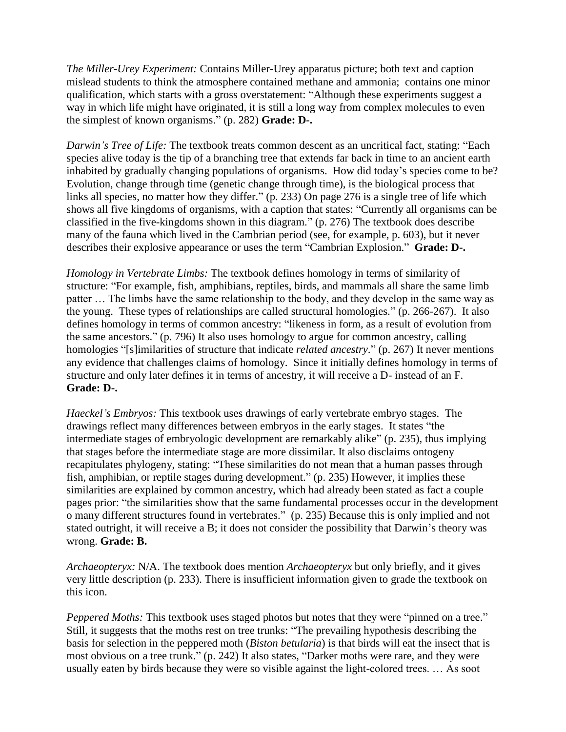*The Miller-Urey Experiment:* Contains Miller-Urey apparatus picture; both text and caption mislead students to think the atmosphere contained methane and ammonia; contains one minor qualification, which starts with a gross overstatement: "Although these experiments suggest a way in which life might have originated, it is still a long way from complex molecules to even the simplest of known organisms." (p. 282) **Grade: D-.**

*Darwin's Tree of Life:* The textbook treats common descent as an uncritical fact, stating: "Each species alive today is the tip of a branching tree that extends far back in time to an ancient earth inhabited by gradually changing populations of organisms. How did today's species come to be? Evolution, change through time (genetic change through time), is the biological process that links all species, no matter how they differ." (p. 233) On page 276 is a single tree of life which shows all five kingdoms of organisms, with a caption that states: "Currently all organisms can be classified in the five-kingdoms shown in this diagram." (p. 276) The textbook does describe many of the fauna which lived in the Cambrian period (see, for example, p. 603), but it never describes their explosive appearance or uses the term "Cambrian Explosion." **Grade: D-.**

*Homology in Vertebrate Limbs:* The textbook defines homology in terms of similarity of structure: "For example, fish, amphibians, reptiles, birds, and mammals all share the same limb patter … The limbs have the same relationship to the body, and they develop in the same way as the young. These types of relationships are called structural homologies." (p. 266-267). It also defines homology in terms of common ancestry: "likeness in form, as a result of evolution from the same ancestors." (p. 796) It also uses homology to argue for common ancestry, calling homologies "[s]imilarities of structure that indicate *related ancestry*." (p. 267) It never mentions any evidence that challenges claims of homology. Since it initially defines homology in terms of structure and only later defines it in terms of ancestry, it will receive a D- instead of an F. **Grade: D-.**

*Haeckel's Embryos:* This textbook uses drawings of early vertebrate embryo stages. The drawings reflect many differences between embryos in the early stages. It states "the intermediate stages of embryologic development are remarkably alike" (p. 235), thus implying that stages before the intermediate stage are more dissimilar. It also disclaims ontogeny recapitulates phylogeny, stating: "These similarities do not mean that a human passes through fish, amphibian, or reptile stages during development." (p. 235) However, it implies these similarities are explained by common ancestry, which had already been stated as fact a couple pages prior: "the similarities show that the same fundamental processes occur in the development o many different structures found in vertebrates." (p. 235) Because this is only implied and not stated outright, it will receive a B; it does not consider the possibility that Darwin's theory was wrong. **Grade: B.**

*Archaeopteryx:* N/A. The textbook does mention *Archaeopteryx* but only briefly, and it gives very little description (p. 233). There is insufficient information given to grade the textbook on this icon.

*Peppered Moths:* This textbook uses staged photos but notes that they were "pinned on a tree." Still, it suggests that the moths rest on tree trunks: "The prevailing hypothesis describing the basis for selection in the peppered moth (*Biston betularia*) is that birds will eat the insect that is most obvious on a tree trunk." (p. 242) It also states, "Darker moths were rare, and they were usually eaten by birds because they were so visible against the light-colored trees. … As soot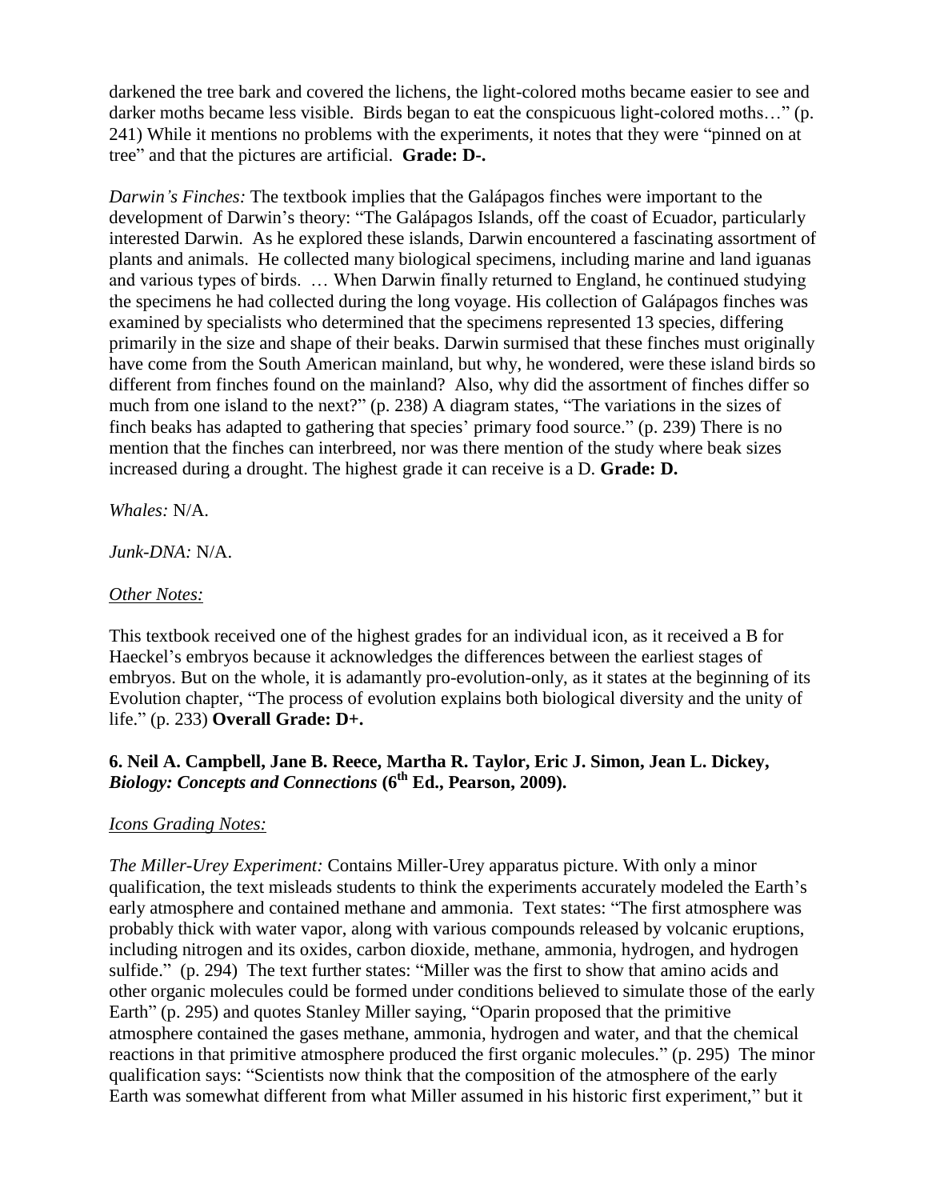darkened the tree bark and covered the lichens, the light-colored moths became easier to see and darker moths became less visible. Birds began to eat the conspicuous light-colored moths…" (p. 241) While it mentions no problems with the experiments, it notes that they were "pinned on at tree" and that the pictures are artificial. **Grade: D-.**

*Darwin's Finches:* The textbook implies that the Galápagos finches were important to the development of Darwin's theory: "The Galápagos Islands, off the coast of Ecuador, particularly interested Darwin. As he explored these islands, Darwin encountered a fascinating assortment of plants and animals. He collected many biological specimens, including marine and land iguanas and various types of birds. … When Darwin finally returned to England, he continued studying the specimens he had collected during the long voyage. His collection of Galápagos finches was examined by specialists who determined that the specimens represented 13 species, differing primarily in the size and shape of their beaks. Darwin surmised that these finches must originally have come from the South American mainland, but why, he wondered, were these island birds so different from finches found on the mainland? Also, why did the assortment of finches differ so much from one island to the next?" (p. 238) A diagram states, "The variations in the sizes of finch beaks has adapted to gathering that species' primary food source." (p. 239) There is no mention that the finches can interbreed, nor was there mention of the study where beak sizes increased during a drought. The highest grade it can receive is a D. **Grade: D.**

*Whales:* N/A.

*Junk-DNA:* N/A.

*Other Notes:*

This textbook received one of the highest grades for an individual icon, as it received a B for Haeckel's embryos because it acknowledges the differences between the earliest stages of embryos. But on the whole, it is adamantly pro-evolution-only, as it states at the beginning of its Evolution chapter, "The process of evolution explains both biological diversity and the unity of life." (p. 233) **Overall Grade: D+.**

### 6. Neil A. Campbell, Jane B. Reece, Martha R. Taylor, Eric J. Simon, Jean L. Dickey, *Biology: Concepts and Connections* (6th Ed., Pearson, 2009).

*Icons Grading Notes:*

*The Miller-Urey Experiment:* Contains Miller-Urey apparatus picture. With only a minor qualification, the text misleads students to think the experiments accurately modeled the Earth's early atmosphere and contained methane and ammonia. Text states: "The first atmosphere was probably thick with water vapor, along with various compounds released by volcanic eruptions, including nitrogen and its oxides, carbon dioxide, methane, ammonia, hydrogen, and hydrogen sulfide." (p. 294) The text further states: "Miller was the first to show that amino acids and other organic molecules could be formed under conditions believed to simulate those of the early Earth" (p. 295) and quotes Stanley Miller saying, "Oparin proposed that the primitive atmosphere contained the gases methane, ammonia, hydrogen and water, and that the chemical reactions in that primitive atmosphere produced the first organic molecules." (p. 295) The minor qualification says: "Scientists now think that the composition of the atmosphere of the early Earth was somewhat different from what Miller assumed in his historic first experiment," but it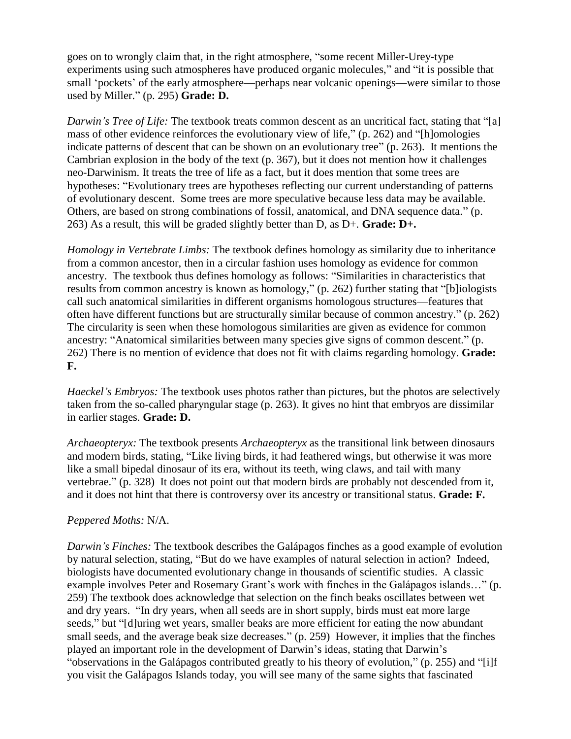goes on to wrongly claim that, in the right atmosphere, "some recent Miller-Urey-type experiments using such atmospheres have produced organic molecules," and "it is possible that small 'pockets' of the early atmosphere—perhaps near volcanic openings—were similar to those used by Miller." (p. 295) **Grade: D.**

*Darwin's Tree of Life:* The textbook treats common descent as an uncritical fact, stating that "[a] mass of other evidence reinforces the evolutionary view of life," (p. 262) and "[h]omologies indicate patterns of descent that can be shown on an evolutionary tree" (p. 263). It mentions the Cambrian explosion in the body of the text (p. 367), but it does not mention how it challenges neo-Darwinism. It treats the tree of life as a fact, but it does mention that some trees are hypotheses: "Evolutionary trees are hypotheses reflecting our current understanding of patterns of evolutionary descent. Some trees are more speculative because less data may be available. Others, are based on strong combinations of fossil, anatomical, and DNA sequence data." (p. 263) As a result, this will be graded slightly better than D, as D+. **Grade: D+.**

*Homology in Vertebrate Limbs:* The textbook defines homology as similarity due to inheritance from a common ancestor, then in a circular fashion uses homology as evidence for common ancestry. The textbook thus defines homology as follows: "Similarities in characteristics that results from common ancestry is known as homology," (p. 262) further stating that "[b]iologists call such anatomical similarities in different organisms homologous structures—features that often have different functions but are structurally similar because of common ancestry." (p. 262) The circularity is seen when these homologous similarities are given as evidence for common ancestry: "Anatomical similarities between many species give signs of common descent." (p. 262) There is no mention of evidence that does not fit with claims regarding homology. **Grade: F.**

*Haeckel's Embryos:* The textbook uses photos rather than pictures, but the photos are selectively taken from the so-called pharyngular stage (p. 263). It gives no hint that embryos are dissimilar in earlier stages. **Grade: D.**

*Archaeopteryx:* The textbook presents *Archaeopteryx* as the transitional link between dinosaurs and modern birds, stating, "Like living birds, it had feathered wings, but otherwise it was more like a small bipedal dinosaur of its era, without its teeth, wing claws, and tail with many vertebrae." (p. 328) It does not point out that modern birds are probably not descended from it, and it does not hint that there is controversy over its ancestry or transitional status. **Grade: F.**

*Peppered Moths:* N/A.

*Darwin's Finches:* The textbook describes the Galápagos finches as a good example of evolution by natural selection, stating, "But do we have examples of natural selection in action? Indeed, biologists have documented evolutionary change in thousands of scientific studies. A classic example involves Peter and Rosemary Grant's work with finches in the Galápagos islands…" (p. 259) The textbook does acknowledge that selection on the finch beaks oscillates between wet and dry years. "In dry years, when all seeds are in short supply, birds must eat more large seeds," but "[d]uring wet years, smaller beaks are more efficient for eating the now abundant small seeds, and the average beak size decreases." (p. 259) However, it implies that the finches played an important role in the development of Darwin's ideas, stating that Darwin's "observations in the Galápagos contributed greatly to his theory of evolution," (p. 255) and "[i]f you visit the Galápagos Islands today, you will see many of the same sights that fascinated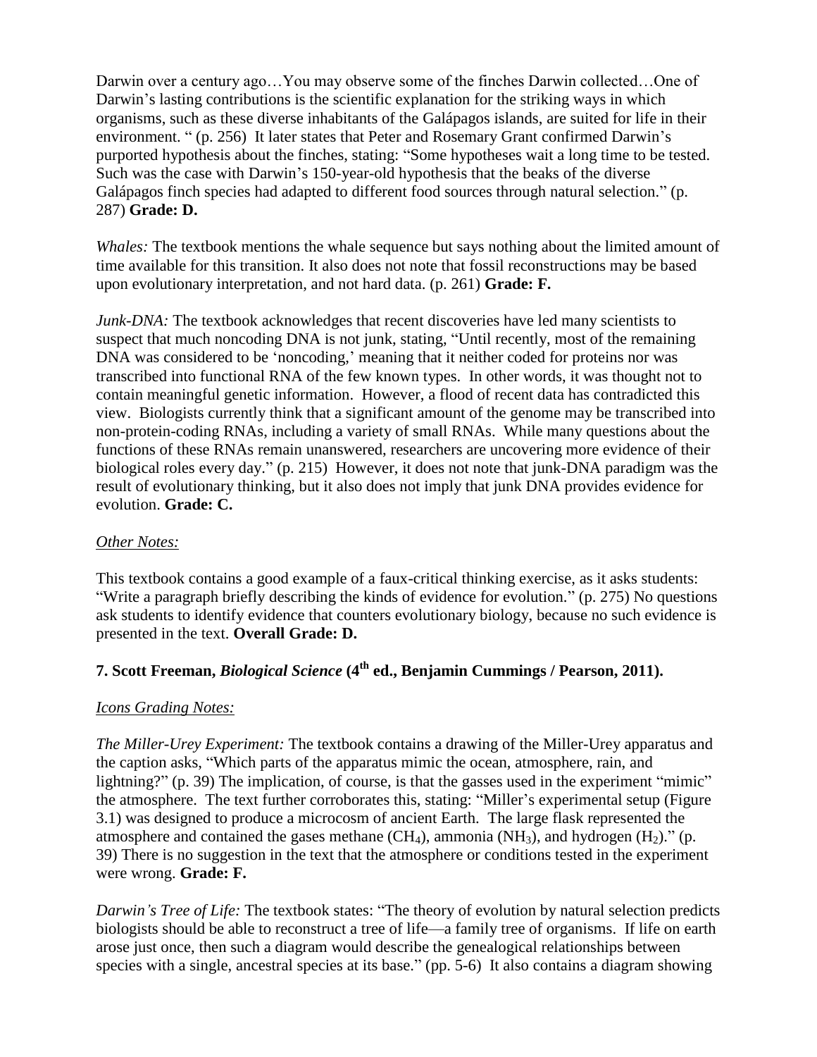Darwin over a century ago…You may observe some of the finches Darwin collected…One of Darwin's lasting contributions is the scientific explanation for the striking ways in which organisms, such as these diverse inhabitants of the Galápagos islands, are suited for life in their environment. " (p. 256) It later states that Peter and Rosemary Grant confirmed Darwin's purported hypothesis about the finches, stating: "Some hypotheses wait a long time to be tested. Such was the case with Darwin's 150-year-old hypothesis that the beaks of the diverse Galápagos finch species had adapted to different food sources through natural selection." (p. 287) **Grade: D.**

*Whales:* The textbook mentions the whale sequence but says nothing about the limited amount of time available for this transition. It also does not note that fossil reconstructions may be based upon evolutionary interpretation, and not hard data. (p. 261) **Grade: F.**

*Junk-DNA:* The textbook acknowledges that recent discoveries have led many scientists to suspect that much noncoding DNA is not junk, stating, "Until recently, most of the remaining DNA was considered to be 'noncoding,' meaning that it neither coded for proteins nor was transcribed into functional RNA of the few known types. In other words, it was thought not to contain meaningful genetic information. However, a flood of recent data has contradicted this view. Biologists currently think that a significant amount of the genome may be transcribed into non-protein-coding RNAs, including a variety of small RNAs. While many questions about the functions of these RNAs remain unanswered, researchers are uncovering more evidence of their biological roles every day." (p. 215) However, it does not note that junk-DNA paradigm was the result of evolutionary thinking, but it also does not imply that junk DNA provides evidence for evolution. **Grade: C.**

*Other Notes:*

This textbook contains a good example of a faux-critical thinking exercise, as it asks students: "Write a paragraph briefly describing the kinds of evidence for evolution." (p. 275) No questions ask students to identify evidence that counters evolutionary biology, because no such evidence is presented in the text. **Overall Grade: D.**

### 7. Scott Freeman, *Biological Science* (4th ed., Benjamin Cummings / Pearson, 2011).

*Icons Grading Notes:*

*The Miller-Urey Experiment:* The textbook contains a drawing of the Miller-Urey apparatus and the caption asks, "Which parts of the apparatus mimic the ocean, atmosphere, rain, and lightning?" (p. 39) The implication, of course, is that the gasses used in the experiment "mimic" the atmosphere. The text further corroborates this, stating: "Miller's experimental setup (Figure 3.1) was designed to produce a microcosm of ancient Earth. The large flask represented the atmosphere and contained the gases methane ($CH_4$), ammonia ($NH_3$), and hydrogen ($H_2$)." (p. 39) There is no suggestion in the text that the atmosphere or conditions tested in the experiment were wrong. **Grade: F.**

*Darwin's Tree of Life:* The textbook states: "The theory of evolution by natural selection predicts biologists should be able to reconstruct a tree of life—a family tree of organisms. If life on earth arose just once, then such a diagram would describe the genealogical relationships between species with a single, ancestral species at its base." (pp. 5-6) It also contains a diagram showing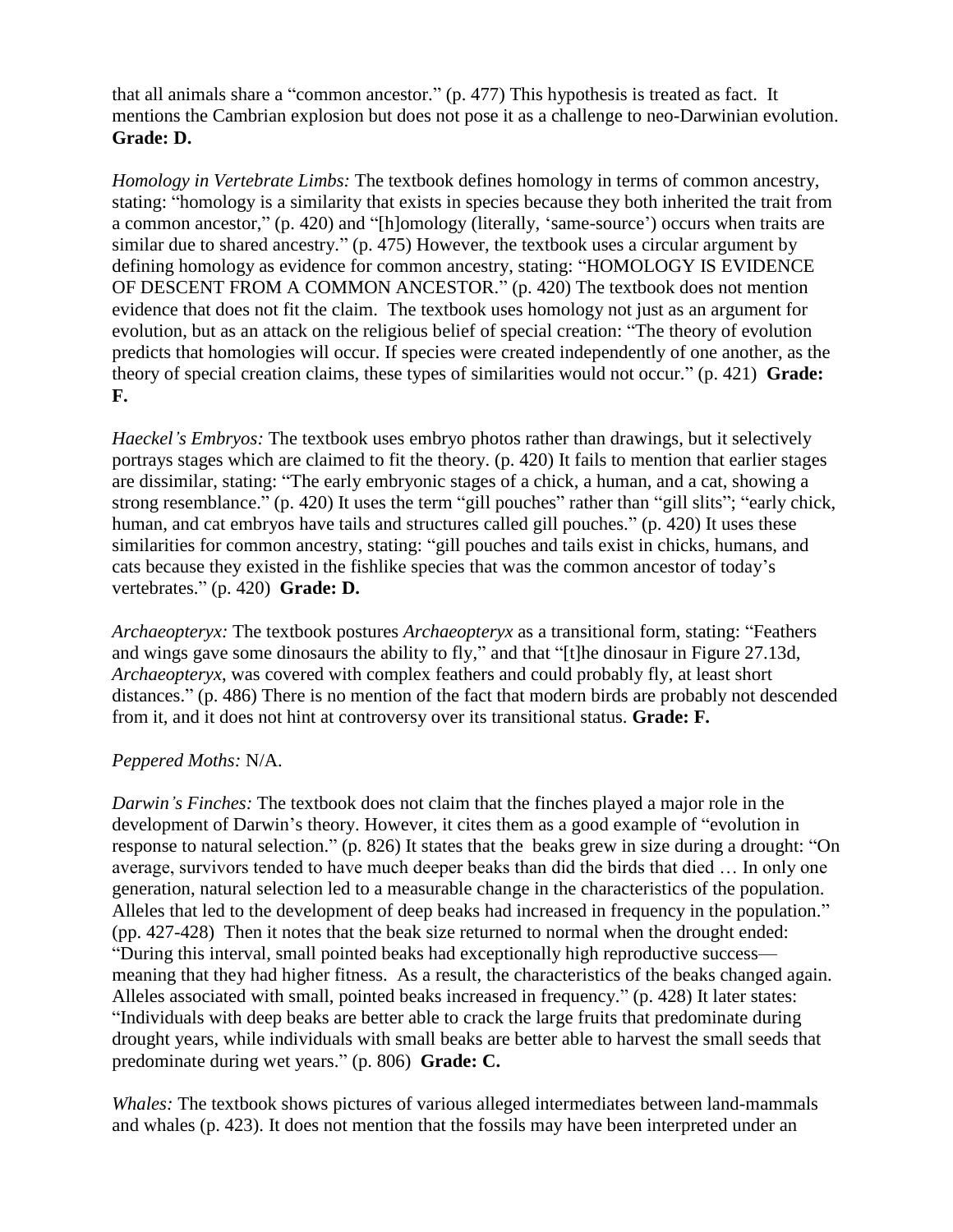that all animals share a "common ancestor." (p. 477) This hypothesis is treated as fact. It mentions the Cambrian explosion but does not pose it as a challenge to neo-Darwinian evolution. **Grade: D.**

*Homology in Vertebrate Limbs:* The textbook defines homology in terms of common ancestry, stating: "homology is a similarity that exists in species because they both inherited the trait from a common ancestor," (p. 420) and "[h]omology (literally, 'same-source') occurs when traits are similar due to shared ancestry." (p. 475) However, the textbook uses a circular argument by defining homology as evidence for common ancestry, stating: "HOMOLOGY IS EVIDENCE OF DESCENT FROM A COMMON ANCESTOR." (p. 420) The textbook does not mention evidence that does not fit the claim. The textbook uses homology not just as an argument for evolution, but as an attack on the religious belief of special creation: "The theory of evolution predicts that homologies will occur. If species were created independently of one another, as the theory of special creation claims, these types of similarities would not occur." (p. 421) **Grade: F.**

*Haeckel's Embryos:* The textbook uses embryo photos rather than drawings, but it selectively portrays stages which are claimed to fit the theory. (p. 420) It fails to mention that earlier stages are dissimilar, stating: "The early embryonic stages of a chick, a human, and a cat, showing a strong resemblance." (p. 420) It uses the term "gill pouches" rather than "gill slits"; "early chick, human, and cat embryos have tails and structures called gill pouches." (p. 420) It uses these similarities for common ancestry, stating: "gill pouches and tails exist in chicks, humans, and cats because they existed in the fishlike species that was the common ancestor of today's vertebrates." (p. 420) **Grade: D.**

*Archaeopteryx:* The textbook postures *Archaeopteryx* as a transitional form, stating: "Feathers and wings gave some dinosaurs the ability to fly," and that "[t]he dinosaur in Figure 27.13d, *Archaeopteryx*, was covered with complex feathers and could probably fly, at least short distances." (p. 486) There is no mention of the fact that modern birds are probably not descended from it, and it does not hint at controversy over its transitional status. **Grade: F.**

*Peppered Moths:* N/A.

*Darwin's Finches:* The textbook does not claim that the finches played a major role in the development of Darwin's theory. However, it cites them as a good example of "evolution in response to natural selection." (p. 826) It states that the beaks grew in size during a drought: "On average, survivors tended to have much deeper beaks than did the birds that died … In only one generation, natural selection led to a measurable change in the characteristics of the population. Alleles that led to the development of deep beaks had increased in frequency in the population." (pp. 427-428) Then it notes that the beak size returned to normal when the drought ended: "During this interval, small pointed beaks had exceptionally high reproductive success—meaning that they had higher fitness. As a result, the characteristics of the beaks changed again. Alleles associated with small, pointed beaks increased in frequency." (p. 428) It later states: "Individuals with deep beaks are better able to crack the large fruits that predominate during drought years, while individuals with small beaks are better able to harvest the small seeds that predominate during wet years." (p. 806) **Grade: C.**

*Whales:* The textbook shows pictures of various alleged intermediates between land-mammals and whales (p. 423). It does not mention that the fossils may have been interpreted under an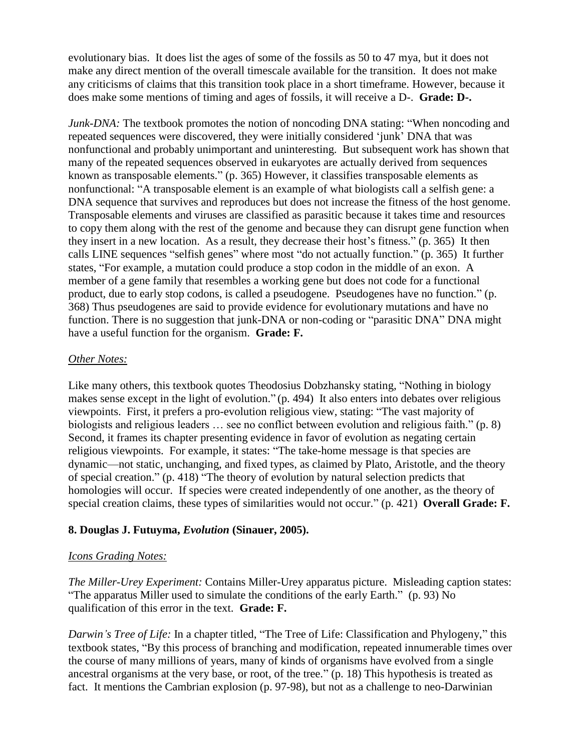evolutionary bias. It does list the ages of some of the fossils as 50 to 47 mya, but it does not make any direct mention of the overall timescale available for the transition. It does not make any criticisms of claims that this transition took place in a short timeframe. However, because it does make some mentions of timing and ages of fossils, it will receive a D-. **Grade: D-.**

*Junk-DNA:* The textbook promotes the notion of noncoding DNA stating: "When noncoding and repeated sequences were discovered, they were initially considered 'junk' DNA that was nonfunctional and probably unimportant and uninteresting. But subsequent work has shown that many of the repeated sequences observed in eukaryotes are actually derived from sequences known as transposable elements." (p. 365) However, it classifies transposable elements as nonfunctional: "A transposable element is an example of what biologists call a selfish gene: a DNA sequence that survives and reproduces but does not increase the fitness of the host genome. Transposable elements and viruses are classified as parasitic because it takes time and resources to copy them along with the rest of the genome and because they can disrupt gene function when they insert in a new location. As a result, they decrease their host's fitness." (p. 365) It then calls LINE sequences "selfish genes" where most "do not actually function." (p. 365) It further states, "For example, a mutation could produce a stop codon in the middle of an exon. A member of a gene family that resembles a working gene but does not code for a functional product, due to early stop codons, is called a pseudogene. Pseudogenes have no function." (p. 368) Thus pseudogenes are said to provide evidence for evolutionary mutations and have no function. There is no suggestion that junk-DNA or non-coding or "parasitic DNA" DNA might have a useful function for the organism. **Grade: F.**

*Other Notes:*

Like many others, this textbook quotes Theodosius Dobzhansky stating, "Nothing in biology makes sense except in the light of evolution." (p. 494) It also enters into debates over religious viewpoints. First, it prefers a pro-evolution religious view, stating: "The vast majority of biologists and religious leaders … see no conflict between evolution and religious faith." (p. 8) Second, it frames its chapter presenting evidence in favor of evolution as negating certain religious viewpoints. For example, it states: "The take-home message is that species are dynamic—not static, unchanging, and fixed types, as claimed by Plato, Aristotle, and the theory of special creation." (p. 418) "The theory of evolution by natural selection predicts that homologies will occur. If species were created independently of one another, as the theory of special creation claims, these types of similarities would not occur." (p. 421) **Overall Grade: F.**

**8. Douglas J. Futuyma, *Evolution* (Sinauer, 2005).**

*Icons Grading Notes:*

*The Miller-Urey Experiment:* Contains Miller-Urey apparatus picture. Misleading caption states: "The apparatus Miller used to simulate the conditions of the early Earth." (p. 93) No qualification of this error in the text. **Grade: F.**

*Darwin's Tree of Life:* In a chapter titled, "The Tree of Life: Classification and Phylogeny," this textbook states, "By this process of branching and modification, repeated innumerable times over the course of many millions of years, many of kinds of organisms have evolved from a single ancestral organisms at the very base, or root, of the tree." (p. 18) This hypothesis is treated as fact. It mentions the Cambrian explosion (p. 97-98), but not as a challenge to neo-Darwinian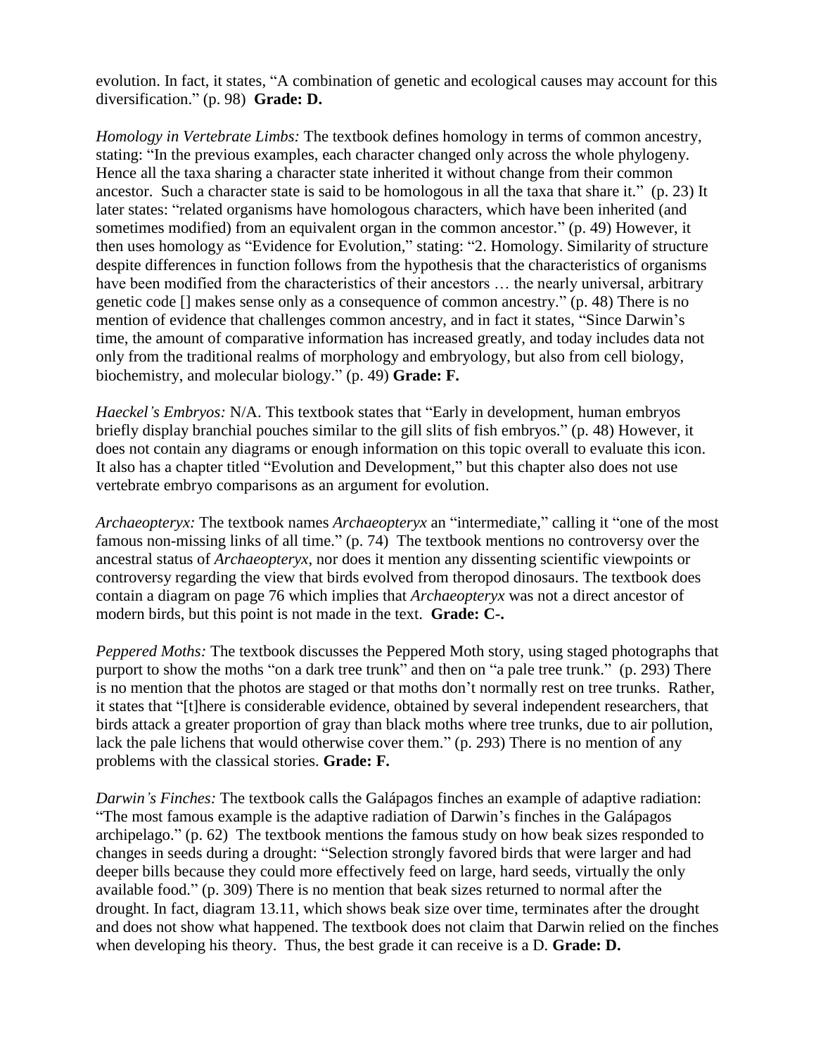evolution. In fact, it states, "A combination of genetic and ecological causes may account for this diversification." (p. 98) **Grade: D.**

*Homology in Vertebrate Limbs:* The textbook defines homology in terms of common ancestry, stating: "In the previous examples, each character changed only across the whole phylogeny. Hence all the taxa sharing a character state inherited it without change from their common ancestor. Such a character state is said to be homologous in all the taxa that share it." (p. 23) It later states: "related organisms have homologous characters, which have been inherited (and sometimes modified) from an equivalent organ in the common ancestor." (p. 49) However, it then uses homology as "Evidence for Evolution," stating: "2. Homology. Similarity of structure despite differences in function follows from the hypothesis that the characteristics of organisms have been modified from the characteristics of their ancestors … the nearly universal, arbitrary genetic code [] makes sense only as a consequence of common ancestry." (p. 48) There is no mention of evidence that challenges common ancestry, and in fact it states, "Since Darwin's time, the amount of comparative information has increased greatly, and today includes data not only from the traditional realms of morphology and embryology, but also from cell biology, biochemistry, and molecular biology." (p. 49) **Grade: F.**

*Haeckel's Embryos:* N/A. This textbook states that "Early in development, human embryos briefly display branchial pouches similar to the gill slits of fish embryos." (p. 48) However, it does not contain any diagrams or enough information on this topic overall to evaluate this icon. It also has a chapter titled "Evolution and Development," but this chapter also does not use vertebrate embryo comparisons as an argument for evolution.

*Archaeopteryx:* The textbook names *Archaeopteryx* an "intermediate," calling it "one of the most famous non-missing links of all time." (p. 74) The textbook mentions no controversy over the ancestral status of *Archaeopteryx*, nor does it mention any dissenting scientific viewpoints or controversy regarding the view that birds evolved from theropod dinosaurs. The textbook does contain a diagram on page 76 which implies that *Archaeopteryx* was not a direct ancestor of modern birds, but this point is not made in the text. **Grade: C-.**

*Peppered Moths:* The textbook discusses the Peppered Moth story, using staged photographs that purport to show the moths "on a dark tree trunk" and then on "a pale tree trunk." (p. 293) There is no mention that the photos are staged or that moths don't normally rest on tree trunks. Rather, it states that "[t]here is considerable evidence, obtained by several independent researchers, that birds attack a greater proportion of gray than black moths where tree trunks, due to air pollution, lack the pale lichens that would otherwise cover them." (p. 293) There is no mention of any problems with the classical stories. **Grade: F.**

*Darwin's Finches:* The textbook calls the Galápagos finches an example of adaptive radiation: "The most famous example is the adaptive radiation of Darwin's finches in the Galápagos archipelago." (p. 62) The textbook mentions the famous study on how beak sizes responded to changes in seeds during a drought: "Selection strongly favored birds that were larger and had deeper bills because they could more effectively feed on large, hard seeds, virtually the only available food." (p. 309) There is no mention that beak sizes returned to normal after the drought. In fact, diagram 13.11, which shows beak size over time, terminates after the drought and does not show what happened. The textbook does not claim that Darwin relied on the finches when developing his theory. Thus, the best grade it can receive is a D. **Grade: D.**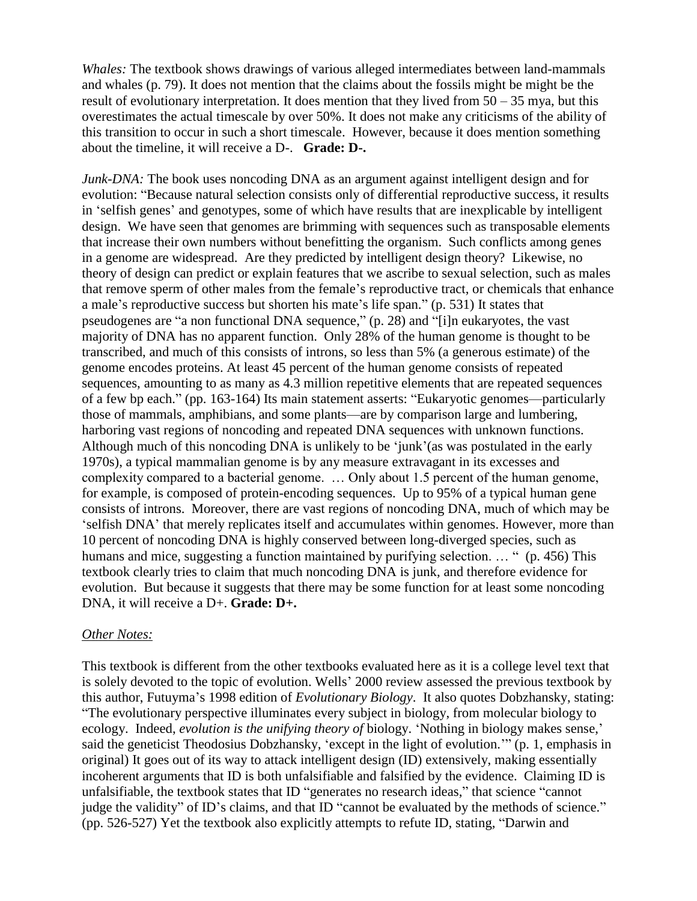*Whales:* The textbook shows drawings of various alleged intermediates between land-mammals and whales (p. 79). It does not mention that the claims about the fossils might be might be the result of evolutionary interpretation. It does mention that they lived from 50 – 35 mya, but this overestimates the actual timescale by over 50%. It does not make any criticisms of the ability of this transition to occur in such a short timescale. However, because it does mention something about the timeline, it will receive a D-. **Grade: D-.**

*Junk-DNA:* The book uses noncoding DNA as an argument against intelligent design and for evolution: "Because natural selection consists only of differential reproductive success, it results in 'selfish genes' and genotypes, some of which have results that are inexplicable by intelligent design. We have seen that genomes are brimming with sequences such as transposable elements that increase their own numbers without benefitting the organism. Such conflicts among genes in a genome are widespread. Are they predicted by intelligent design theory? Likewise, no theory of design can predict or explain features that we ascribe to sexual selection, such as males that remove sperm of other males from the female's reproductive tract, or chemicals that enhance a male's reproductive success but shorten his mate's life span." (p. 531) It states that pseudogenes are "a non functional DNA sequence," (p. 28) and "[i]n eukaryotes, the vast majority of DNA has no apparent function. Only 28% of the human genome is thought to be transcribed, and much of this consists of introns, so less than 5% (a generous estimate) of the genome encodes proteins. At least 45 percent of the human genome consists of repeated sequences, amounting to as many as 4.3 million repetitive elements that are repeated sequences of a few bp each." (pp. 163-164) Its main statement asserts: "Eukaryotic genomes—particularly those of mammals, amphibians, and some plants—are by comparison large and lumbering, harboring vast regions of noncoding and repeated DNA sequences with unknown functions. Although much of this noncoding DNA is unlikely to be 'junk'(as was postulated in the early 1970s), a typical mammalian genome is by any measure extravagant in its excesses and complexity compared to a bacterial genome. … Only about 1.5 percent of the human genome, for example, is composed of protein-encoding sequences. Up to 95% of a typical human gene consists of introns. Moreover, there are vast regions of noncoding DNA, much of which may be 'selfish DNA' that merely replicates itself and accumulates within genomes. However, more than 10 percent of noncoding DNA is highly conserved between long-diverged species, such as humans and mice, suggesting a function maintained by purifying selection. … " (p. 456) This textbook clearly tries to claim that much noncoding DNA is junk, and therefore evidence for evolution. But because it suggests that there may be some function for at least some noncoding DNA, it will receive a D+. **Grade: D+.**

## Other Notes:

This textbook is different from the other textbooks evaluated here as it is a college level text that is solely devoted to the topic of evolution. Wells' 2000 review assessed the previous textbook by this author, Futuyma's 1998 edition of *Evolutionary Biology*. It also quotes Dobzhansky, stating: "The evolutionary perspective illuminates every subject in biology, from molecular biology to ecology. Indeed, *evolution is the unifying theory of* biology. 'Nothing in biology makes sense,' said the geneticist Theodosius Dobzhansky, 'except in the light of evolution.'" (p. 1, emphasis in original) It goes out of its way to attack intelligent design (ID) extensively, making essentially incoherent arguments that ID is both unfalsifiable and falsified by the evidence. Claiming ID is unfalsifiable, the textbook states that ID "generates no research ideas," that science "cannot judge the validity" of ID's claims, and that ID "cannot be evaluated by the methods of science." (pp. 526-527) Yet the textbook also explicitly attempts to refute ID, stating, "Darwin and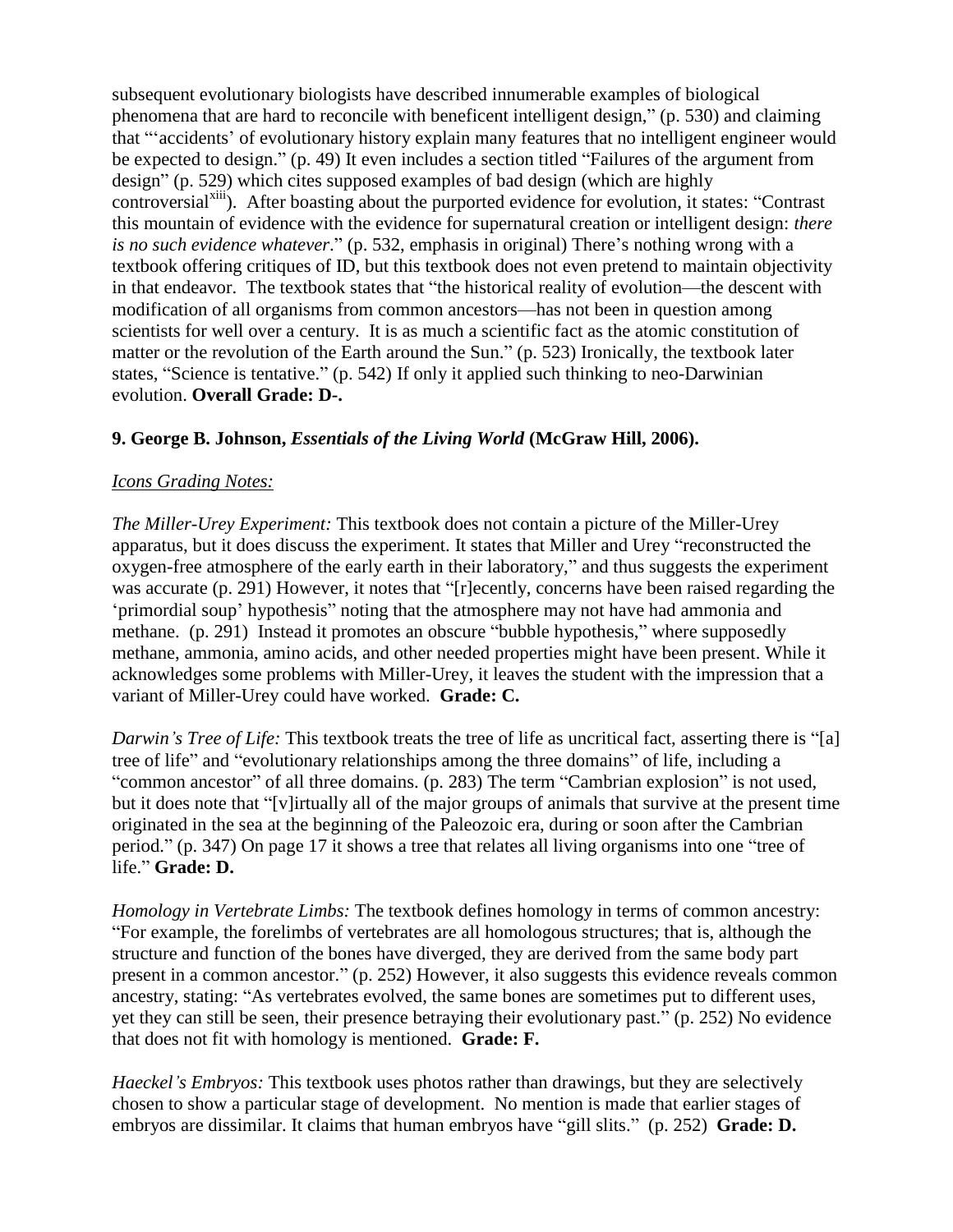subsequent evolutionary biologists have described innumerable examples of biological phenomena that are hard to reconcile with beneficent intelligent design," (p. 530) and claiming that "'accidents' of evolutionary history explain many features that no intelligent engineer would be expected to design." (p. 49) It even includes a section titled "Failures of the argument from design" (p. 529) which cites supposed examples of bad design (which are highly controversial[xiii]). After boasting about the purported evidence for evolution, it states: "Contrast this mountain of evidence with the evidence for supernatural creation or intelligent design: *there is no such evidence whatever*." (p. 532, emphasis in original) There's nothing wrong with a textbook offering critiques of ID, but this textbook does not even pretend to maintain objectivity in that endeavor. The textbook states that "the historical reality of evolution—the descent with modification of all organisms from common ancestors—has not been in question among scientists for well over a century. It is as much a scientific fact as the atomic constitution of matter or the revolution of the Earth around the Sun." (p. 523) Ironically, the textbook later states, "Science is tentative." (p. 542) If only it applied such thinking to neo-Darwinian evolution. **Overall Grade: D-.**

### 9. George B. Johnson, *Essentials of the Living World* (McGraw Hill, 2006).

<u>*Icons Grading Notes:*</u>

*The Miller-Urey Experiment:* This textbook does not contain a picture of the Miller-Urey apparatus, but it does discuss the experiment. It states that Miller and Urey "reconstructed the oxygen-free atmosphere of the early earth in their laboratory," and thus suggests the experiment was accurate (p. 291) However, it notes that "[r]ecently, concerns have been raised regarding the 'primordial soup' hypothesis" noting that the atmosphere may not have had ammonia and methane. (p. 291) Instead it promotes an obscure "bubble hypothesis," where supposedly methane, ammonia, amino acids, and other needed properties might have been present. While it acknowledges some problems with Miller-Urey, it leaves the student with the impression that a variant of Miller-Urey could have worked. **Grade: C.**

*Darwin's Tree of Life:* This textbook treats the tree of life as uncritical fact, asserting there is "[a] tree of life" and "evolutionary relationships among the three domains" of life, including a "common ancestor" of all three domains. (p. 283) The term "Cambrian explosion" is not used, but it does note that "[v]irtually all of the major groups of animals that survive at the present time originated in the sea at the beginning of the Paleozoic era, during or soon after the Cambrian period." (p. 347) On page 17 it shows a tree that relates all living organisms into one "tree of life." **Grade: D.**

*Homology in Vertebrate Limbs:* The textbook defines homology in terms of common ancestry: "For example, the forelimbs of vertebrates are all homologous structures; that is, although the structure and function of the bones have diverged, they are derived from the same body part present in a common ancestor." (p. 252) However, it also suggests this evidence reveals common ancestry, stating: "As vertebrates evolved, the same bones are sometimes put to different uses, yet they can still be seen, their presence betraying their evolutionary past." (p. 252) No evidence that does not fit with homology is mentioned. **Grade: F.**

*Haeckel's Embryos:* This textbook uses photos rather than drawings, but they are selectively chosen to show a particular stage of development. No mention is made that earlier stages of embryos are dissimilar. It claims that human embryos have "gill slits." (p. 252) **Grade: D.**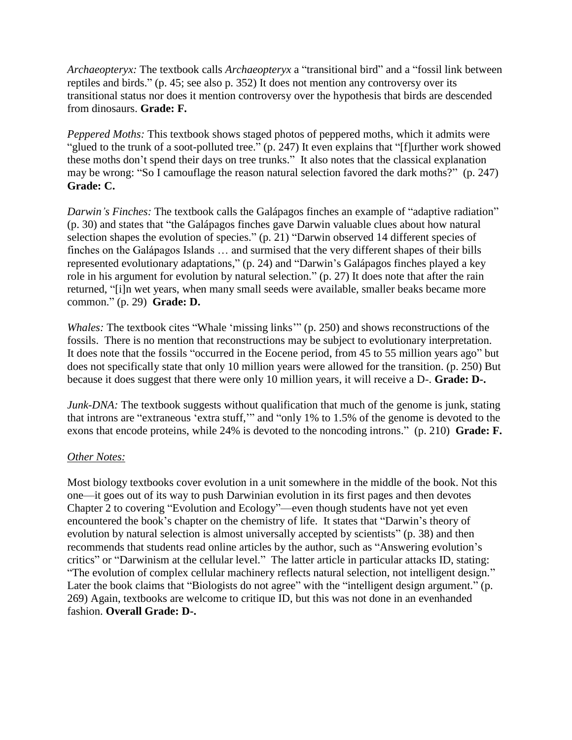*Archaeopteryx:* The textbook calls *Archaeopteryx* a "transitional bird" and a "fossil link between reptiles and birds." (p. 45; see also p. 352) It does not mention any controversy over its transitional status nor does it mention controversy over the hypothesis that birds are descended from dinosaurs. **Grade: F.**

*Peppered Moths:* This textbook shows staged photos of peppered moths, which it admits were "glued to the trunk of a soot-polluted tree." (p. 247) It even explains that "[f]urther work showed these moths don't spend their days on tree trunks." It also notes that the classical explanation may be wrong: "So I camouflage the reason natural selection favored the dark moths?" (p. 247) **Grade: C.**

*Darwin's Finches:* The textbook calls the Galápagos finches an example of "adaptive radiation" (p. 30) and states that "the Galápagos finches gave Darwin valuable clues about how natural selection shapes the evolution of species." (p. 21) "Darwin observed 14 different species of finches on the Galápagos Islands … and surmised that the very different shapes of their bills represented evolutionary adaptations," (p. 24) and "Darwin's Galápagos finches played a key role in his argument for evolution by natural selection." (p. 27) It does note that after the rain returned, "[i]n wet years, when many small seeds were available, smaller beaks became more common." (p. 29) **Grade: D.**

*Whales:* The textbook cites "Whale 'missing links'" (p. 250) and shows reconstructions of the fossils. There is no mention that reconstructions may be subject to evolutionary interpretation. It does note that the fossils "occurred in the Eocene period, from 45 to 55 million years ago" but does not specifically state that only 10 million years were allowed for the transition. (p. 250) But because it does suggest that there were only 10 million years, it will receive a D-. **Grade: D-.**

*Junk-DNA:* The textbook suggests without qualification that much of the genome is junk, stating that introns are "extraneous 'extra stuff,'" and "only 1% to 1.5% of the genome is devoted to the exons that encode proteins, while 24% is devoted to the noncoding introns." (p. 210) **Grade: F.**

<u>*Other Notes:*</u>

Most biology textbooks cover evolution in a unit somewhere in the middle of the book. Not this one—it goes out of its way to push Darwinian evolution in its first pages and then devotes Chapter 2 to covering "Evolution and Ecology"—even though students have not yet even encountered the book's chapter on the chemistry of life. It states that "Darwin's theory of evolution by natural selection is almost universally accepted by scientists" (p. 38) and then recommends that students read online articles by the author, such as "Answering evolution's critics" or "Darwinism at the cellular level." The latter article in particular attacks ID, stating: "The evolution of complex cellular machinery reflects natural selection, not intelligent design." Later the book claims that "Biologists do not agree" with the "intelligent design argument." (p. 269) Again, textbooks are welcome to critique ID, but this was not done in an evenhanded fashion. **Overall Grade: D-.**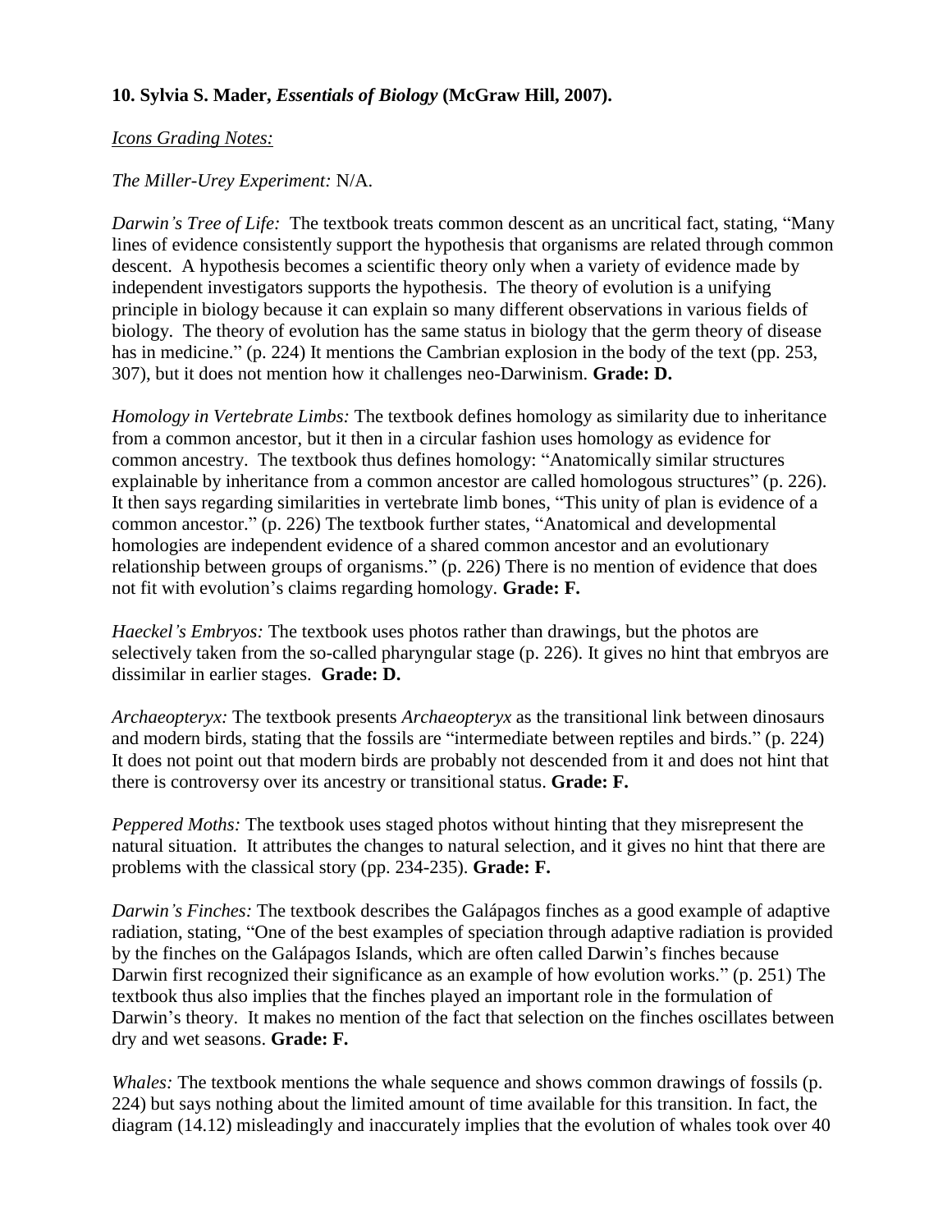**10. Sylvia S. Mader, *Essentials of Biology* (McGraw Hill, 2007).**

*Icons Grading Notes:*

*The Miller-Urey Experiment:* N/A.

*Darwin's Tree of Life:* The textbook treats common descent as an uncritical fact, stating, "Many lines of evidence consistently support the hypothesis that organisms are related through common descent. A hypothesis becomes a scientific theory only when a variety of evidence made by independent investigators supports the hypothesis. The theory of evolution is a unifying principle in biology because it can explain so many different observations in various fields of biology. The theory of evolution has the same status in biology that the germ theory of disease has in medicine." (p. 224) It mentions the Cambrian explosion in the body of the text (pp. 253, 307), but it does not mention how it challenges neo-Darwinism. **Grade: D.**

*Homology in Vertebrate Limbs:* The textbook defines homology as similarity due to inheritance from a common ancestor, but it then in a circular fashion uses homology as evidence for common ancestry. The textbook thus defines homology: "Anatomically similar structures explainable by inheritance from a common ancestor are called homologous structures" (p. 226). It then says regarding similarities in vertebrate limb bones, "This unity of plan is evidence of a common ancestor." (p. 226) The textbook further states, "Anatomical and developmental homologies are independent evidence of a shared common ancestor and an evolutionary relationship between groups of organisms." (p. 226) There is no mention of evidence that does not fit with evolution's claims regarding homology. **Grade: F.**

*Haeckel's Embryos:* The textbook uses photos rather than drawings, but the photos are selectively taken from the so-called pharyngular stage (p. 226). It gives no hint that embryos are dissimilar in earlier stages. **Grade: D.**

*Archaeopteryx:* The textbook presents *Archaeopteryx* as the transitional link between dinosaurs and modern birds, stating that the fossils are "intermediate between reptiles and birds." (p. 224) It does not point out that modern birds are probably not descended from it and does not hint that there is controversy over its ancestry or transitional status. **Grade: F.**

*Peppered Moths:* The textbook uses staged photos without hinting that they misrepresent the natural situation. It attributes the changes to natural selection, and it gives no hint that there are problems with the classical story (pp. 234-235). **Grade: F.**

*Darwin's Finches:* The textbook describes the Galápagos finches as a good example of adaptive radiation, stating, "One of the best examples of speciation through adaptive radiation is provided by the finches on the Galápagos Islands, which are often called Darwin's finches because Darwin first recognized their significance as an example of how evolution works." (p. 251) The textbook thus also implies that the finches played an important role in the formulation of Darwin's theory. It makes no mention of the fact that selection on the finches oscillates between dry and wet seasons. **Grade: F.**

*Whales:* The textbook mentions the whale sequence and shows common drawings of fossils (p. 224) but says nothing about the limited amount of time available for this transition. In fact, the diagram (14.12) misleadingly and inaccurately implies that the evolution of whales took over 40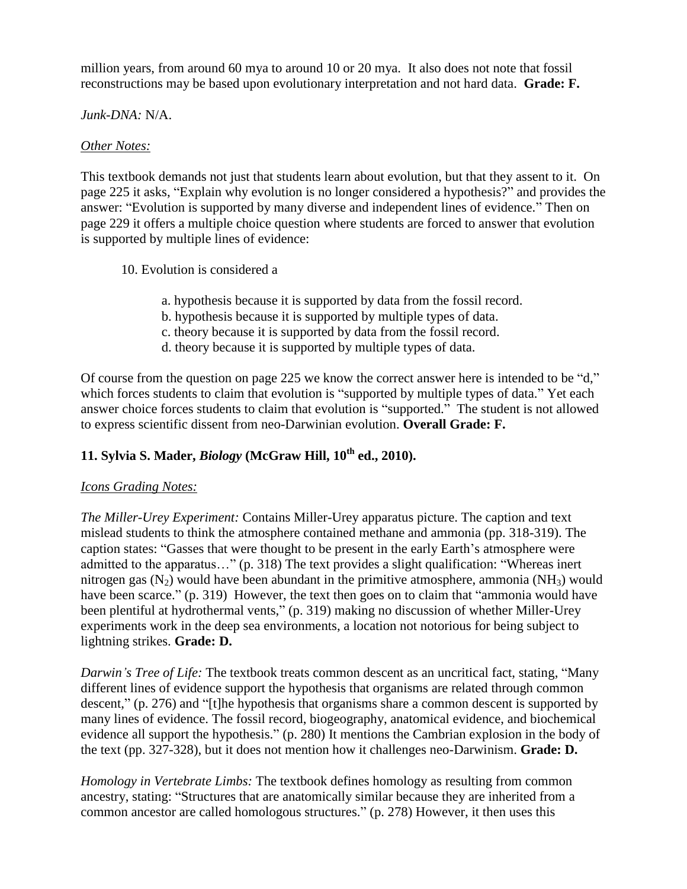million years, from around 60 mya to around 10 or 20 mya. It also does not note that fossil reconstructions may be based upon evolutionary interpretation and not hard data. **Grade: F.**

*Junk-DNA:* N/A.

*Other Notes:*

This textbook demands not just that students learn about evolution, but that they assent to it. On page 225 it asks, "Explain why evolution is no longer considered a hypothesis?" and provides the answer: "Evolution is supported by many diverse and independent lines of evidence." Then on page 229 it offers a multiple choice question where students are forced to answer that evolution is supported by multiple lines of evidence:

> 10. Evolution is considered a
>
> a. hypothesis because it is supported by data from the fossil record.
> b. hypothesis because it is supported by multiple types of data.
> c. theory because it is supported by data from the fossil record.
> d. theory because it is supported by multiple types of data.

Of course from the question on page 225 we know the correct answer here is intended to be "d," which forces students to claim that evolution is "supported by multiple types of data." Yet each answer choice forces students to claim that evolution is "supported." The student is not allowed to express scientific dissent from neo-Darwinian evolution. **Overall Grade: F.**

### 11. Sylvia S. Mader, *Biology* (McGraw Hill, 10th ed., 2010).

*Icons Grading Notes:*

*The Miller-Urey Experiment:* Contains Miller-Urey apparatus picture. The caption and text mislead students to think the atmosphere contained methane and ammonia (pp. 318-319). The caption states: "Gasses that were thought to be present in the early Earth's atmosphere were admitted to the apparatus…" (p. 318) The text provides a slight qualification: "Whereas inert nitrogen gas ($N_2$) would have been abundant in the primitive atmosphere, ammonia ($NH_3$) would have been scarce." (p. 319) However, the text then goes on to claim that "ammonia would have been plentiful at hydrothermal vents," (p. 319) making no discussion of whether Miller-Urey experiments work in the deep sea environments, a location not notorious for being subject to lightning strikes. **Grade: D.**

*Darwin's Tree of Life:* The textbook treats common descent as an uncritical fact, stating, "Many different lines of evidence support the hypothesis that organisms are related through common descent," (p. 276) and "[t]he hypothesis that organisms share a common descent is supported by many lines of evidence. The fossil record, biogeography, anatomical evidence, and biochemical evidence all support the hypothesis." (p. 280) It mentions the Cambrian explosion in the body of the text (pp. 327-328), but it does not mention how it challenges neo-Darwinism. **Grade: D.**

*Homology in Vertebrate Limbs:* The textbook defines homology as resulting from common ancestry, stating: "Structures that are anatomically similar because they are inherited from a common ancestor are called homologous structures." (p. 278) However, it then uses this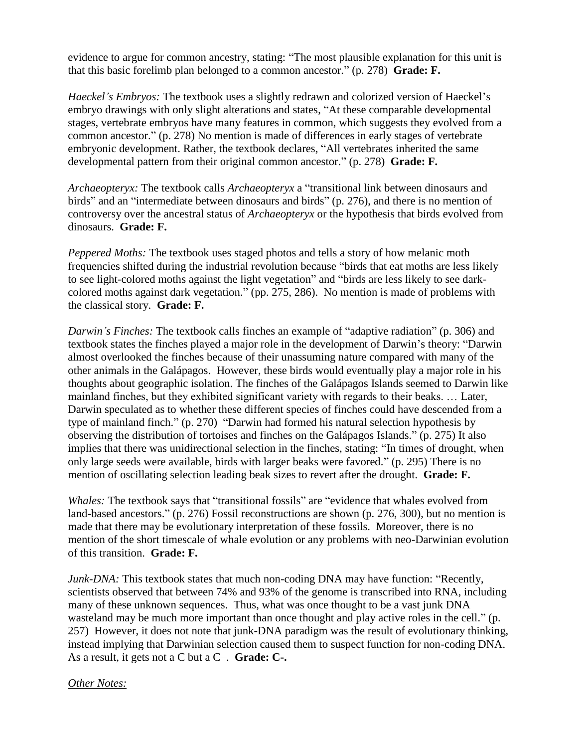evidence to argue for common ancestry, stating: "The most plausible explanation for this unit is that this basic forelimb plan belonged to a common ancestor." (p. 278) **Grade: F.**

*Haeckel's Embryos:* The textbook uses a slightly redrawn and colorized version of Haeckel's embryo drawings with only slight alterations and states, "At these comparable developmental stages, vertebrate embryos have many features in common, which suggests they evolved from a common ancestor." (p. 278) No mention is made of differences in early stages of vertebrate embryonic development. Rather, the textbook declares, "All vertebrates inherited the same developmental pattern from their original common ancestor." (p. 278) **Grade: F.**

*Archaeopteryx:* The textbook calls *Archaeopteryx* a "transitional link between dinosaurs and birds" and an "intermediate between dinosaurs and birds" (p. 276), and there is no mention of controversy over the ancestral status of *Archaeopteryx* or the hypothesis that birds evolved from dinosaurs. **Grade: F.**

*Peppered Moths:* The textbook uses staged photos and tells a story of how melanic moth frequencies shifted during the industrial revolution because "birds that eat moths are less likely to see light-colored moths against the light vegetation" and "birds are less likely to see dark-colored moths against dark vegetation." (pp. 275, 286). No mention is made of problems with the classical story. **Grade: F.**

*Darwin's Finches:* The textbook calls finches an example of "adaptive radiation" (p. 306) and textbook states the finches played a major role in the development of Darwin's theory: "Darwin almost overlooked the finches because of their unassuming nature compared with many of the other animals in the Galápagos. However, these birds would eventually play a major role in his thoughts about geographic isolation. The finches of the Galápagos Islands seemed to Darwin like mainland finches, but they exhibited significant variety with regards to their beaks. … Later, Darwin speculated as to whether these different species of finches could have descended from a type of mainland finch." (p. 270) "Darwin had formed his natural selection hypothesis by observing the distribution of tortoises and finches on the Galápagos Islands." (p. 275) It also implies that there was unidirectional selection in the finches, stating: "In times of drought, when only large seeds were available, birds with larger beaks were favored." (p. 295) There is no mention of oscillating selection leading beak sizes to revert after the drought. **Grade: F.**

*Whales:* The textbook says that "transitional fossils" are "evidence that whales evolved from land-based ancestors." (p. 276) Fossil reconstructions are shown (p. 276, 300), but no mention is made that there may be evolutionary interpretation of these fossils. Moreover, there is no mention of the short timescale of whale evolution or any problems with neo-Darwinian evolution of this transition. **Grade: F.**

*Junk-DNA:* This textbook states that much non-coding DNA may have function: "Recently, scientists observed that between 74% and 93% of the genome is transcribed into RNA, including many of these unknown sequences. Thus, what was once thought to be a vast junk DNA wasteland may be much more important than once thought and play active roles in the cell." (p. 257) However, it does not note that junk-DNA paradigm was the result of evolutionary thinking, instead implying that Darwinian selection caused them to suspect function for non-coding DNA. As a result, it gets not a C but a C–. **Grade: C-.**

<u>*Other Notes:*</u>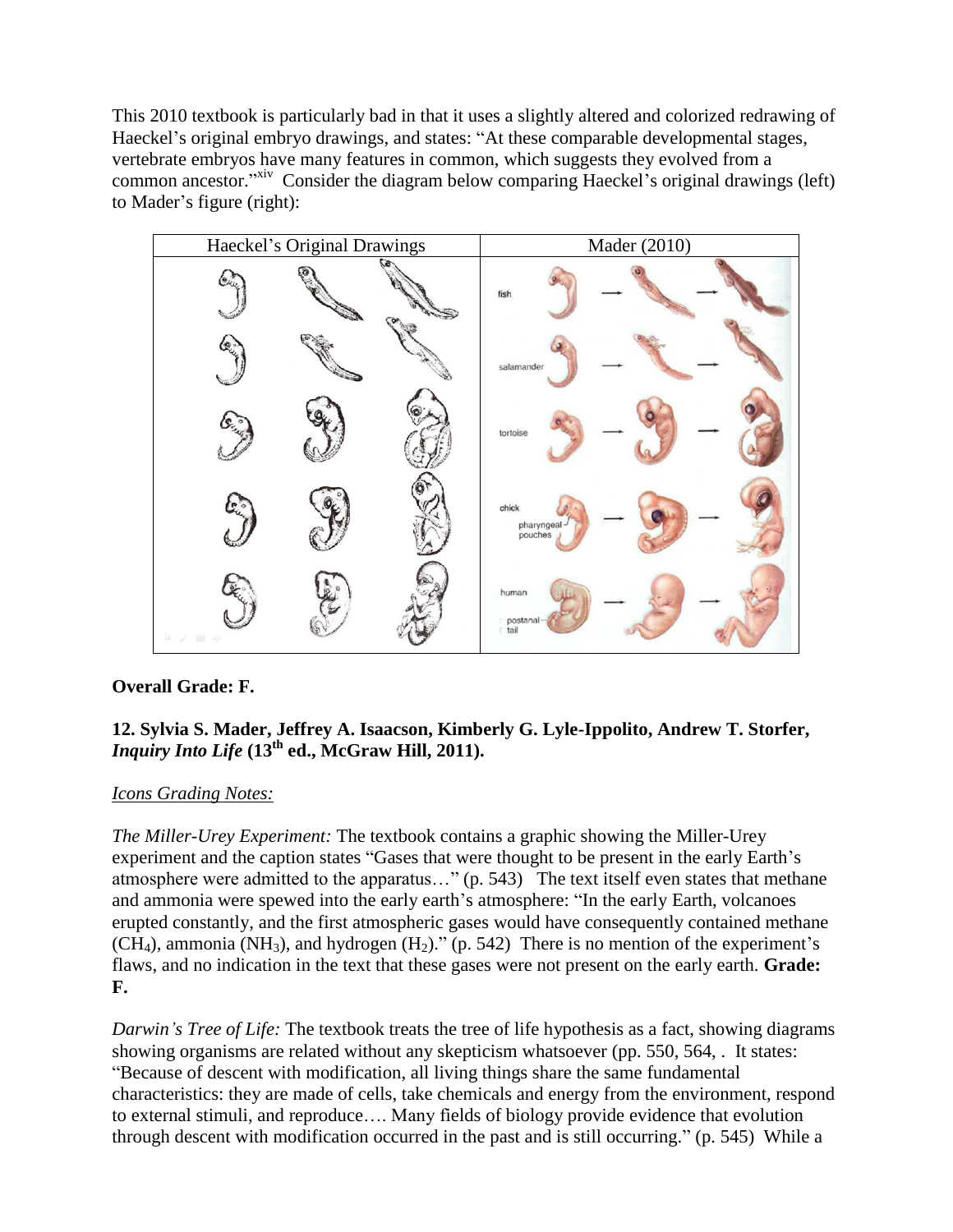This 2010 textbook is particularly bad in that it uses a slightly altered and colorized redrawing of Haeckel's original embryo drawings, and states: "At these comparable developmental stages, vertebrate embryos have many features in common, which suggests they evolved from a common ancestor."[xiv] Consider the diagram below comparing Haeckel's original drawings (left) to Mader's figure (right):

| Haeckel's Original Drawings | Mader (2010) |
| --- | --- |
| | fish<br>salamander<br>tortoise<br>chick<br>pharyngeal pouches<br>human<br>postanal tail |

**Overall Grade: F.**

**12. Sylvia S. Mader, Jeffrey A. Isaacson, Kimberly G. Lyle-Ippolito, Andrew T. Storfer, *Inquiry Into Life* (13th ed., McGraw Hill, 2011).**

*Icons Grading Notes:*

*The Miller-Urey Experiment:* The textbook contains a graphic showing the Miller-Urey experiment and the caption states "Gases that were thought to be present in the early Earth's atmosphere were admitted to the apparatus…" (p. 543) The text itself even states that methane and ammonia were spewed into the early earth's atmosphere: "In the early Earth, volcanoes erupted constantly, and the first atmospheric gases would have consequently contained methane ($CH_4$), ammonia ($NH_3$), and hydrogen ($H_2$)." (p. 542) There is no mention of the experiment's flaws, and no indication in the text that these gases were not present on the early earth. **Grade: F.**

*Darwin's Tree of Life:* The textbook treats the tree of life hypothesis as a fact, showing diagrams showing organisms are related without any skepticism whatsoever (pp. 550, 564, . It states: "Because of descent with modification, all living things share the same fundamental characteristics: they are made of cells, take chemicals and energy from the environment, respond to external stimuli, and reproduce…. Many fields of biology provide evidence that evolution through descent with modification occurred in the past and is still occurring." (p. 545) While a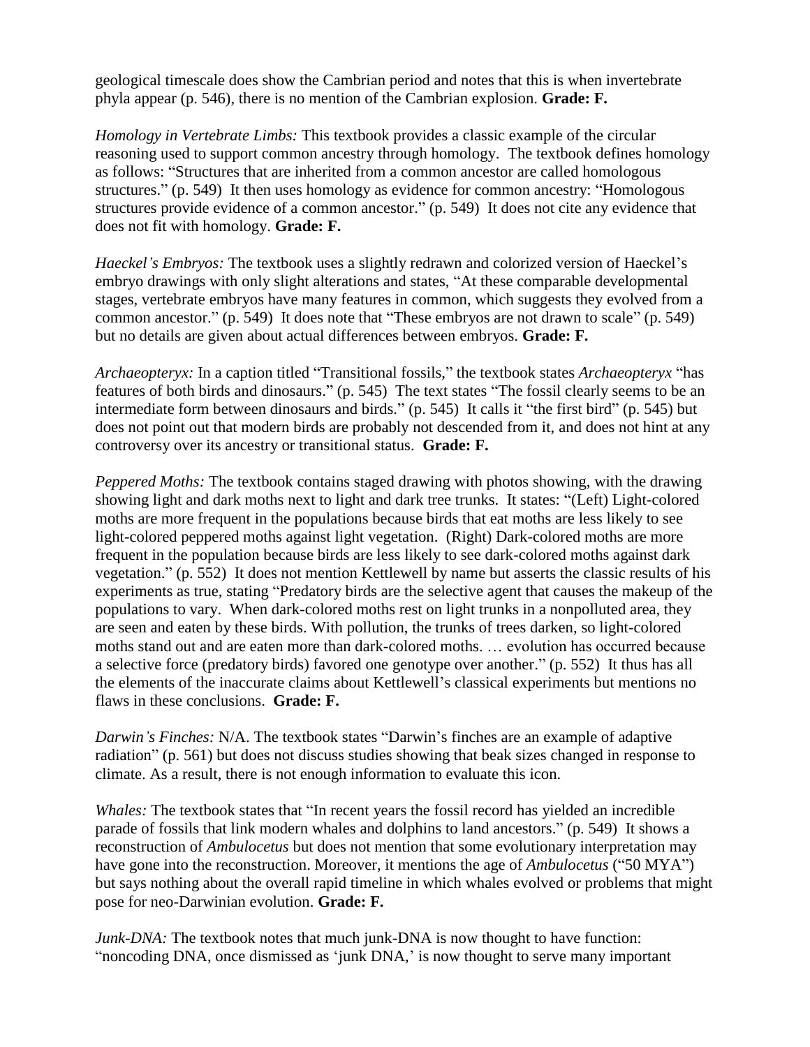geological timescale does show the Cambrian period and notes that this is when invertebrate phyla appear (p. 546), there is no mention of the Cambrian explosion. **Grade: F.**

*Homology in Vertebrate Limbs:* This textbook provides a classic example of the circular reasoning used to support common ancestry through homology. The textbook defines homology as follows: "Structures that are inherited from a common ancestor are called homologous structures." (p. 549) It then uses homology as evidence for common ancestry: "Homologous structures provide evidence of a common ancestor." (p. 549) It does not cite any evidence that does not fit with homology. **Grade: F.**

*Haeckel's Embryos:* The textbook uses a slightly redrawn and colorized version of Haeckel's embryo drawings with only slight alterations and states, "At these comparable developmental stages, vertebrate embryos have many features in common, which suggests they evolved from a common ancestor." (p. 549) It does note that "These embryos are not drawn to scale" (p. 549) but no details are given about actual differences between embryos. **Grade: F.**

*Archaeopteryx:* In a caption titled "Transitional fossils," the textbook states *Archaeopteryx* "has features of both birds and dinosaurs." (p. 545) The text states "The fossil clearly seems to be an intermediate form between dinosaurs and birds." (p. 545) It calls it "the first bird" (p. 545) but does not point out that modern birds are probably not descended from it, and does not hint at any controversy over its ancestry or transitional status. **Grade: F.**

*Peppered Moths:* The textbook contains staged drawing with photos showing, with the drawing showing light and dark moths next to light and dark tree trunks. It states: "(Left) Light-colored moths are more frequent in the populations because birds that eat moths are less likely to see light-colored peppered moths against light vegetation. (Right) Dark-colored moths are more frequent in the population because birds are less likely to see dark-colored moths against dark vegetation." (p. 552) It does not mention Kettlewell by name but asserts the classic results of his experiments as true, stating "Predatory birds are the selective agent that causes the makeup of the populations to vary. When dark-colored moths rest on light trunks in a nonpolluted area, they are seen and eaten by these birds. With pollution, the trunks of trees darken, so light-colored moths stand out and are eaten more than dark-colored moths. … evolution has occurred because a selective force (predatory birds) favored one genotype over another." (p. 552) It thus has all the elements of the inaccurate claims about Kettlewell's classical experiments but mentions no flaws in these conclusions. **Grade: F.**

*Darwin's Finches:* N/A. The textbook states "Darwin's finches are an example of adaptive radiation" (p. 561) but does not discuss studies showing that beak sizes changed in response to climate. As a result, there is not enough information to evaluate this icon.

*Whales:* The textbook states that "In recent years the fossil record has yielded an incredible parade of fossils that link modern whales and dolphins to land ancestors." (p. 549) It shows a reconstruction of *Ambulocetus* but does not mention that some evolutionary interpretation may have gone into the reconstruction. Moreover, it mentions the age of *Ambulocetus* ("50 MYA") but says nothing about the overall rapid timeline in which whales evolved or problems that might pose for neo-Darwinian evolution. **Grade: F.**

*Junk-DNA:* The textbook notes that much junk-DNA is now thought to have function: "noncoding DNA, once dismissed as 'junk DNA,' is now thought to serve many important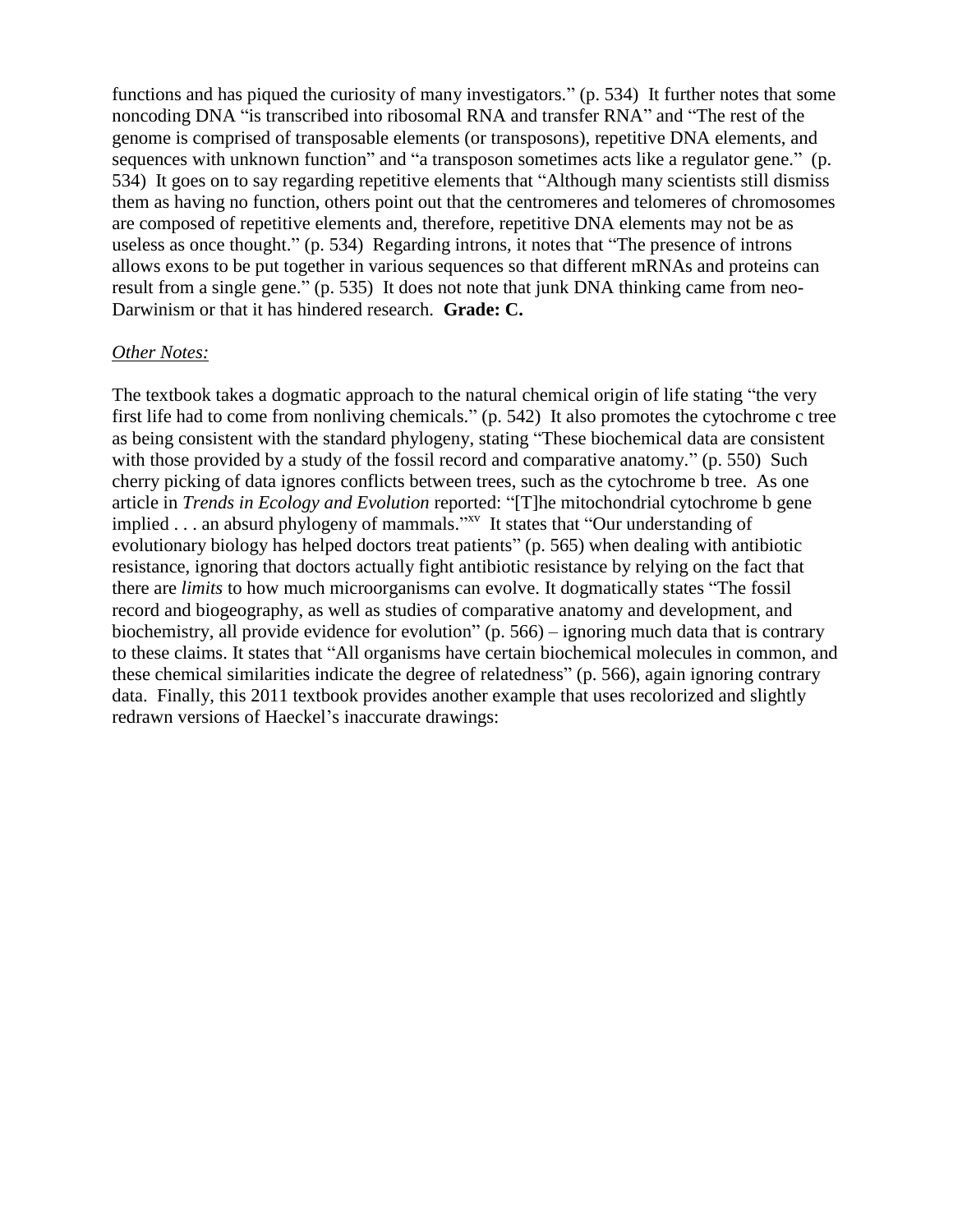functions and has piqued the curiosity of many investigators." (p. 534) It further notes that some noncoding DNA "is transcribed into ribosomal RNA and transfer RNA" and "The rest of the genome is comprised of transposable elements (or transposons), repetitive DNA elements, and sequences with unknown function" and "a transposon sometimes acts like a regulator gene." (p. 534) It goes on to say regarding repetitive elements that "Although many scientists still dismiss them as having no function, others point out that the centromeres and telomeres of chromosomes are composed of repetitive elements and, therefore, repetitive DNA elements may not be as useless as once thought." (p. 534) Regarding introns, it notes that "The presence of introns allows exons to be put together in various sequences so that different mRNAs and proteins can result from a single gene." (p. 535) It does not note that junk DNA thinking came from neo-Darwinism or that it has hindered research. **Grade: C.**

*Other Notes:*

The textbook takes a dogmatic approach to the natural chemical origin of life stating "the very first life had to come from nonliving chemicals." (p. 542) It also promotes the cytochrome c tree as being consistent with the standard phylogeny, stating "These biochemical data are consistent with those provided by a study of the fossil record and comparative anatomy." (p. 550) Such cherry picking of data ignores conflicts between trees, such as the cytochrome b tree. As one article in *Trends in Ecology and Evolution* reported: "[T]he mitochondrial cytochrome b gene implied . . . an absurd phylogeny of mammals."[xv] It states that "Our understanding of evolutionary biology has helped doctors treat patients" (p. 565) when dealing with antibiotic resistance, ignoring that doctors actually fight antibiotic resistance by relying on the fact that there are *limits* to how much microorganisms can evolve. It dogmatically states "The fossil record and biogeography, as well as studies of comparative anatomy and development, and biochemistry, all provide evidence for evolution" (p. 566) – ignoring much data that is contrary to these claims. It states that "All organisms have certain biochemical molecules in common, and these chemical similarities indicate the degree of relatedness" (p. 566), again ignoring contrary data. Finally, this 2011 textbook provides another example that uses recolorized and slightly redrawn versions of Haeckel's inaccurate drawings: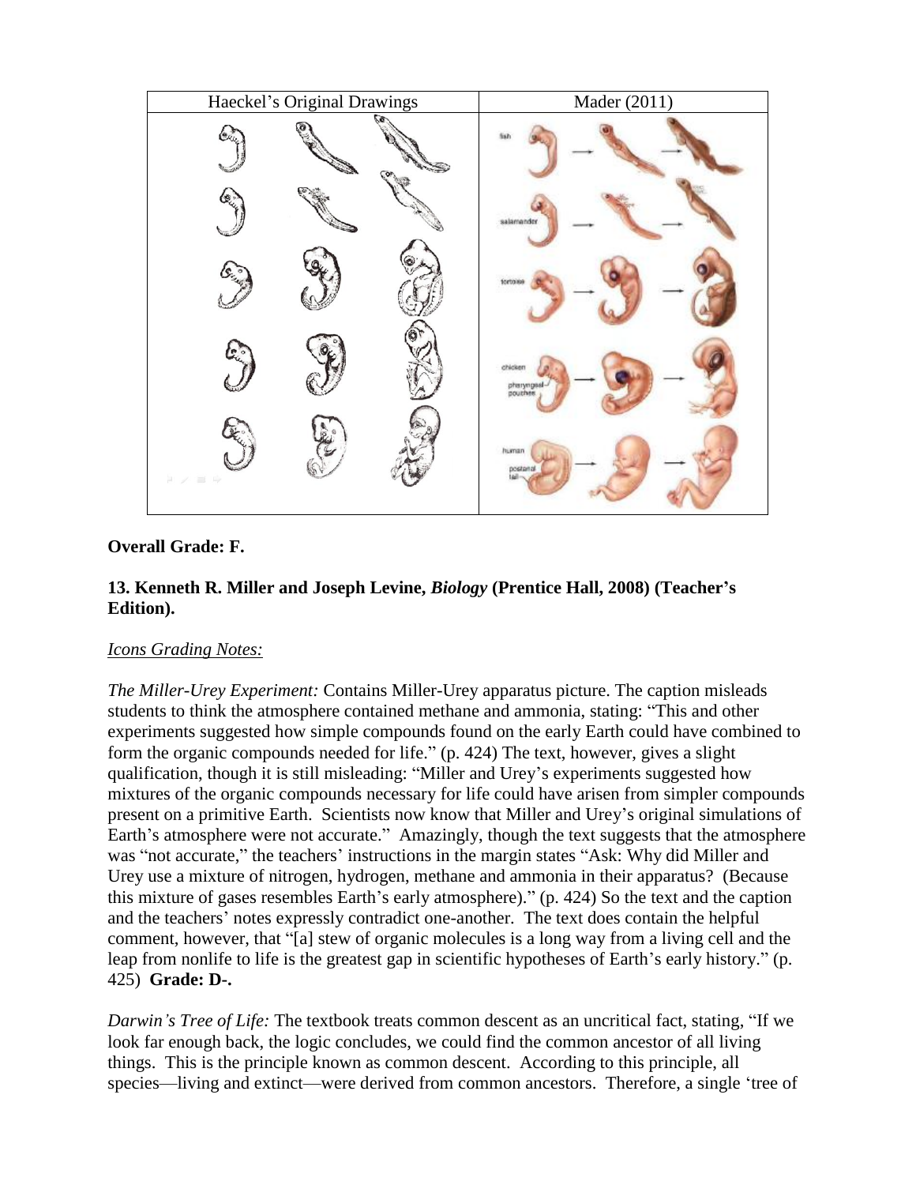| Haeckel's Original Drawings | Mader (2011) |
| --- | --- |
| | fish, salamander, tortoise, chicken, pharyngeal pouches, human, postanal tail |

**Overall Grade: F.**

**13. Kenneth R. Miller and Joseph Levine, *Biology* (Prentice Hall, 2008) (Teacher's Edition).**

*Icons Grading Notes:*

*The Miller-Urey Experiment:* Contains Miller-Urey apparatus picture. The caption misleads students to think the atmosphere contained methane and ammonia, stating: "This and other experiments suggested how simple compounds found on the early Earth could have combined to form the organic compounds needed for life." (p. 424) The text, however, gives a slight qualification, though it is still misleading: "Miller and Urey's experiments suggested how mixtures of the organic compounds necessary for life could have arisen from simpler compounds present on a primitive Earth. Scientists now know that Miller and Urey's original simulations of Earth's atmosphere were not accurate." Amazingly, though the text suggests that the atmosphere was "not accurate," the teachers' instructions in the margin states "Ask: Why did Miller and Urey use a mixture of nitrogen, hydrogen, methane and ammonia in their apparatus? (Because this mixture of gases resembles Earth's early atmosphere)." (p. 424) So the text and the caption and the teachers' notes expressly contradict one-another. The text does contain the helpful comment, however, that "[a] stew of organic molecules is a long way from a living cell and the leap from nonlife to life is the greatest gap in scientific hypotheses of Earth's early history." (p. 425) **Grade: D-.**

*Darwin's Tree of Life:* The textbook treats common descent as an uncritical fact, stating, "If we look far enough back, the logic concludes, we could find the common ancestor of all living things. This is the principle known as common descent. According to this principle, all species—living and extinct—were derived from common ancestors. Therefore, a single 'tree of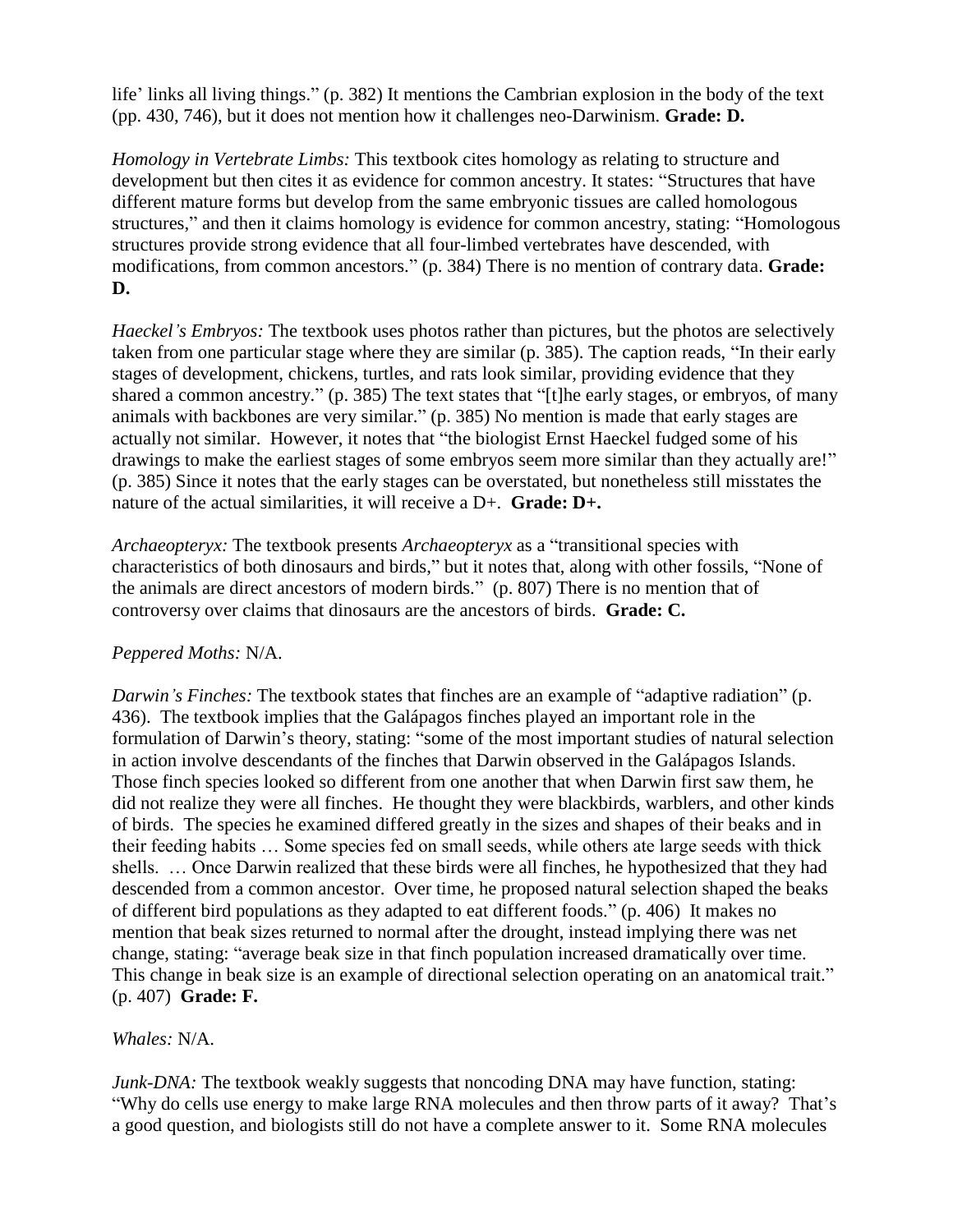life' links all living things." (p. 382) It mentions the Cambrian explosion in the body of the text (pp. 430, 746), but it does not mention how it challenges neo-Darwinism. **Grade: D.**

*Homology in Vertebrate Limbs:* This textbook cites homology as relating to structure and development but then cites it as evidence for common ancestry. It states: "Structures that have different mature forms but develop from the same embryonic tissues are called homologous structures," and then it claims homology is evidence for common ancestry, stating: "Homologous structures provide strong evidence that all four-limbed vertebrates have descended, with modifications, from common ancestors." (p. 384) There is no mention of contrary data. **Grade: D.**

*Haeckel's Embryos:* The textbook uses photos rather than pictures, but the photos are selectively taken from one particular stage where they are similar (p. 385). The caption reads, "In their early stages of development, chickens, turtles, and rats look similar, providing evidence that they shared a common ancestry." (p. 385) The text states that "[t]he early stages, or embryos, of many animals with backbones are very similar." (p. 385) No mention is made that early stages are actually not similar. However, it notes that "the biologist Ernst Haeckel fudged some of his drawings to make the earliest stages of some embryos seem more similar than they actually are!" (p. 385) Since it notes that the early stages can be overstated, but nonetheless still misstates the nature of the actual similarities, it will receive a D+. **Grade: D+.**

*Archaeopteryx:* The textbook presents *Archaeopteryx* as a "transitional species with characteristics of both dinosaurs and birds," but it notes that, along with other fossils, "None of the animals are direct ancestors of modern birds." (p. 807) There is no mention that of controversy over claims that dinosaurs are the ancestors of birds. **Grade: C.**

*Peppered Moths:* N/A.

*Darwin's Finches:* The textbook states that finches are an example of "adaptive radiation" (p. 436). The textbook implies that the Galápagos finches played an important role in the formulation of Darwin's theory, stating: "some of the most important studies of natural selection in action involve descendants of the finches that Darwin observed in the Galápagos Islands. Those finch species looked so different from one another that when Darwin first saw them, he did not realize they were all finches. He thought they were blackbirds, warblers, and other kinds of birds. The species he examined differed greatly in the sizes and shapes of their beaks and in their feeding habits … Some species fed on small seeds, while others ate large seeds with thick shells. … Once Darwin realized that these birds were all finches, he hypothesized that they had descended from a common ancestor. Over time, he proposed natural selection shaped the beaks of different bird populations as they adapted to eat different foods." (p. 406) It makes no mention that beak sizes returned to normal after the drought, instead implying there was net change, stating: "average beak size in that finch population increased dramatically over time. This change in beak size is an example of directional selection operating on an anatomical trait." (p. 407) **Grade: F.**

*Whales:* N/A.

*Junk-DNA:* The textbook weakly suggests that noncoding DNA may have function, stating: "Why do cells use energy to make large RNA molecules and then throw parts of it away? That's a good question, and biologists still do not have a complete answer to it. Some RNA molecules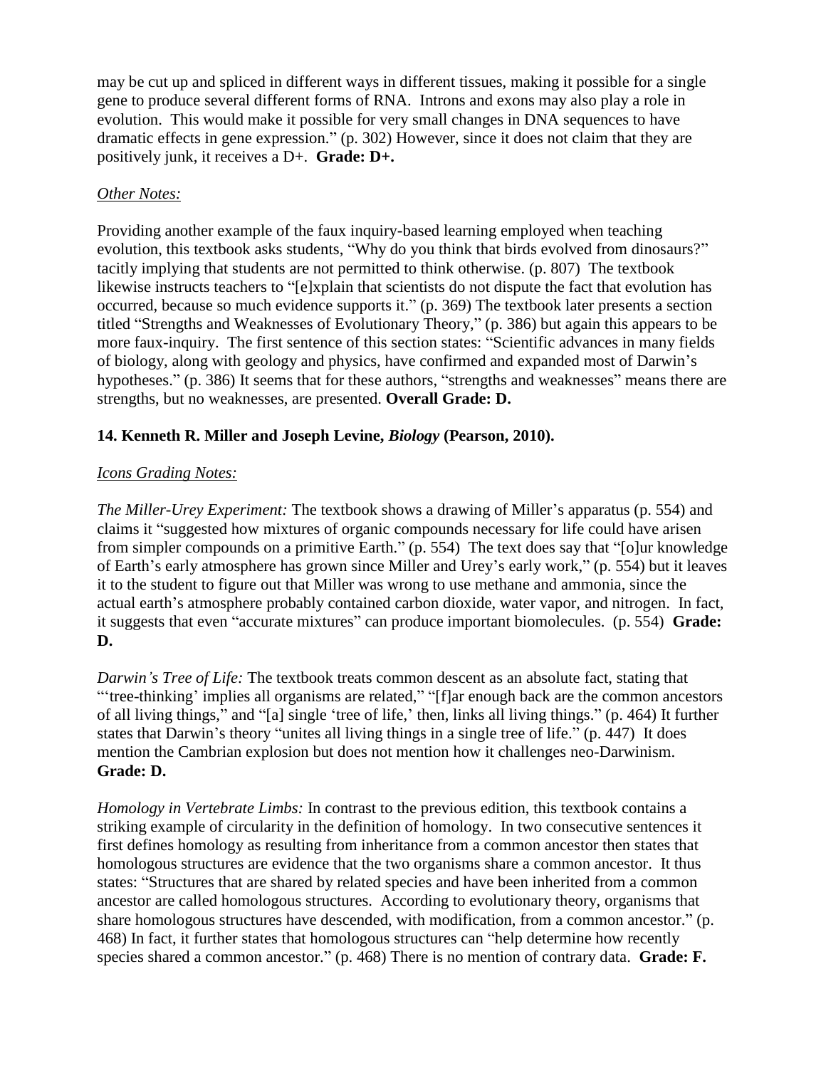may be cut up and spliced in different ways in different tissues, making it possible for a single gene to produce several different forms of RNA. Introns and exons may also play a role in evolution. This would make it possible for very small changes in DNA sequences to have dramatic effects in gene expression." (p. 302) However, since it does not claim that they are positively junk, it receives a D+. **Grade: D+.**

*Other Notes:*

Providing another example of the faux inquiry-based learning employed when teaching evolution, this textbook asks students, "Why do you think that birds evolved from dinosaurs?" tacitly implying that students are not permitted to think otherwise. (p. 807) The textbook likewise instructs teachers to "[e]xplain that scientists do not dispute the fact that evolution has occurred, because so much evidence supports it." (p. 369) The textbook later presents a section titled "Strengths and Weaknesses of Evolutionary Theory," (p. 386) but again this appears to be more faux-inquiry. The first sentence of this section states: "Scientific advances in many fields of biology, along with geology and physics, have confirmed and expanded most of Darwin's hypotheses." (p. 386) It seems that for these authors, "strengths and weaknesses" means there are strengths, but no weaknesses, are presented. **Overall Grade: D.**

### 14. Kenneth R. Miller and Joseph Levine, *Biology* (Pearson, 2010).

*Icons Grading Notes:*

*The Miller-Urey Experiment:* The textbook shows a drawing of Miller's apparatus (p. 554) and claims it "suggested how mixtures of organic compounds necessary for life could have arisen from simpler compounds on a primitive Earth." (p. 554) The text does say that "[o]ur knowledge of Earth's early atmosphere has grown since Miller and Urey's early work," (p. 554) but it leaves it to the student to figure out that Miller was wrong to use methane and ammonia, since the actual earth's atmosphere probably contained carbon dioxide, water vapor, and nitrogen. In fact, it suggests that even "accurate mixtures" can produce important biomolecules. (p. 554) **Grade: D.**

*Darwin's Tree of Life:* The textbook treats common descent as an absolute fact, stating that "'tree-thinking' implies all organisms are related," "[f]ar enough back are the common ancestors of all living things," and "[a] single 'tree of life,' then, links all living things." (p. 464) It further states that Darwin's theory "unites all living things in a single tree of life." (p. 447) It does mention the Cambrian explosion but does not mention how it challenges neo-Darwinism. **Grade: D.**

*Homology in Vertebrate Limbs:* In contrast to the previous edition, this textbook contains a striking example of circularity in the definition of homology. In two consecutive sentences it first defines homology as resulting from inheritance from a common ancestor then states that homologous structures are evidence that the two organisms share a common ancestor. It thus states: "Structures that are shared by related species and have been inherited from a common ancestor are called homologous structures. According to evolutionary theory, organisms that share homologous structures have descended, with modification, from a common ancestor." (p. 468) In fact, it further states that homologous structures can "help determine how recently species shared a common ancestor." (p. 468) There is no mention of contrary data. **Grade: F.**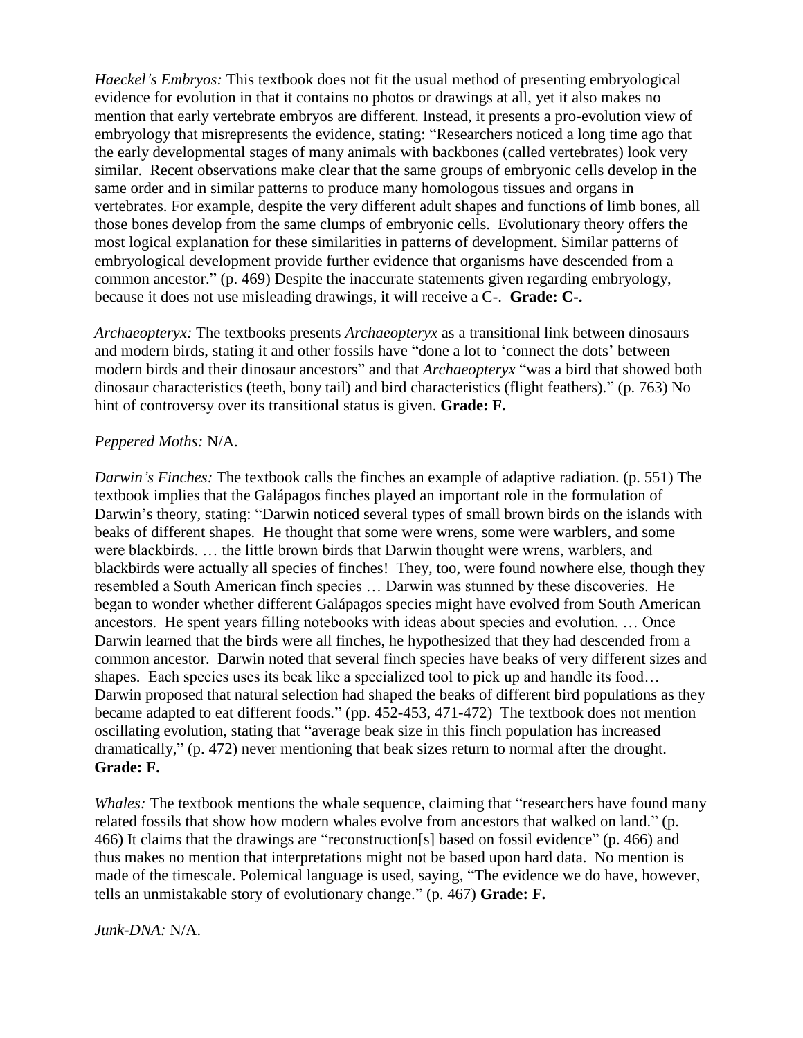*Haeckel's Embryos:* This textbook does not fit the usual method of presenting embryological evidence for evolution in that it contains no photos or drawings at all, yet it also makes no mention that early vertebrate embryos are different. Instead, it presents a pro-evolution view of embryology that misrepresents the evidence, stating: "Researchers noticed a long time ago that the early developmental stages of many animals with backbones (called vertebrates) look very similar. Recent observations make clear that the same groups of embryonic cells develop in the same order and in similar patterns to produce many homologous tissues and organs in vertebrates. For example, despite the very different adult shapes and functions of limb bones, all those bones develop from the same clumps of embryonic cells. Evolutionary theory offers the most logical explanation for these similarities in patterns of development. Similar patterns of embryological development provide further evidence that organisms have descended from a common ancestor." (p. 469) Despite the inaccurate statements given regarding embryology, because it does not use misleading drawings, it will receive a C-. **Grade: C-.**

*Archaeopteryx:* The textbooks presents *Archaeopteryx* as a transitional link between dinosaurs and modern birds, stating it and other fossils have "done a lot to 'connect the dots' between modern birds and their dinosaur ancestors" and that *Archaeopteryx* "was a bird that showed both dinosaur characteristics (teeth, bony tail) and bird characteristics (flight feathers)." (p. 763) No hint of controversy over its transitional status is given. **Grade: F.**

*Peppered Moths:* N/A.

*Darwin's Finches:* The textbook calls the finches an example of adaptive radiation. (p. 551) The textbook implies that the Galápagos finches played an important role in the formulation of Darwin's theory, stating: "Darwin noticed several types of small brown birds on the islands with beaks of different shapes. He thought that some were wrens, some were warblers, and some were blackbirds. … the little brown birds that Darwin thought were wrens, warblers, and blackbirds were actually all species of finches! They, too, were found nowhere else, though they resembled a South American finch species … Darwin was stunned by these discoveries. He began to wonder whether different Galápagos species might have evolved from South American ancestors. He spent years filling notebooks with ideas about species and evolution. … Once Darwin learned that the birds were all finches, he hypothesized that they had descended from a common ancestor. Darwin noted that several finch species have beaks of very different sizes and shapes. Each species uses its beak like a specialized tool to pick up and handle its food… Darwin proposed that natural selection had shaped the beaks of different bird populations as they became adapted to eat different foods." (pp. 452-453, 471-472) The textbook does not mention oscillating evolution, stating that "average beak size in this finch population has increased dramatically," (p. 472) never mentioning that beak sizes return to normal after the drought. **Grade: F.**

*Whales:* The textbook mentions the whale sequence, claiming that "researchers have found many related fossils that show how modern whales evolve from ancestors that walked on land." (p. 466) It claims that the drawings are "reconstruction[s] based on fossil evidence" (p. 466) and thus makes no mention that interpretations might not be based upon hard data. No mention is made of the timescale. Polemical language is used, saying, "The evidence we do have, however, tells an unmistakable story of evolutionary change." (p. 467) **Grade: F.**

*Junk-DNA:* N/A.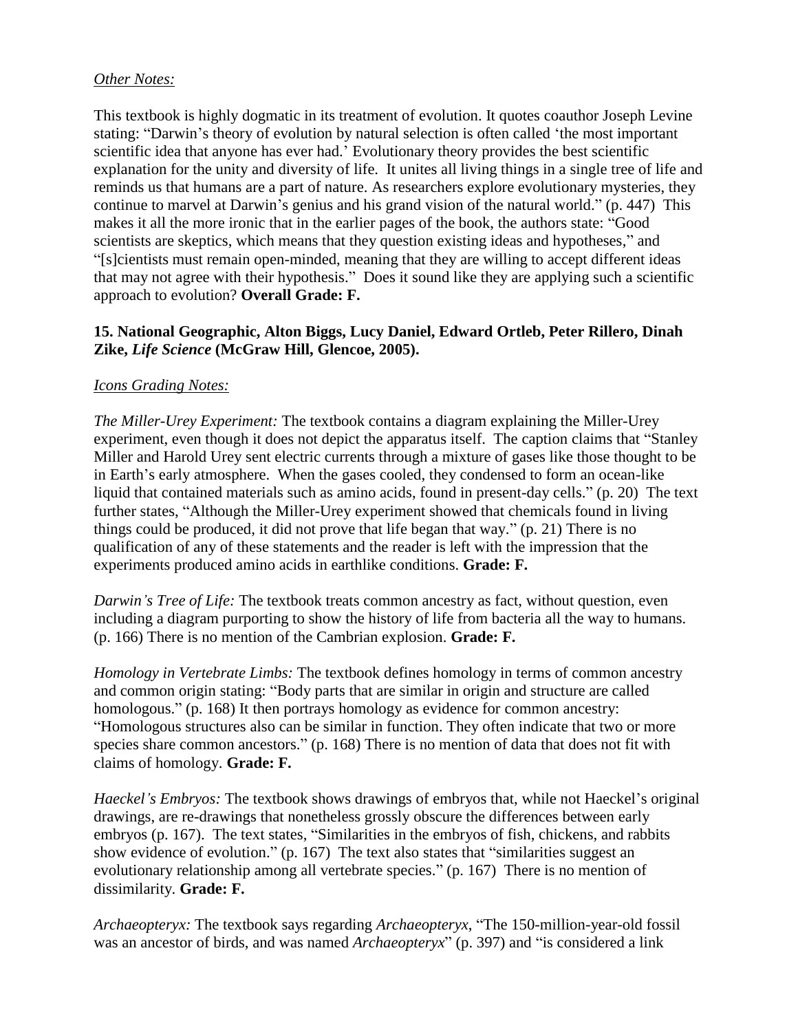*Other Notes:*

This textbook is highly dogmatic in its treatment of evolution. It quotes coauthor Joseph Levine stating: "Darwin's theory of evolution by natural selection is often called 'the most important scientific idea that anyone has ever had.' Evolutionary theory provides the best scientific explanation for the unity and diversity of life. It unites all living things in a single tree of life and reminds us that humans are a part of nature. As researchers explore evolutionary mysteries, they continue to marvel at Darwin's genius and his grand vision of the natural world." (p. 447) This makes it all the more ironic that in the earlier pages of the book, the authors state: "Good scientists are skeptics, which means that they question existing ideas and hypotheses," and "[s]cientists must remain open-minded, meaning that they are willing to accept different ideas that may not agree with their hypothesis." Does it sound like they are applying such a scientific approach to evolution? **Overall Grade: F.**

### 15. National Geographic, Alton Biggs, Lucy Daniel, Edward Ortleb, Peter Rillero, Dinah Zike, *Life Science* (McGraw Hill, Glencoe, 2005).

*Icons Grading Notes:*

*The Miller-Urey Experiment:* The textbook contains a diagram explaining the Miller-Urey experiment, even though it does not depict the apparatus itself. The caption claims that "Stanley Miller and Harold Urey sent electric currents through a mixture of gases like those thought to be in Earth's early atmosphere. When the gases cooled, they condensed to form an ocean-like liquid that contained materials such as amino acids, found in present-day cells." (p. 20) The text further states, "Although the Miller-Urey experiment showed that chemicals found in living things could be produced, it did not prove that life began that way." (p. 21) There is no qualification of any of these statements and the reader is left with the impression that the experiments produced amino acids in earthlike conditions. **Grade: F.**

*Darwin's Tree of Life:* The textbook treats common ancestry as fact, without question, even including a diagram purporting to show the history of life from bacteria all the way to humans. (p. 166) There is no mention of the Cambrian explosion. **Grade: F.**

*Homology in Vertebrate Limbs:* The textbook defines homology in terms of common ancestry and common origin stating: "Body parts that are similar in origin and structure are called homologous." (p. 168) It then portrays homology as evidence for common ancestry: "Homologous structures also can be similar in function. They often indicate that two or more species share common ancestors." (p. 168) There is no mention of data that does not fit with claims of homology. **Grade: F.**

*Haeckel's Embryos:* The textbook shows drawings of embryos that, while not Haeckel's original drawings, are re-drawings that nonetheless grossly obscure the differences between early embryos (p. 167). The text states, "Similarities in the embryos of fish, chickens, and rabbits show evidence of evolution." (p. 167) The text also states that "similarities suggest an evolutionary relationship among all vertebrate species." (p. 167) There is no mention of dissimilarity. **Grade: F.**

*Archaeopteryx:* The textbook says regarding *Archaeopteryx*, "The 150-million-year-old fossil was an ancestor of birds, and was named *Archaeopteryx*" (p. 397) and "is considered a link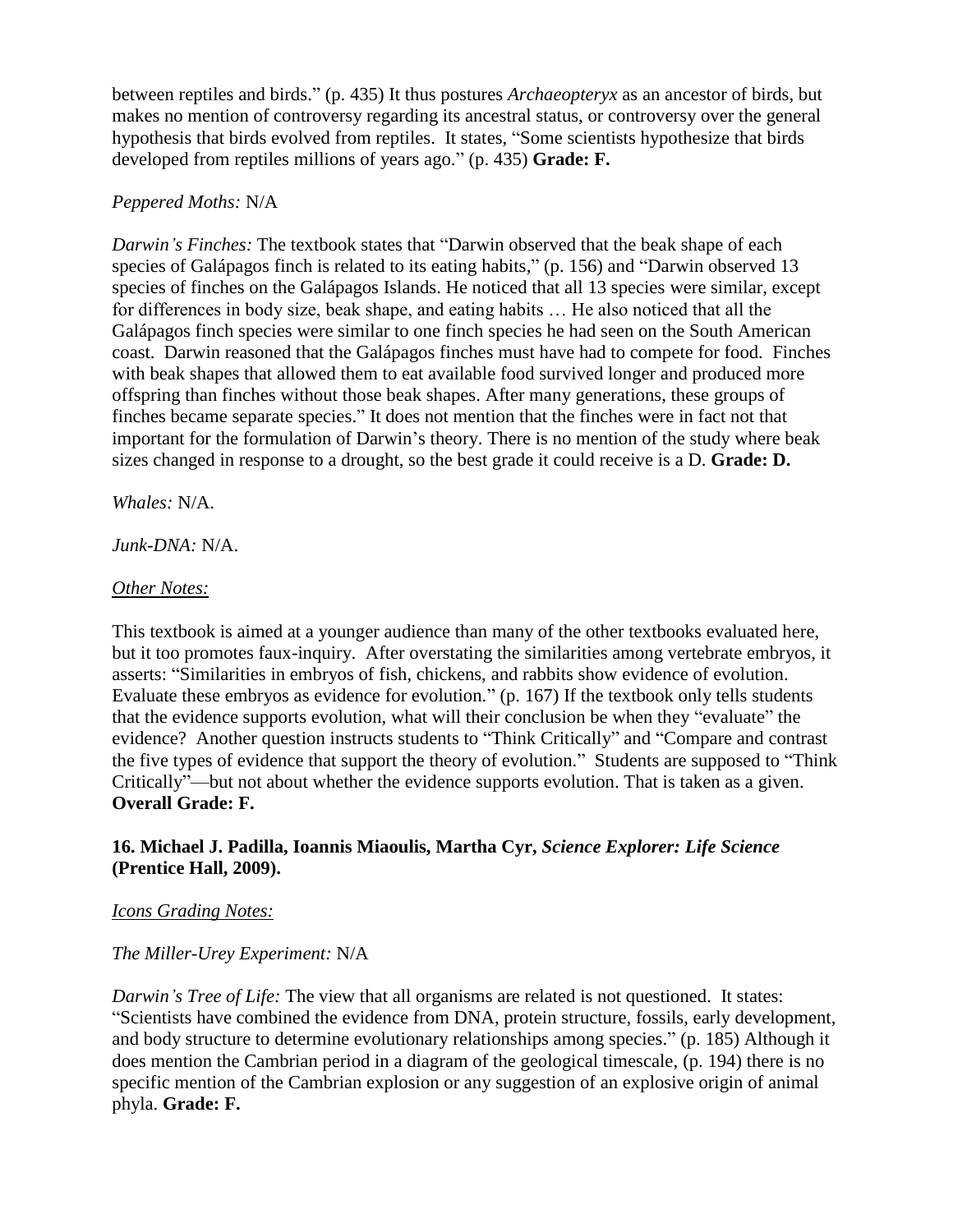between reptiles and birds." (p. 435) It thus postures *Archaeopteryx* as an ancestor of birds, but makes no mention of controversy regarding its ancestral status, or controversy over the general hypothesis that birds evolved from reptiles. It states, "Some scientists hypothesize that birds developed from reptiles millions of years ago." (p. 435) **Grade: F.**

*Peppered Moths:* N/A

*Darwin's Finches:* The textbook states that "Darwin observed that the beak shape of each species of Galápagos finch is related to its eating habits," (p. 156) and "Darwin observed 13 species of finches on the Galápagos Islands. He noticed that all 13 species were similar, except for differences in body size, beak shape, and eating habits … He also noticed that all the Galápagos finch species were similar to one finch species he had seen on the South American coast. Darwin reasoned that the Galápagos finches must have had to compete for food. Finches with beak shapes that allowed them to eat available food survived longer and produced more offspring than finches without those beak shapes. After many generations, these groups of finches became separate species." It does not mention that the finches were in fact not that important for the formulation of Darwin's theory. There is no mention of the study where beak sizes changed in response to a drought, so the best grade it could receive is a D. **Grade: D.**

*Whales:* N/A.

*Junk-DNA:* N/A.

<u>*Other Notes:*</u>

This textbook is aimed at a younger audience than many of the other textbooks evaluated here, but it too promotes faux-inquiry. After overstating the similarities among vertebrate embryos, it asserts: "Similarities in embryos of fish, chickens, and rabbits show evidence of evolution. Evaluate these embryos as evidence for evolution." (p. 167) If the textbook only tells students that the evidence supports evolution, what will their conclusion be when they "evaluate" the evidence? Another question instructs students to "Think Critically" and "Compare and contrast the five types of evidence that support the theory of evolution." Students are supposed to "Think Critically"—but not about whether the evidence supports evolution. That is taken as a given. **Overall Grade: F.**

### 16. Michael J. Padilla, Ioannis Miaoulis, Martha Cyr, *Science Explorer: Life Science* (Prentice Hall, 2009).

<u>*Icons Grading Notes:*</u>

*The Miller-Urey Experiment:* N/A

*Darwin's Tree of Life:* The view that all organisms are related is not questioned. It states: "Scientists have combined the evidence from DNA, protein structure, fossils, early development, and body structure to determine evolutionary relationships among species." (p. 185) Although it does mention the Cambrian period in a diagram of the geological timescale, (p. 194) there is no specific mention of the Cambrian explosion or any suggestion of an explosive origin of animal phyla. **Grade: F.**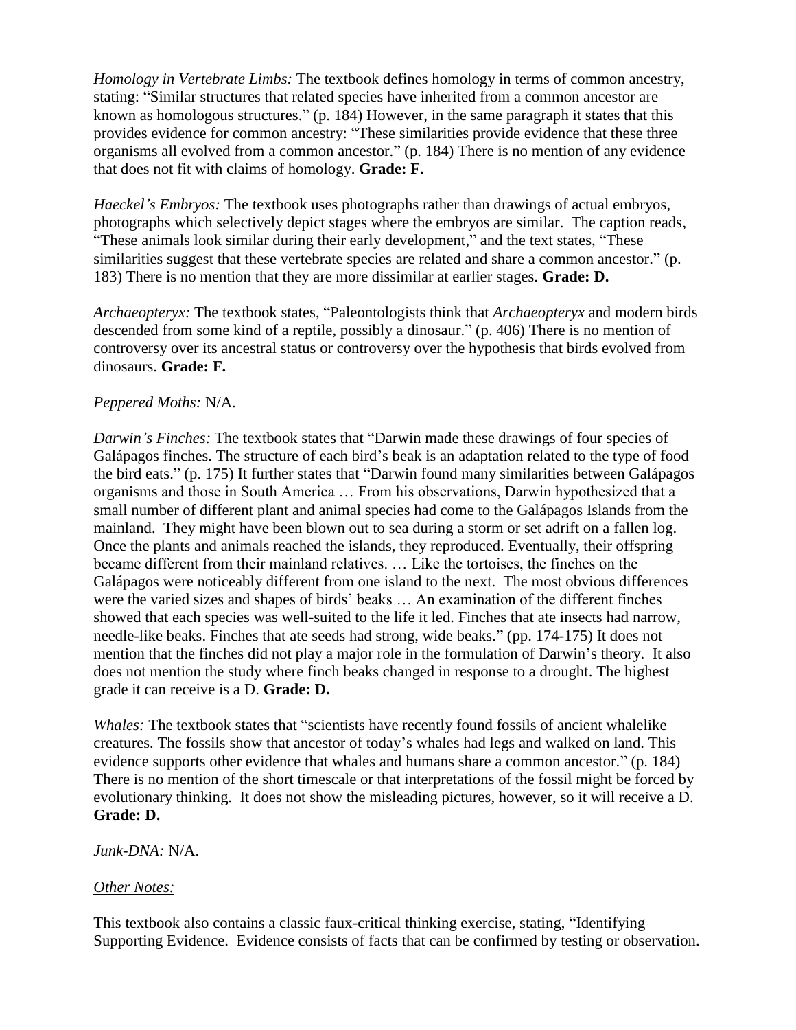*Homology in Vertebrate Limbs:* The textbook defines homology in terms of common ancestry, stating: "Similar structures that related species have inherited from a common ancestor are known as homologous structures." (p. 184) However, in the same paragraph it states that this provides evidence for common ancestry: "These similarities provide evidence that these three organisms all evolved from a common ancestor." (p. 184) There is no mention of any evidence that does not fit with claims of homology. **Grade: F.**

*Haeckel's Embryos:* The textbook uses photographs rather than drawings of actual embryos, photographs which selectively depict stages where the embryos are similar. The caption reads, "These animals look similar during their early development," and the text states, "These similarities suggest that these vertebrate species are related and share a common ancestor." (p. 183) There is no mention that they are more dissimilar at earlier stages. **Grade: D.**

*Archaeopteryx:* The textbook states, "Paleontologists think that *Archaeopteryx* and modern birds descended from some kind of a reptile, possibly a dinosaur." (p. 406) There is no mention of controversy over its ancestral status or controversy over the hypothesis that birds evolved from dinosaurs. **Grade: F.**

*Peppered Moths:* N/A.

*Darwin's Finches:* The textbook states that "Darwin made these drawings of four species of Galápagos finches. The structure of each bird's beak is an adaptation related to the type of food the bird eats." (p. 175) It further states that "Darwin found many similarities between Galápagos organisms and those in South America … From his observations, Darwin hypothesized that a small number of different plant and animal species had come to the Galápagos Islands from the mainland. They might have been blown out to sea during a storm or set adrift on a fallen log. Once the plants and animals reached the islands, they reproduced. Eventually, their offspring became different from their mainland relatives. … Like the tortoises, the finches on the Galápagos were noticeably different from one island to the next. The most obvious differences were the varied sizes and shapes of birds' beaks … An examination of the different finches showed that each species was well-suited to the life it led. Finches that ate insects had narrow, needle-like beaks. Finches that ate seeds had strong, wide beaks." (pp. 174-175) It does not mention that the finches did not play a major role in the formulation of Darwin's theory. It also does not mention the study where finch beaks changed in response to a drought. The highest grade it can receive is a D. **Grade: D.**

*Whales:* The textbook states that "scientists have recently found fossils of ancient whalelike creatures. The fossils show that ancestor of today's whales had legs and walked on land. This evidence supports other evidence that whales and humans share a common ancestor." (p. 184) There is no mention of the short timescale or that interpretations of the fossil might be forced by evolutionary thinking. It does not show the misleading pictures, however, so it will receive a D. **Grade: D.**

*Junk-DNA:* N/A.

*Other Notes:*

This textbook also contains a classic faux-critical thinking exercise, stating, "Identifying Supporting Evidence. Evidence consists of facts that can be confirmed by testing or observation.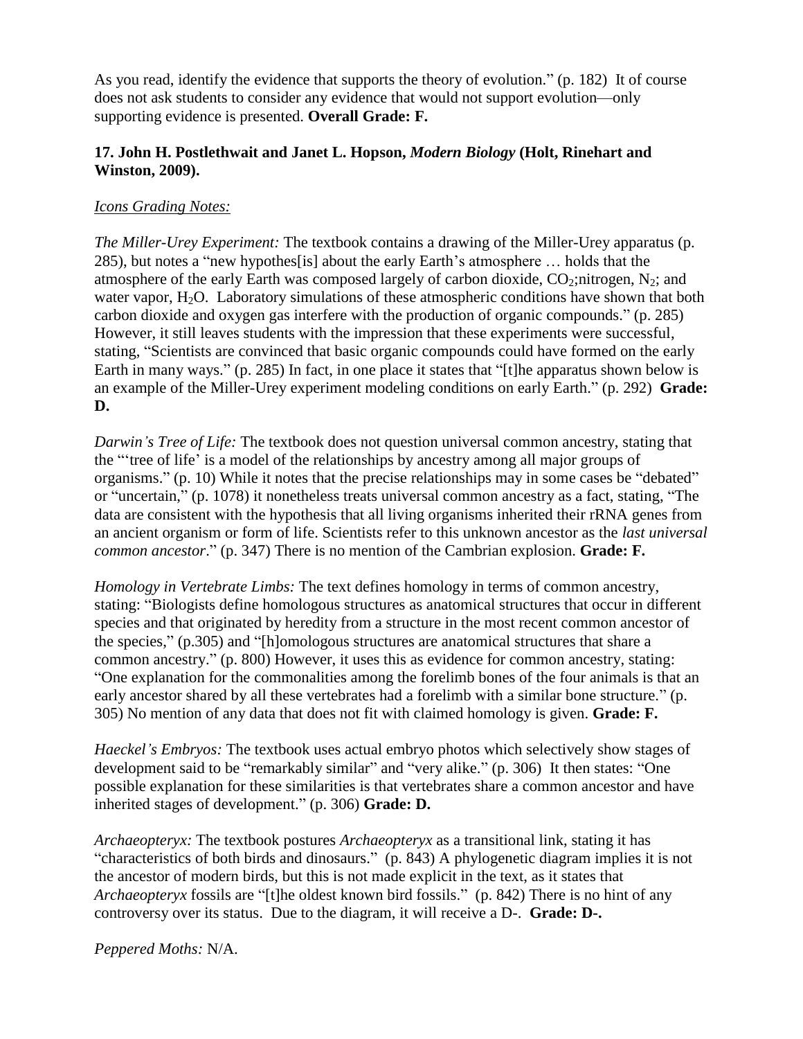As you read, identify the evidence that supports the theory of evolution." (p. 182) It of course does not ask students to consider any evidence that would not support evolution—only supporting evidence is presented. **Overall Grade: F.**

### 17. John H. Postlethwait and Janet L. Hopson, *Modern Biology* (Holt, Rinehart and Winston, 2009).

*Icons Grading Notes:*

*The Miller-Urey Experiment:* The textbook contains a drawing of the Miller-Urey apparatus (p. 285), but notes a "new hypothes[is] about the early Earth's atmosphere … holds that the atmosphere of the early Earth was composed largely of carbon dioxide, $CO_2$;nitrogen, $N_2$; and water vapor, $H_2O$. Laboratory simulations of these atmospheric conditions have shown that both carbon dioxide and oxygen gas interfere with the production of organic compounds." (p. 285) However, it still leaves students with the impression that these experiments were successful, stating, "Scientists are convinced that basic organic compounds could have formed on the early Earth in many ways." (p. 285) In fact, in one place it states that "[t]he apparatus shown below is an example of the Miller-Urey experiment modeling conditions on early Earth." (p. 292) **Grade: D.**

*Darwin's Tree of Life:* The textbook does not question universal common ancestry, stating that the "'tree of life' is a model of the relationships by ancestry among all major groups of organisms." (p. 10) While it notes that the precise relationships may in some cases be "debated" or "uncertain," (p. 1078) it nonetheless treats universal common ancestry as a fact, stating, "The data are consistent with the hypothesis that all living organisms inherited their rRNA genes from an ancient organism or form of life. Scientists refer to this unknown ancestor as the *last universal common ancestor*." (p. 347) There is no mention of the Cambrian explosion. **Grade: F.**

*Homology in Vertebrate Limbs:* The text defines homology in terms of common ancestry, stating: "Biologists define homologous structures as anatomical structures that occur in different species and that originated by heredity from a structure in the most recent common ancestor of the species," (p.305) and "[h]omologous structures are anatomical structures that share a common ancestry." (p. 800) However, it uses this as evidence for common ancestry, stating: "One explanation for the commonalities among the forelimb bones of the four animals is that an early ancestor shared by all these vertebrates had a forelimb with a similar bone structure." (p. 305) No mention of any data that does not fit with claimed homology is given. **Grade: F.**

*Haeckel's Embryos:* The textbook uses actual embryo photos which selectively show stages of development said to be "remarkably similar" and "very alike." (p. 306) It then states: "One possible explanation for these similarities is that vertebrates share a common ancestor and have inherited stages of development." (p. 306) **Grade: D.**

*Archaeopteryx:* The textbook postures *Archaeopteryx* as a transitional link, stating it has "characteristics of both birds and dinosaurs." (p. 843) A phylogenetic diagram implies it is not the ancestor of modern birds, but this is not made explicit in the text, as it states that *Archaeopteryx* fossils are "[t]he oldest known bird fossils." (p. 842) There is no hint of any controversy over its status. Due to the diagram, it will receive a D-. **Grade: D-.**

*Peppered Moths:* N/A.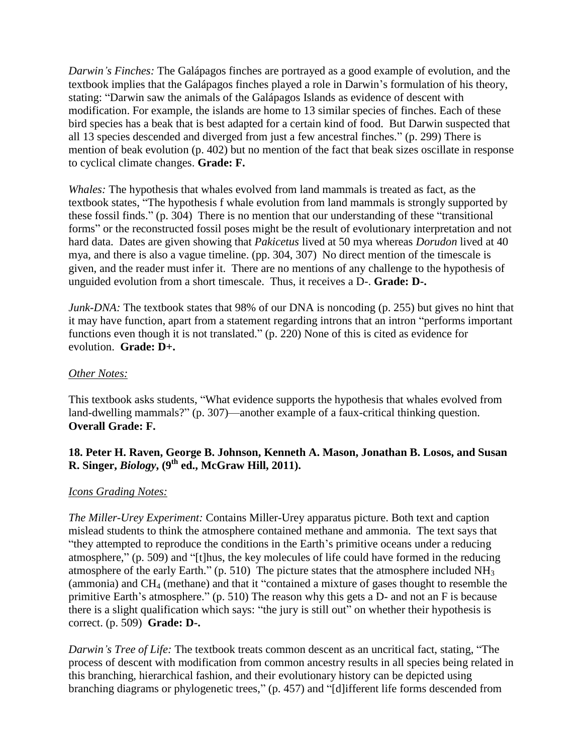*Darwin's Finches:* The Galápagos finches are portrayed as a good example of evolution, and the textbook implies that the Galápagos finches played a role in Darwin's formulation of his theory, stating: "Darwin saw the animals of the Galápagos Islands as evidence of descent with modification. For example, the islands are home to 13 similar species of finches. Each of these bird species has a beak that is best adapted for a certain kind of food. But Darwin suspected that all 13 species descended and diverged from just a few ancestral finches." (p. 299) There is mention of beak evolution (p. 402) but no mention of the fact that beak sizes oscillate in response to cyclical climate changes. **Grade: F.**

*Whales:* The hypothesis that whales evolved from land mammals is treated as fact, as the textbook states, "The hypothesis f whale evolution from land mammals is strongly supported by these fossil finds." (p. 304) There is no mention that our understanding of these "transitional forms" or the reconstructed fossil poses might be the result of evolutionary interpretation and not hard data. Dates are given showing that *Pakicetus* lived at 50 mya whereas *Dorudon* lived at 40 mya, and there is also a vague timeline. (pp. 304, 307) No direct mention of the timescale is given, and the reader must infer it. There are no mentions of any challenge to the hypothesis of unguided evolution from a short timescale. Thus, it receives a D-. **Grade: D-.**

*Junk-DNA:* The textbook states that 98% of our DNA is noncoding (p. 255) but gives no hint that it may have function, apart from a statement regarding introns that an intron "performs important functions even though it is not translated." (p. 220) None of this is cited as evidence for evolution. **Grade: D+.**

*Other Notes:*

This textbook asks students, "What evidence supports the hypothesis that whales evolved from land-dwelling mammals?" (p. 307)—another example of a faux-critical thinking question. **Overall Grade: F.**

**18. Peter H. Raven, George B. Johnson, Kenneth A. Mason, Jonathan B. Losos, and Susan R. Singer, *Biology*, (9th ed., McGraw Hill, 2011).**

*Icons Grading Notes:*

*The Miller-Urey Experiment:* Contains Miller-Urey apparatus picture. Both text and caption mislead students to think the atmosphere contained methane and ammonia. The text says that "they attempted to reproduce the conditions in the Earth's primitive oceans under a reducing atmosphere," (p. 509) and "[t]hus, the key molecules of life could have formed in the reducing atmosphere of the early Earth." (p. 510) The picture states that the atmosphere included $NH_3$ (ammonia) and $CH_4$ (methane) and that it "contained a mixture of gases thought to resemble the primitive Earth's atmosphere." (p. 510) The reason why this gets a D- and not an F is because there is a slight qualification which says: "the jury is still out" on whether their hypothesis is correct. (p. 509) **Grade: D-.**

*Darwin's Tree of Life:* The textbook treats common descent as an uncritical fact, stating, "The process of descent with modification from common ancestry results in all species being related in this branching, hierarchical fashion, and their evolutionary history can be depicted using branching diagrams or phylogenetic trees," (p. 457) and "[d]ifferent life forms descended from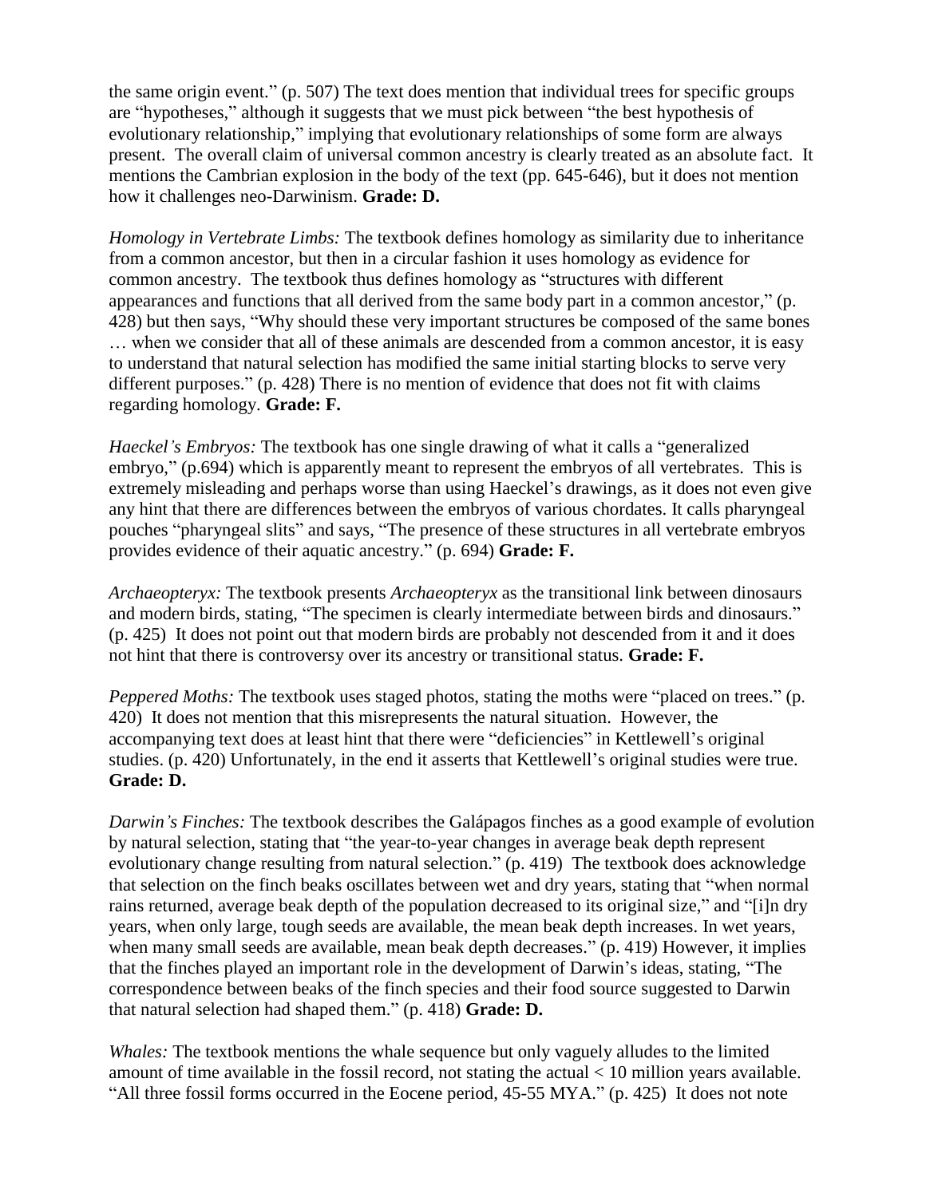the same origin event." (p. 507) The text does mention that individual trees for specific groups are "hypotheses," although it suggests that we must pick between "the best hypothesis of evolutionary relationship," implying that evolutionary relationships of some form are always present. The overall claim of universal common ancestry is clearly treated as an absolute fact. It mentions the Cambrian explosion in the body of the text (pp. 645-646), but it does not mention how it challenges neo-Darwinism. **Grade: D.**

*Homology in Vertebrate Limbs:* The textbook defines homology as similarity due to inheritance from a common ancestor, but then in a circular fashion it uses homology as evidence for common ancestry. The textbook thus defines homology as "structures with different appearances and functions that all derived from the same body part in a common ancestor," (p. 428) but then says, "Why should these very important structures be composed of the same bones … when we consider that all of these animals are descended from a common ancestor, it is easy to understand that natural selection has modified the same initial starting blocks to serve very different purposes." (p. 428) There is no mention of evidence that does not fit with claims regarding homology. **Grade: F.**

*Haeckel's Embryos:* The textbook has one single drawing of what it calls a "generalized embryo," (p.694) which is apparently meant to represent the embryos of all vertebrates. This is extremely misleading and perhaps worse than using Haeckel's drawings, as it does not even give any hint that there are differences between the embryos of various chordates. It calls pharyngeal pouches "pharyngeal slits" and says, "The presence of these structures in all vertebrate embryos provides evidence of their aquatic ancestry." (p. 694) **Grade: F.**

*Archaeopteryx:* The textbook presents *Archaeopteryx* as the transitional link between dinosaurs and modern birds, stating, "The specimen is clearly intermediate between birds and dinosaurs." (p. 425) It does not point out that modern birds are probably not descended from it and it does not hint that there is controversy over its ancestry or transitional status. **Grade: F.**

*Peppered Moths:* The textbook uses staged photos, stating the moths were "placed on trees." (p. 420) It does not mention that this misrepresents the natural situation. However, the accompanying text does at least hint that there were "deficiencies" in Kettlewell's original studies. (p. 420) Unfortunately, in the end it asserts that Kettlewell's original studies were true. **Grade: D.**

*Darwin's Finches:* The textbook describes the Galápagos finches as a good example of evolution by natural selection, stating that "the year-to-year changes in average beak depth represent evolutionary change resulting from natural selection." (p. 419) The textbook does acknowledge that selection on the finch beaks oscillates between wet and dry years, stating that "when normal rains returned, average beak depth of the population decreased to its original size," and "[i]n dry years, when only large, tough seeds are available, the mean beak depth increases. In wet years, when many small seeds are available, mean beak depth decreases." (p. 419) However, it implies that the finches played an important role in the development of Darwin's ideas, stating, "The correspondence between beaks of the finch species and their food source suggested to Darwin that natural selection had shaped them." (p. 418) **Grade: D.**

*Whales:* The textbook mentions the whale sequence but only vaguely alludes to the limited amount of time available in the fossil record, not stating the actual < 10 million years available. "All three fossil forms occurred in the Eocene period, 45-55 MYA." (p. 425) It does not note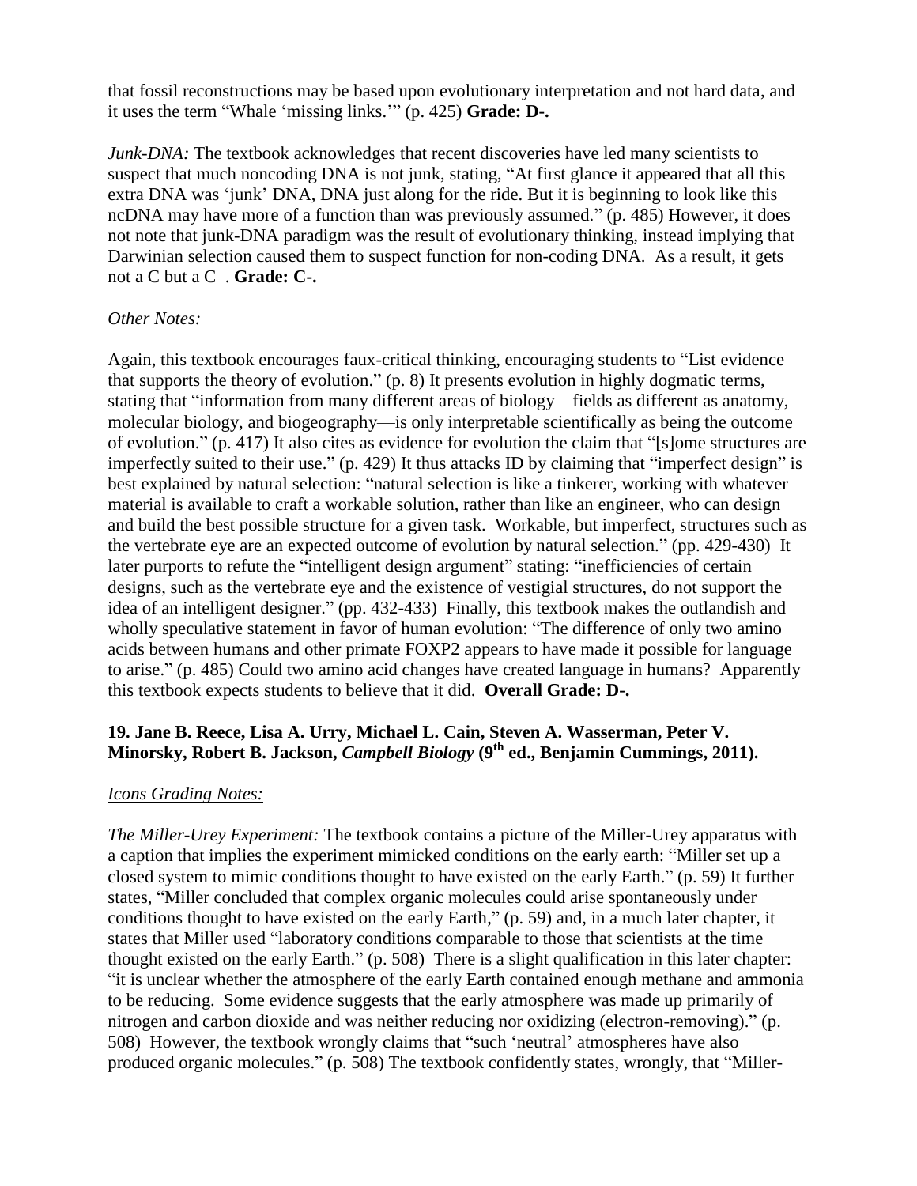that fossil reconstructions may be based upon evolutionary interpretation and not hard data, and it uses the term "Whale 'missing links.'" (p. 425) **Grade: D-.**

*Junk-DNA:* The textbook acknowledges that recent discoveries have led many scientists to suspect that much noncoding DNA is not junk, stating, "At first glance it appeared that all this extra DNA was 'junk' DNA, DNA just along for the ride. But it is beginning to look like this ncDNA may have more of a function than was previously assumed." (p. 485) However, it does not note that junk-DNA paradigm was the result of evolutionary thinking, instead implying that Darwinian selection caused them to suspect function for non-coding DNA. As a result, it gets not a C but a C–. **Grade: C-.**

*Other Notes:*

Again, this textbook encourages faux-critical thinking, encouraging students to "List evidence that supports the theory of evolution." (p. 8) It presents evolution in highly dogmatic terms, stating that "information from many different areas of biology—fields as different as anatomy, molecular biology, and biogeography—is only interpretable scientifically as being the outcome of evolution." (p. 417) It also cites as evidence for evolution the claim that "[s]ome structures are imperfectly suited to their use." (p. 429) It thus attacks ID by claiming that "imperfect design" is best explained by natural selection: "natural selection is like a tinkerer, working with whatever material is available to craft a workable solution, rather than like an engineer, who can design and build the best possible structure for a given task. Workable, but imperfect, structures such as the vertebrate eye are an expected outcome of evolution by natural selection." (pp. 429-430) It later purports to refute the "intelligent design argument" stating: "inefficiencies of certain designs, such as the vertebrate eye and the existence of vestigial structures, do not support the idea of an intelligent designer." (pp. 432-433) Finally, this textbook makes the outlandish and wholly speculative statement in favor of human evolution: "The difference of only two amino acids between humans and other primate FOXP2 appears to have made it possible for language to arise." (p. 485) Could two amino acid changes have created language in humans? Apparently this textbook expects students to believe that it did. **Overall Grade: D-.**

**19. Jane B. Reece, Lisa A. Urry, Michael L. Cain, Steven A. Wasserman, Peter V. Minorsky, Robert B. Jackson, *Campbell Biology* (9th ed., Benjamin Cummings, 2011).**

*Icons Grading Notes:*

*The Miller-Urey Experiment:* The textbook contains a picture of the Miller-Urey apparatus with a caption that implies the experiment mimicked conditions on the early earth: "Miller set up a closed system to mimic conditions thought to have existed on the early Earth." (p. 59) It further states, "Miller concluded that complex organic molecules could arise spontaneously under conditions thought to have existed on the early Earth," (p. 59) and, in a much later chapter, it states that Miller used "laboratory conditions comparable to those that scientists at the time thought existed on the early Earth." (p. 508) There is a slight qualification in this later chapter: "it is unclear whether the atmosphere of the early Earth contained enough methane and ammonia to be reducing. Some evidence suggests that the early atmosphere was made up primarily of nitrogen and carbon dioxide and was neither reducing nor oxidizing (electron-removing)." (p. 508) However, the textbook wrongly claims that "such 'neutral' atmospheres have also produced organic molecules." (p. 508) The textbook confidently states, wrongly, that "Miller-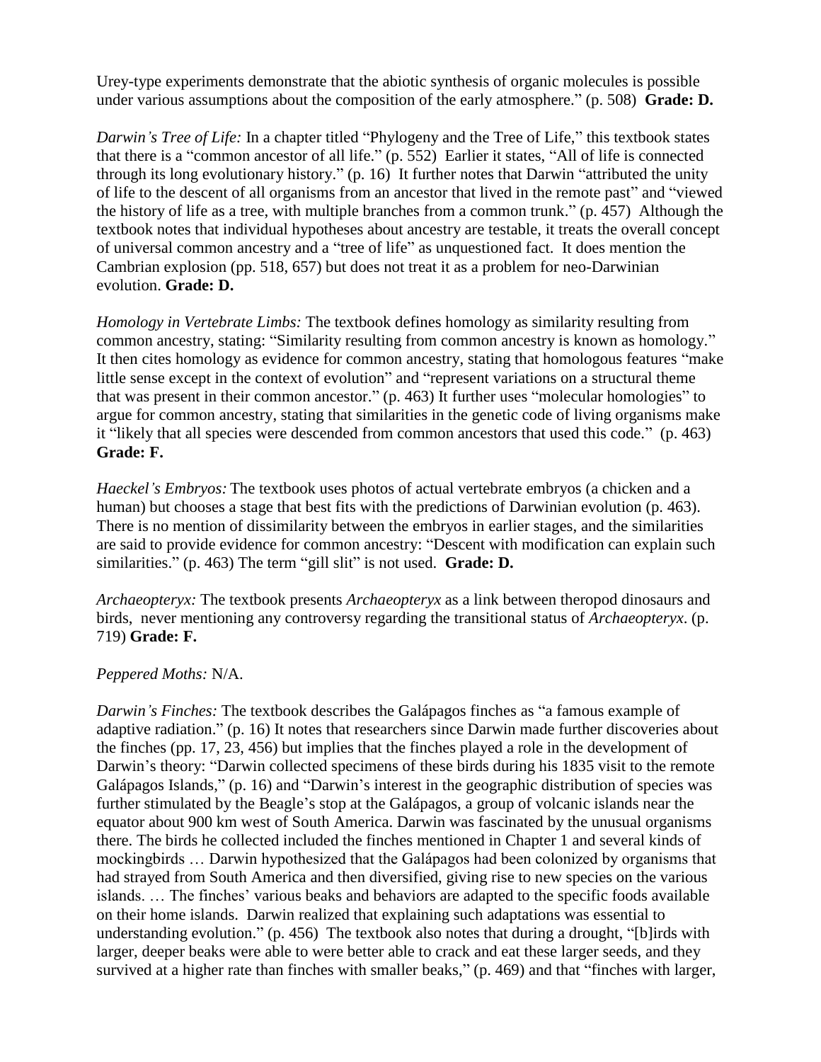Urey-type experiments demonstrate that the abiotic synthesis of organic molecules is possible under various assumptions about the composition of the early atmosphere." (p. 508) **Grade: D.**

*Darwin's Tree of Life:* In a chapter titled "Phylogeny and the Tree of Life," this textbook states that there is a "common ancestor of all life." (p. 552) Earlier it states, "All of life is connected through its long evolutionary history." (p. 16) It further notes that Darwin "attributed the unity of life to the descent of all organisms from an ancestor that lived in the remote past" and "viewed the history of life as a tree, with multiple branches from a common trunk." (p. 457) Although the textbook notes that individual hypotheses about ancestry are testable, it treats the overall concept of universal common ancestry and a "tree of life" as unquestioned fact. It does mention the Cambrian explosion (pp. 518, 657) but does not treat it as a problem for neo-Darwinian evolution. **Grade: D.**

*Homology in Vertebrate Limbs:* The textbook defines homology as similarity resulting from common ancestry, stating: "Similarity resulting from common ancestry is known as homology." It then cites homology as evidence for common ancestry, stating that homologous features "make little sense except in the context of evolution" and "represent variations on a structural theme that was present in their common ancestor." (p. 463) It further uses "molecular homologies" to argue for common ancestry, stating that similarities in the genetic code of living organisms make it "likely that all species were descended from common ancestors that used this code." (p. 463) **Grade: F.**

*Haeckel's Embryos:* The textbook uses photos of actual vertebrate embryos (a chicken and a human) but chooses a stage that best fits with the predictions of Darwinian evolution (p. 463). There is no mention of dissimilarity between the embryos in earlier stages, and the similarities are said to provide evidence for common ancestry: "Descent with modification can explain such similarities." (p. 463) The term "gill slit" is not used. **Grade: D.**

*Archaeopteryx:* The textbook presents *Archaeopteryx* as a link between theropod dinosaurs and birds, never mentioning any controversy regarding the transitional status of *Archaeopteryx*. (p. 719) **Grade: F.**

*Peppered Moths:* N/A.

*Darwin's Finches:* The textbook describes the Galápagos finches as "a famous example of adaptive radiation." (p. 16) It notes that researchers since Darwin made further discoveries about the finches (pp. 17, 23, 456) but implies that the finches played a role in the development of Darwin's theory: "Darwin collected specimens of these birds during his 1835 visit to the remote Galápagos Islands," (p. 16) and "Darwin's interest in the geographic distribution of species was further stimulated by the Beagle's stop at the Galápagos, a group of volcanic islands near the equator about 900 km west of South America. Darwin was fascinated by the unusual organisms there. The birds he collected included the finches mentioned in Chapter 1 and several kinds of mockingbirds … Darwin hypothesized that the Galápagos had been colonized by organisms that had strayed from South America and then diversified, giving rise to new species on the various islands. … The finches' various beaks and behaviors are adapted to the specific foods available on their home islands. Darwin realized that explaining such adaptations was essential to understanding evolution." (p. 456) The textbook also notes that during a drought, "[b]irds with larger, deeper beaks were able to were better able to crack and eat these larger seeds, and they survived at a higher rate than finches with smaller beaks," (p. 469) and that "finches with larger,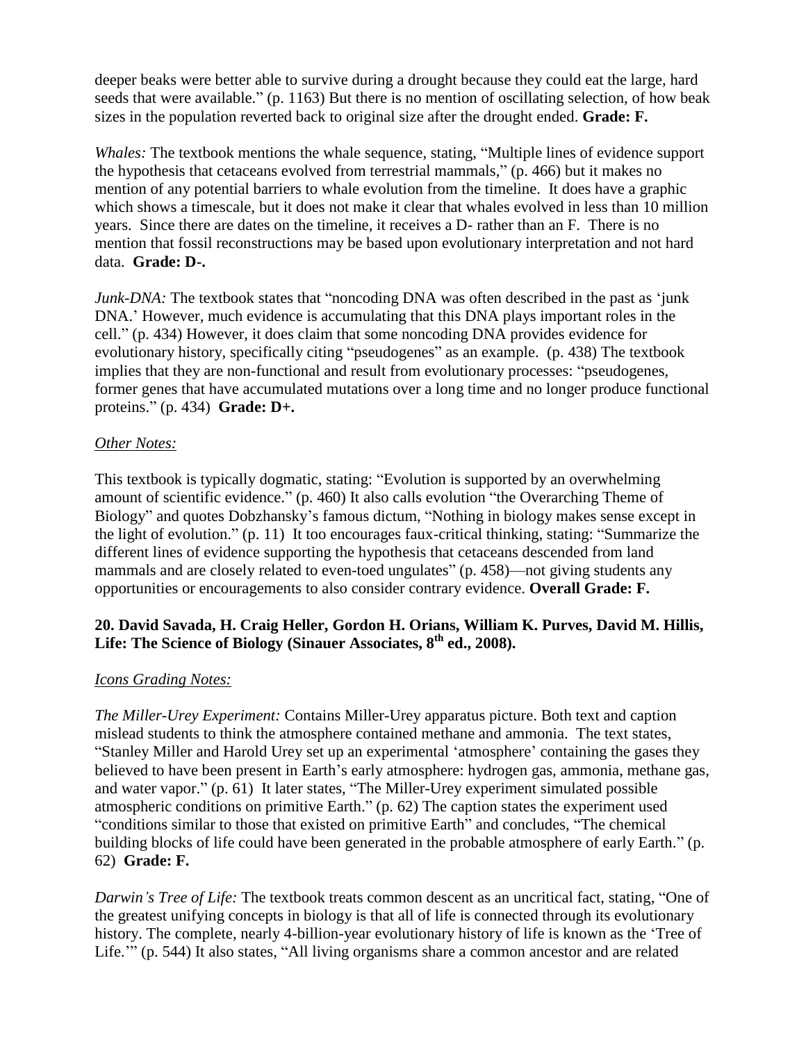deeper beaks were better able to survive during a drought because they could eat the large, hard seeds that were available." (p. 1163) But there is no mention of oscillating selection, of how beak sizes in the population reverted back to original size after the drought ended. **Grade: F.**

*Whales:* The textbook mentions the whale sequence, stating, "Multiple lines of evidence support the hypothesis that cetaceans evolved from terrestrial mammals," (p. 466) but it makes no mention of any potential barriers to whale evolution from the timeline. It does have a graphic which shows a timescale, but it does not make it clear that whales evolved in less than 10 million years. Since there are dates on the timeline, it receives a D- rather than an F. There is no mention that fossil reconstructions may be based upon evolutionary interpretation and not hard data. **Grade: D-.**

*Junk-DNA:* The textbook states that "noncoding DNA was often described in the past as 'junk DNA.' However, much evidence is accumulating that this DNA plays important roles in the cell." (p. 434) However, it does claim that some noncoding DNA provides evidence for evolutionary history, specifically citing "pseudogenes" as an example. (p. 438) The textbook implies that they are non-functional and result from evolutionary processes: "pseudogenes, former genes that have accumulated mutations over a long time and no longer produce functional proteins." (p. 434) **Grade: D+.**

*Other Notes:*

This textbook is typically dogmatic, stating: "Evolution is supported by an overwhelming amount of scientific evidence." (p. 460) It also calls evolution "the Overarching Theme of Biology" and quotes Dobzhansky's famous dictum, "Nothing in biology makes sense except in the light of evolution." (p. 11) It too encourages faux-critical thinking, stating: "Summarize the different lines of evidence supporting the hypothesis that cetaceans descended from land mammals and are closely related to even-toed ungulates" (p. 458)—not giving students any opportunities or encouragements to also consider contrary evidence. **Overall Grade: F.**

**20. David Savada, H. Craig Heller, Gordon H. Orians, William K. Purves, David M. Hillis, Life: The Science of Biology (Sinauer Associates, 8th ed., 2008).**

*Icons Grading Notes:*

*The Miller-Urey Experiment:* Contains Miller-Urey apparatus picture. Both text and caption mislead students to think the atmosphere contained methane and ammonia. The text states, "Stanley Miller and Harold Urey set up an experimental 'atmosphere' containing the gases they believed to have been present in Earth's early atmosphere: hydrogen gas, ammonia, methane gas, and water vapor." (p. 61) It later states, "The Miller-Urey experiment simulated possible atmospheric conditions on primitive Earth." (p. 62) The caption states the experiment used "conditions similar to those that existed on primitive Earth" and concludes, "The chemical building blocks of life could have been generated in the probable atmosphere of early Earth." (p. 62) **Grade: F.**

*Darwin's Tree of Life:* The textbook treats common descent as an uncritical fact, stating, "One of the greatest unifying concepts in biology is that all of life is connected through its evolutionary history. The complete, nearly 4-billion-year evolutionary history of life is known as the 'Tree of Life.'" (p. 544) It also states, "All living organisms share a common ancestor and are related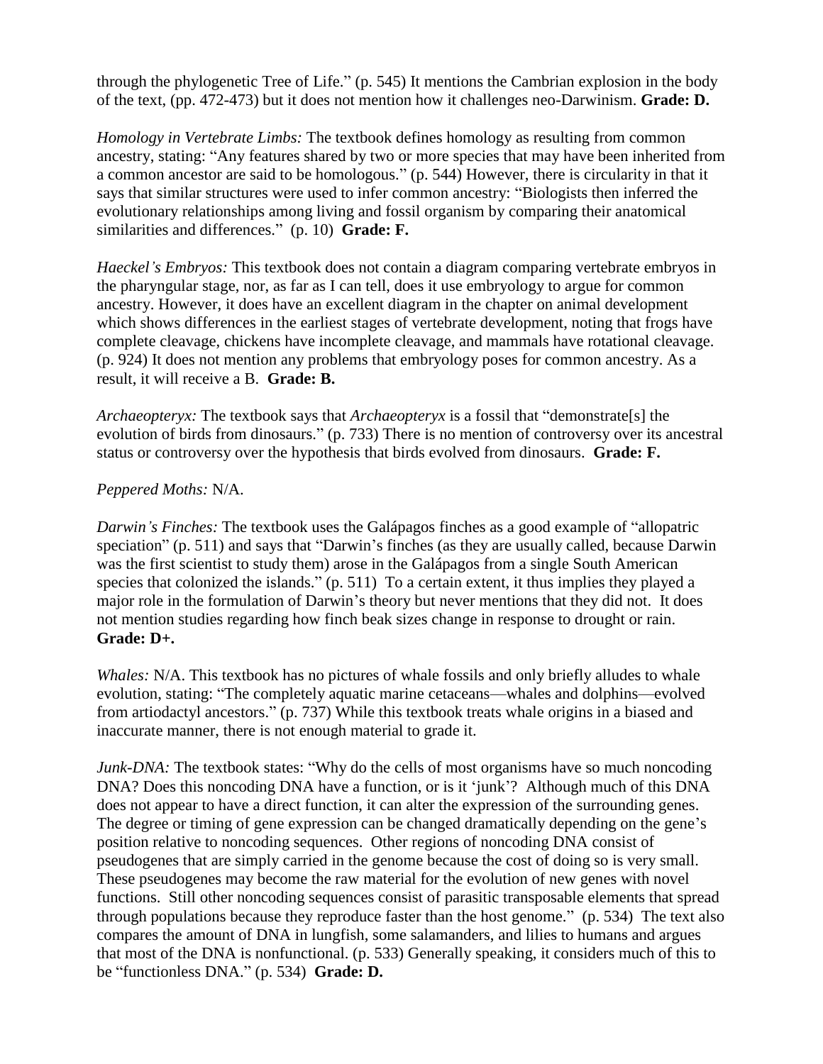through the phylogenetic Tree of Life." (p. 545) It mentions the Cambrian explosion in the body of the text, (pp. 472-473) but it does not mention how it challenges neo-Darwinism. **Grade: D.**

*Homology in Vertebrate Limbs:* The textbook defines homology as resulting from common ancestry, stating: "Any features shared by two or more species that may have been inherited from a common ancestor are said to be homologous." (p. 544) However, there is circularity in that it says that similar structures were used to infer common ancestry: "Biologists then inferred the evolutionary relationships among living and fossil organism by comparing their anatomical similarities and differences." (p. 10) **Grade: F.**

*Haeckel's Embryos:* This textbook does not contain a diagram comparing vertebrate embryos in the pharyngular stage, nor, as far as I can tell, does it use embryology to argue for common ancestry. However, it does have an excellent diagram in the chapter on animal development which shows differences in the earliest stages of vertebrate development, noting that frogs have complete cleavage, chickens have incomplete cleavage, and mammals have rotational cleavage. (p. 924) It does not mention any problems that embryology poses for common ancestry. As a result, it will receive a B. **Grade: B.**

*Archaeopteryx:* The textbook says that *Archaeopteryx* is a fossil that "demonstrate[s] the evolution of birds from dinosaurs." (p. 733) There is no mention of controversy over its ancestral status or controversy over the hypothesis that birds evolved from dinosaurs. **Grade: F.**

*Peppered Moths:* N/A.

*Darwin's Finches:* The textbook uses the Galápagos finches as a good example of "allopatric speciation" (p. 511) and says that "Darwin's finches (as they are usually called, because Darwin was the first scientist to study them) arose in the Galápagos from a single South American species that colonized the islands." (p. 511) To a certain extent, it thus implies they played a major role in the formulation of Darwin's theory but never mentions that they did not. It does not mention studies regarding how finch beak sizes change in response to drought or rain. **Grade: D+.**

*Whales:* N/A. This textbook has no pictures of whale fossils and only briefly alludes to whale evolution, stating: "The completely aquatic marine cetaceans—whales and dolphins—evolved from artiodactyl ancestors." (p. 737) While this textbook treats whale origins in a biased and inaccurate manner, there is not enough material to grade it.

*Junk-DNA:* The textbook states: "Why do the cells of most organisms have so much noncoding DNA? Does this noncoding DNA have a function, or is it 'junk'? Although much of this DNA does not appear to have a direct function, it can alter the expression of the surrounding genes. The degree or timing of gene expression can be changed dramatically depending on the gene's position relative to noncoding sequences. Other regions of noncoding DNA consist of pseudogenes that are simply carried in the genome because the cost of doing so is very small. These pseudogenes may become the raw material for the evolution of new genes with novel functions. Still other noncoding sequences consist of parasitic transposable elements that spread through populations because they reproduce faster than the host genome." (p. 534) The text also compares the amount of DNA in lungfish, some salamanders, and lilies to humans and argues that most of the DNA is nonfunctional. (p. 533) Generally speaking, it considers much of this to be "functionless DNA." (p. 534) **Grade: D.**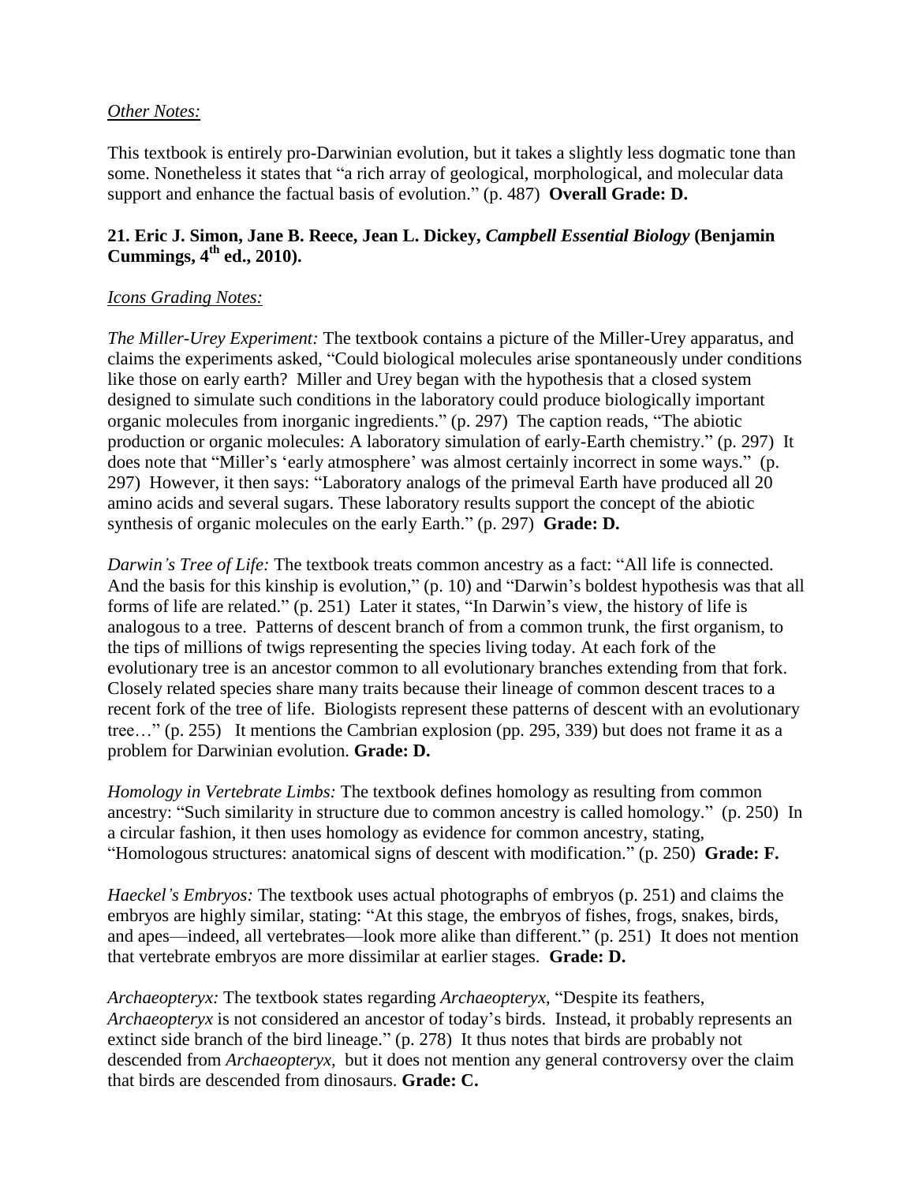*Other Notes:*

This textbook is entirely pro-Darwinian evolution, but it takes a slightly less dogmatic tone than some. Nonetheless it states that "a rich array of geological, morphological, and molecular data support and enhance the factual basis of evolution." (p. 487) **Overall Grade: D.**

**21. Eric J. Simon, Jane B. Reece, Jean L. Dickey, *Campbell Essential Biology* (Benjamin Cummings, 4th ed., 2010).**

*Icons Grading Notes:*

*The Miller-Urey Experiment:* The textbook contains a picture of the Miller-Urey apparatus, and claims the experiments asked, "Could biological molecules arise spontaneously under conditions like those on early earth? Miller and Urey began with the hypothesis that a closed system designed to simulate such conditions in the laboratory could produce biologically important organic molecules from inorganic ingredients." (p. 297) The caption reads, "The abiotic production or organic molecules: A laboratory simulation of early-Earth chemistry." (p. 297) It does note that "Miller's 'early atmosphere' was almost certainly incorrect in some ways." (p. 297) However, it then says: "Laboratory analogs of the primeval Earth have produced all 20 amino acids and several sugars. These laboratory results support the concept of the abiotic synthesis of organic molecules on the early Earth." (p. 297) **Grade: D.**

*Darwin's Tree of Life:* The textbook treats common ancestry as a fact: "All life is connected. And the basis for this kinship is evolution," (p. 10) and "Darwin's boldest hypothesis was that all forms of life are related." (p. 251) Later it states, "In Darwin's view, the history of life is analogous to a tree. Patterns of descent branch of from a common trunk, the first organism, to the tips of millions of twigs representing the species living today. At each fork of the evolutionary tree is an ancestor common to all evolutionary branches extending from that fork. Closely related species share many traits because their lineage of common descent traces to a recent fork of the tree of life. Biologists represent these patterns of descent with an evolutionary tree…" (p. 255) It mentions the Cambrian explosion (pp. 295, 339) but does not frame it as a problem for Darwinian evolution. **Grade: D.**

*Homology in Vertebrate Limbs:* The textbook defines homology as resulting from common ancestry: "Such similarity in structure due to common ancestry is called homology." (p. 250) In a circular fashion, it then uses homology as evidence for common ancestry, stating, "Homologous structures: anatomical signs of descent with modification." (p. 250) **Grade: F.**

*Haeckel's Embryos:* The textbook uses actual photographs of embryos (p. 251) and claims the embryos are highly similar, stating: "At this stage, the embryos of fishes, frogs, snakes, birds, and apes—indeed, all vertebrates—look more alike than different." (p. 251) It does not mention that vertebrate embryos are more dissimilar at earlier stages. **Grade: D.**

*Archaeopteryx:* The textbook states regarding *Archaeopteryx*, "Despite its feathers, *Archaeopteryx* is not considered an ancestor of today's birds. Instead, it probably represents an extinct side branch of the bird lineage." (p. 278) It thus notes that birds are probably not descended from *Archaeopteryx*, but it does not mention any general controversy over the claim that birds are descended from dinosaurs. **Grade: C.**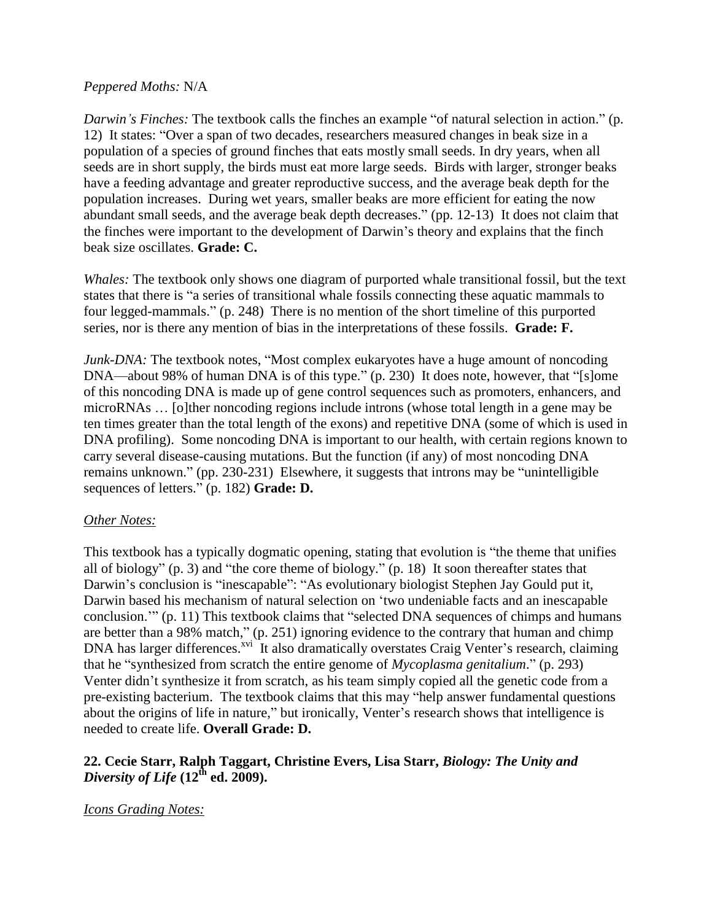*Peppered Moths:* N/A

*Darwin's Finches:* The textbook calls the finches an example "of natural selection in action." (p. 12) It states: "Over a span of two decades, researchers measured changes in beak size in a population of a species of ground finches that eats mostly small seeds. In dry years, when all seeds are in short supply, the birds must eat more large seeds. Birds with larger, stronger beaks have a feeding advantage and greater reproductive success, and the average beak depth for the population increases. During wet years, smaller beaks are more efficient for eating the now abundant small seeds, and the average beak depth decreases." (pp. 12-13) It does not claim that the finches were important to the development of Darwin's theory and explains that the finch beak size oscillates. **Grade: C.**

*Whales:* The textbook only shows one diagram of purported whale transitional fossil, but the text states that there is "a series of transitional whale fossils connecting these aquatic mammals to four legged-mammals." (p. 248) There is no mention of the short timeline of this purported series, nor is there any mention of bias in the interpretations of these fossils. **Grade: F.**

*Junk-DNA:* The textbook notes, "Most complex eukaryotes have a huge amount of noncoding DNA—about 98% of human DNA is of this type." (p. 230) It does note, however, that "[s]ome of this noncoding DNA is made up of gene control sequences such as promoters, enhancers, and microRNAs … [o]ther noncoding regions include introns (whose total length in a gene may be ten times greater than the total length of the exons) and repetitive DNA (some of which is used in DNA profiling). Some noncoding DNA is important to our health, with certain regions known to carry several disease-causing mutations. But the function (if any) of most noncoding DNA remains unknown." (pp. 230-231) Elsewhere, it suggests that introns may be "unintelligible sequences of letters." (p. 182) **Grade: D.**

*Other Notes:*

This textbook has a typically dogmatic opening, stating that evolution is "the theme that unifies all of biology" (p. 3) and "the core theme of biology." (p. 18) It soon thereafter states that Darwin's conclusion is "inescapable": "As evolutionary biologist Stephen Jay Gould put it, Darwin based his mechanism of natural selection on 'two undeniable facts and an inescapable conclusion.'" (p. 11) This textbook claims that "selected DNA sequences of chimps and humans are better than a 98% match," (p. 251) ignoring evidence to the contrary that human and chimp DNA has larger differences.[xvi] It also dramatically overstates Craig Venter's research, claiming that he "synthesized from scratch the entire genome of *Mycoplasma genitalium*." (p. 293) Venter didn't synthesize it from scratch, as his team simply copied all the genetic code from a pre-existing bacterium. The textbook claims that this may "help answer fundamental questions about the origins of life in nature," but ironically, Venter's research shows that intelligence is needed to create life. **Overall Grade: D.**

### 22. Cecie Starr, Ralph Taggart, Christine Evers, Lisa Starr, *Biology: The Unity and Diversity of Life* (12th ed. 2009).

*Icons Grading Notes:*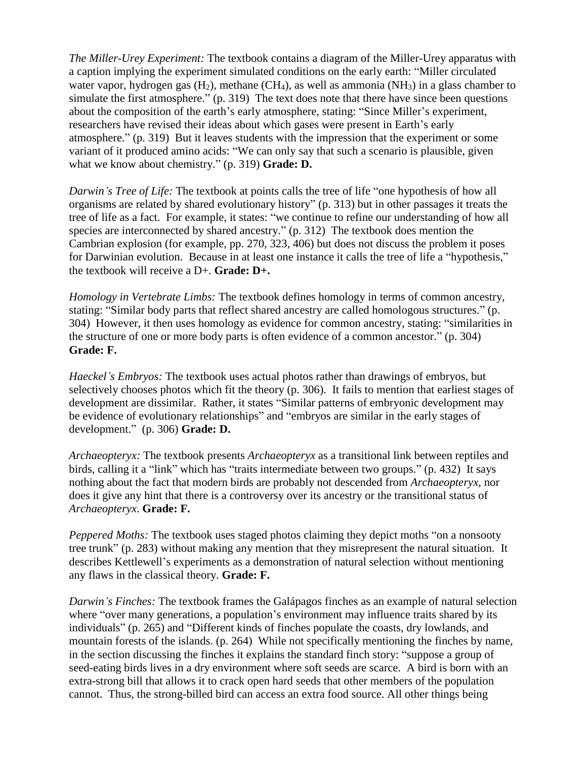*The Miller-Urey Experiment:* The textbook contains a diagram of the Miller-Urey apparatus with a caption implying the experiment simulated conditions on the early earth: "Miller circulated water vapor, hydrogen gas ($H_2$), methane ($CH_4$), as well as ammonia ($NH_3$) in a glass chamber to simulate the first atmosphere." (p. 319) The text does note that there have since been questions about the composition of the earth's early atmosphere, stating: "Since Miller's experiment, researchers have revised their ideas about which gases were present in Earth's early atmosphere." (p. 319) But it leaves students with the impression that the experiment or some variant of it produced amino acids: "We can only say that such a scenario is plausible, given what we know about chemistry." (p. 319) **Grade: D.**

*Darwin's Tree of Life:* The textbook at points calls the tree of life "one hypothesis of how all organisms are related by shared evolutionary history" (p. 313) but in other passages it treats the tree of life as a fact. For example, it states: "we continue to refine our understanding of how all species are interconnected by shared ancestry." (p. 312) The textbook does mention the Cambrian explosion (for example, pp. 270, 323, 406) but does not discuss the problem it poses for Darwinian evolution. Because in at least one instance it calls the tree of life a "hypothesis," the textbook will receive a D+. **Grade: D+.**

*Homology in Vertebrate Limbs:* The textbook defines homology in terms of common ancestry, stating: "Similar body parts that reflect shared ancestry are called homologous structures." (p. 304) However, it then uses homology as evidence for common ancestry, stating: "similarities in the structure of one or more body parts is often evidence of a common ancestor." (p. 304) **Grade: F.**

*Haeckel's Embryos:* The textbook uses actual photos rather than drawings of embryos, but selectively chooses photos which fit the theory (p. 306). It fails to mention that earliest stages of development are dissimilar. Rather, it states "Similar patterns of embryonic development may be evidence of evolutionary relationships" and "embryos are similar in the early stages of development." (p. 306) **Grade: D.**

*Archaeopteryx:* The textbook presents *Archaeopteryx* as a transitional link between reptiles and birds, calling it a "link" which has "traits intermediate between two groups." (p. 432) It says nothing about the fact that modern birds are probably not descended from *Archaeopteryx*, nor does it give any hint that there is a controversy over its ancestry or the transitional status of *Archaeopteryx*. **Grade: F.**

*Peppered Moths:* The textbook uses staged photos claiming they depict moths "on a nonsooty tree trunk" (p. 283) without making any mention that they misrepresent the natural situation. It describes Kettlewell's experiments as a demonstration of natural selection without mentioning any flaws in the classical theory. **Grade: F.**

*Darwin's Finches:* The textbook frames the Galápagos finches as an example of natural selection where "over many generations, a population's environment may influence traits shared by its individuals" (p. 265) and "Different kinds of finches populate the coasts, dry lowlands, and mountain forests of the islands. (p. 264) While not specifically mentioning the finches by name, in the section discussing the finches it explains the standard finch story: "suppose a group of seed-eating birds lives in a dry environment where soft seeds are scarce. A bird is born with an extra-strong bill that allows it to crack open hard seeds that other members of the population cannot. Thus, the strong-billed bird can access an extra food source. All other things being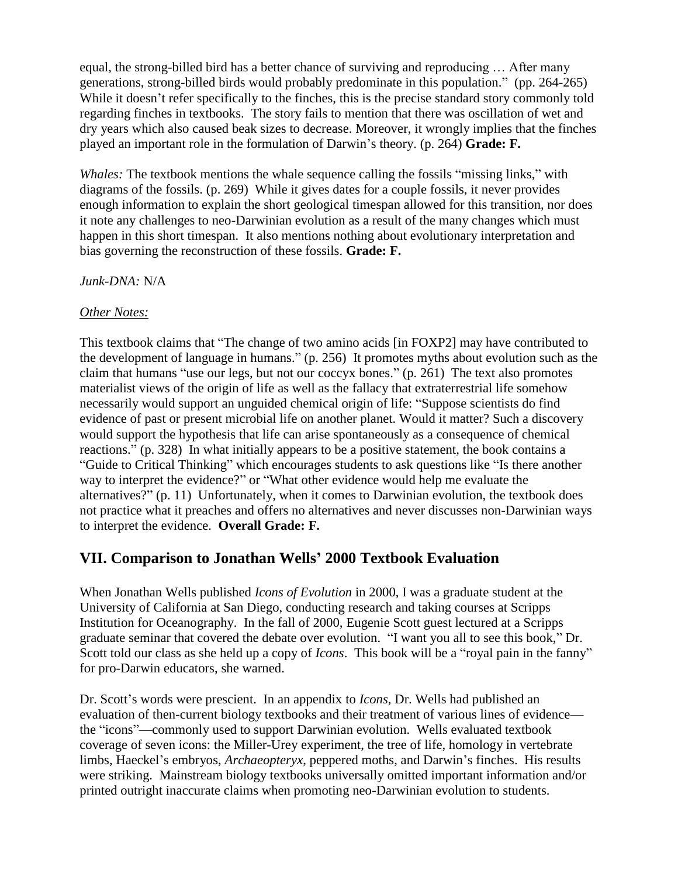equal, the strong-billed bird has a better chance of surviving and reproducing … After many generations, strong-billed birds would probably predominate in this population." (pp. 264-265) While it doesn't refer specifically to the finches, this is the precise standard story commonly told regarding finches in textbooks. The story fails to mention that there was oscillation of wet and dry years which also caused beak sizes to decrease. Moreover, it wrongly implies that the finches played an important role in the formulation of Darwin's theory. (p. 264) **Grade: F.**

*Whales:* The textbook mentions the whale sequence calling the fossils "missing links," with diagrams of the fossils. (p. 269) While it gives dates for a couple fossils, it never provides enough information to explain the short geological timespan allowed for this transition, nor does it note any challenges to neo-Darwinian evolution as a result of the many changes which must happen in this short timespan. It also mentions nothing about evolutionary interpretation and bias governing the reconstruction of these fossils. **Grade: F.**

*Junk-DNA:* N/A

*Other Notes:*

This textbook claims that "The change of two amino acids [in FOXP2] may have contributed to the development of language in humans." (p. 256) It promotes myths about evolution such as the claim that humans "use our legs, but not our coccyx bones." (p. 261) The text also promotes materialist views of the origin of life as well as the fallacy that extraterrestrial life somehow necessarily would support an unguided chemical origin of life: "Suppose scientists do find evidence of past or present microbial life on another planet. Would it matter? Such a discovery would support the hypothesis that life can arise spontaneously as a consequence of chemical reactions." (p. 328) In what initially appears to be a positive statement, the book contains a "Guide to Critical Thinking" which encourages students to ask questions like "Is there another way to interpret the evidence?" or "What other evidence would help me evaluate the alternatives?" (p. 11) Unfortunately, when it comes to Darwinian evolution, the textbook does not practice what it preaches and offers no alternatives and never discusses non-Darwinian ways to interpret the evidence. **Overall Grade: F.**

## VII. Comparison to Jonathan Wells' 2000 Textbook Evaluation

When Jonathan Wells published *Icons of Evolution* in 2000, I was a graduate student at the University of California at San Diego, conducting research and taking courses at Scripps Institution for Oceanography. In the fall of 2000, Eugenie Scott guest lectured at a Scripps graduate seminar that covered the debate over evolution. "I want you all to see this book," Dr. Scott told our class as she held up a copy of *Icons*. This book will be a "royal pain in the fanny" for pro-Darwin educators, she warned.

Dr. Scott's words were prescient. In an appendix to *Icons*, Dr. Wells had published an evaluation of then-current biology textbooks and their treatment of various lines of evidence—the "icons"—commonly used to support Darwinian evolution. Wells evaluated textbook coverage of seven icons: the Miller-Urey experiment, the tree of life, homology in vertebrate limbs, Haeckel's embryos, *Archaeopteryx*, peppered moths, and Darwin's finches. His results were striking. Mainstream biology textbooks universally omitted important information and/or printed outright inaccurate claims when promoting neo-Darwinian evolution to students.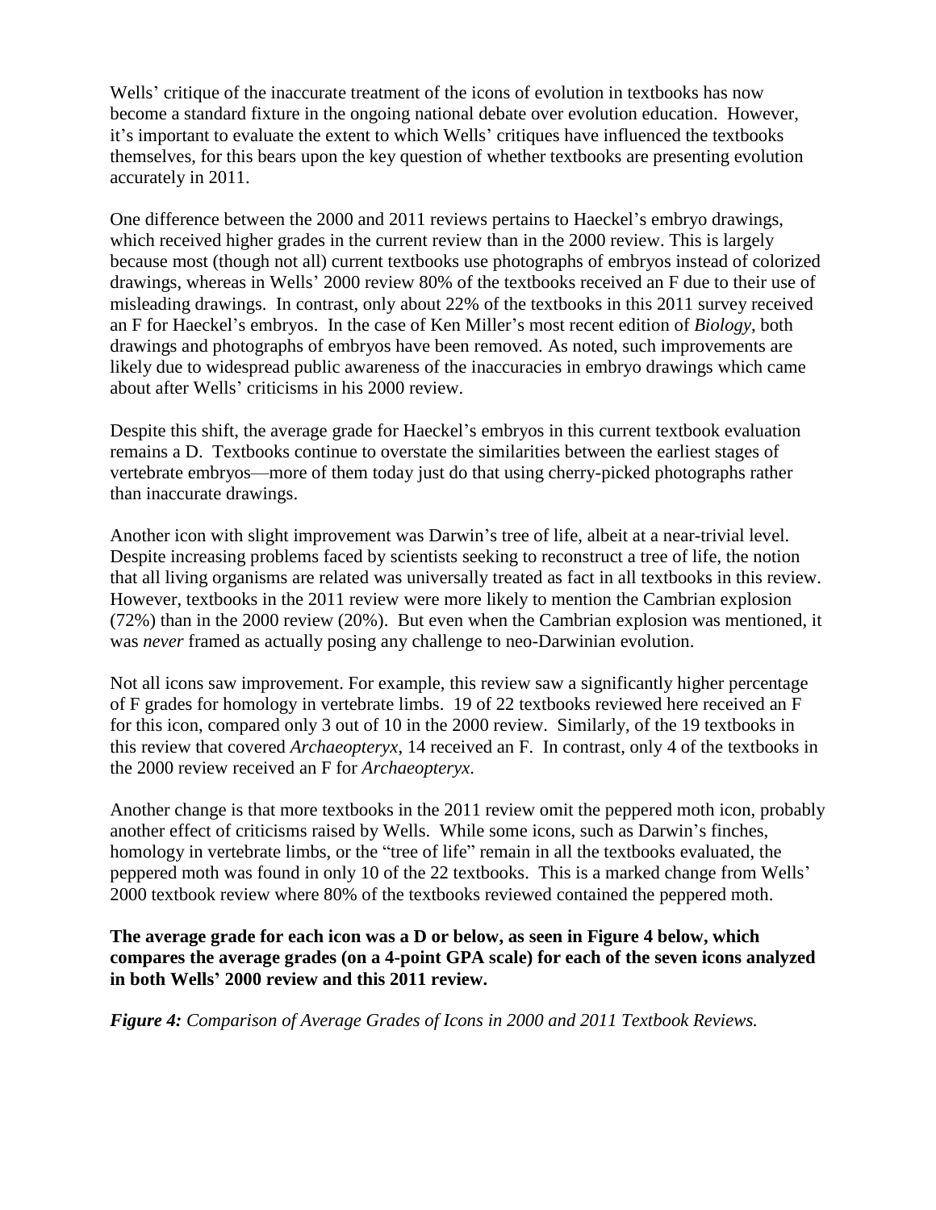Wells' critique of the inaccurate treatment of the icons of evolution in textbooks has now become a standard fixture in the ongoing national debate over evolution education. However, it's important to evaluate the extent to which Wells' critiques have influenced the textbooks themselves, for this bears upon the key question of whether textbooks are presenting evolution accurately in 2011.

One difference between the 2000 and 2011 reviews pertains to Haeckel's embryo drawings, which received higher grades in the current review than in the 2000 review. This is largely because most (though not all) current textbooks use photographs of embryos instead of colorized drawings, whereas in Wells' 2000 review 80% of the textbooks received an F due to their use of misleading drawings. In contrast, only about 22% of the textbooks in this 2011 survey received an F for Haeckel's embryos. In the case of Ken Miller's most recent edition of *Biology*, both drawings and photographs of embryos have been removed. As noted, such improvements are likely due to widespread public awareness of the inaccuracies in embryo drawings which came about after Wells' criticisms in his 2000 review.

Despite this shift, the average grade for Haeckel's embryos in this current textbook evaluation remains a D. Textbooks continue to overstate the similarities between the earliest stages of vertebrate embryos—more of them today just do that using cherry-picked photographs rather than inaccurate drawings.

Another icon with slight improvement was Darwin's tree of life, albeit at a near-trivial level. Despite increasing problems faced by scientists seeking to reconstruct a tree of life, the notion that all living organisms are related was universally treated as fact in all textbooks in this review. However, textbooks in the 2011 review were more likely to mention the Cambrian explosion (72%) than in the 2000 review (20%). But even when the Cambrian explosion was mentioned, it was *never* framed as actually posing any challenge to neo-Darwinian evolution.

Not all icons saw improvement. For example, this review saw a significantly higher percentage of F grades for homology in vertebrate limbs. 19 of 22 textbooks reviewed here received an F for this icon, compared only 3 out of 10 in the 2000 review. Similarly, of the 19 textbooks in this review that covered *Archaeopteryx*, 14 received an F. In contrast, only 4 of the textbooks in the 2000 review received an F for *Archaeopteryx*.

Another change is that more textbooks in the 2011 review omit the peppered moth icon, probably another effect of criticisms raised by Wells. While some icons, such as Darwin's finches, homology in vertebrate limbs, or the "tree of life" remain in all the textbooks evaluated, the peppered moth was found in only 10 of the 22 textbooks. This is a marked change from Wells' 2000 textbook review where 80% of the textbooks reviewed contained the peppered moth.

**The average grade for each icon was a D or below, as seen in Figure 4 below, which compares the average grades (on a 4-point GPA scale) for each of the seven icons analyzed in both Wells' 2000 review and this 2011 review.**

***Figure 4:*** *Comparison of Average Grades of Icons in 2000 and 2011 Textbook Reviews.*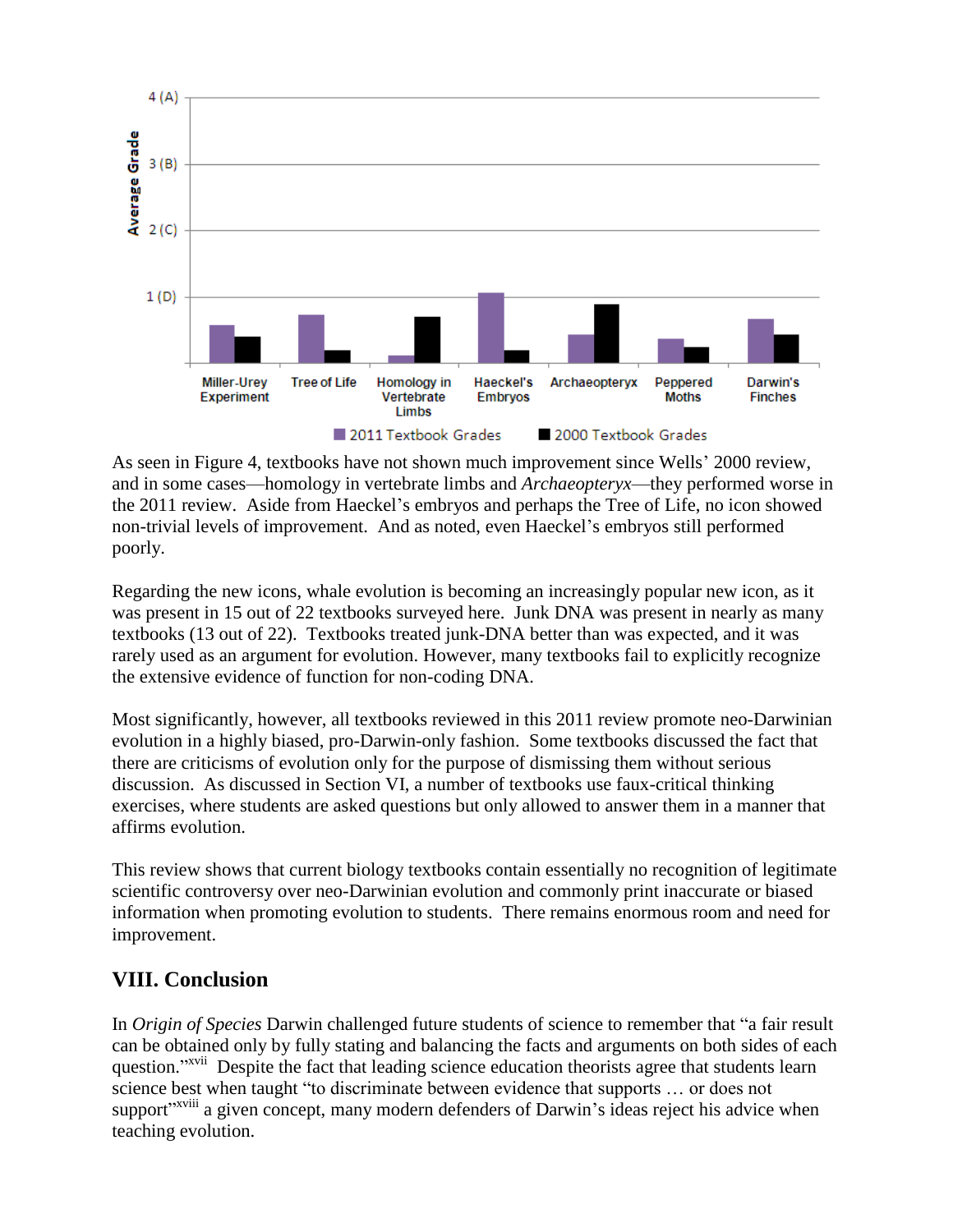As seen in Figure 4, textbooks have not shown much improvement since Wells' 2000 review, and in some cases—homology in vertebrate limbs and *Archaeopteryx*—they performed worse in the 2011 review. Aside from Haeckel's embryos and perhaps the Tree of Life, no icon showed non-trivial levels of improvement. And as noted, even Haeckel's embryos still performed poorly.

Regarding the new icons, whale evolution is becoming an increasingly popular new icon, as it was present in 15 out of 22 textbooks surveyed here. Junk DNA was present in nearly as many textbooks (13 out of 22). Textbooks treated junk-DNA better than was expected, and it was rarely used as an argument for evolution. However, many textbooks fail to explicitly recognize the extensive evidence of function for non-coding DNA.

Most significantly, however, all textbooks reviewed in this 2011 review promote neo-Darwinian evolution in a highly biased, pro-Darwin-only fashion. Some textbooks discussed the fact that there are criticisms of evolution only for the purpose of dismissing them without serious discussion. As discussed in Section VI, a number of textbooks use faux-critical thinking exercises, where students are asked questions but only allowed to answer them in a manner that affirms evolution.

This review shows that current biology textbooks contain essentially no recognition of legitimate scientific controversy over neo-Darwinian evolution and commonly print inaccurate or biased information when promoting evolution to students. There remains enormous room and need for improvement.

## VIII. Conclusion

In *Origin of Species* Darwin challenged future students of science to remember that "a fair result can be obtained only by fully stating and balancing the facts and arguments on both sides of each question."[xvii] Despite the fact that leading science education theorists agree that students learn science best when taught "to discriminate between evidence that supports … or does not support"[xviii] a given concept, many modern defenders of Darwin's ideas reject his advice when teaching evolution.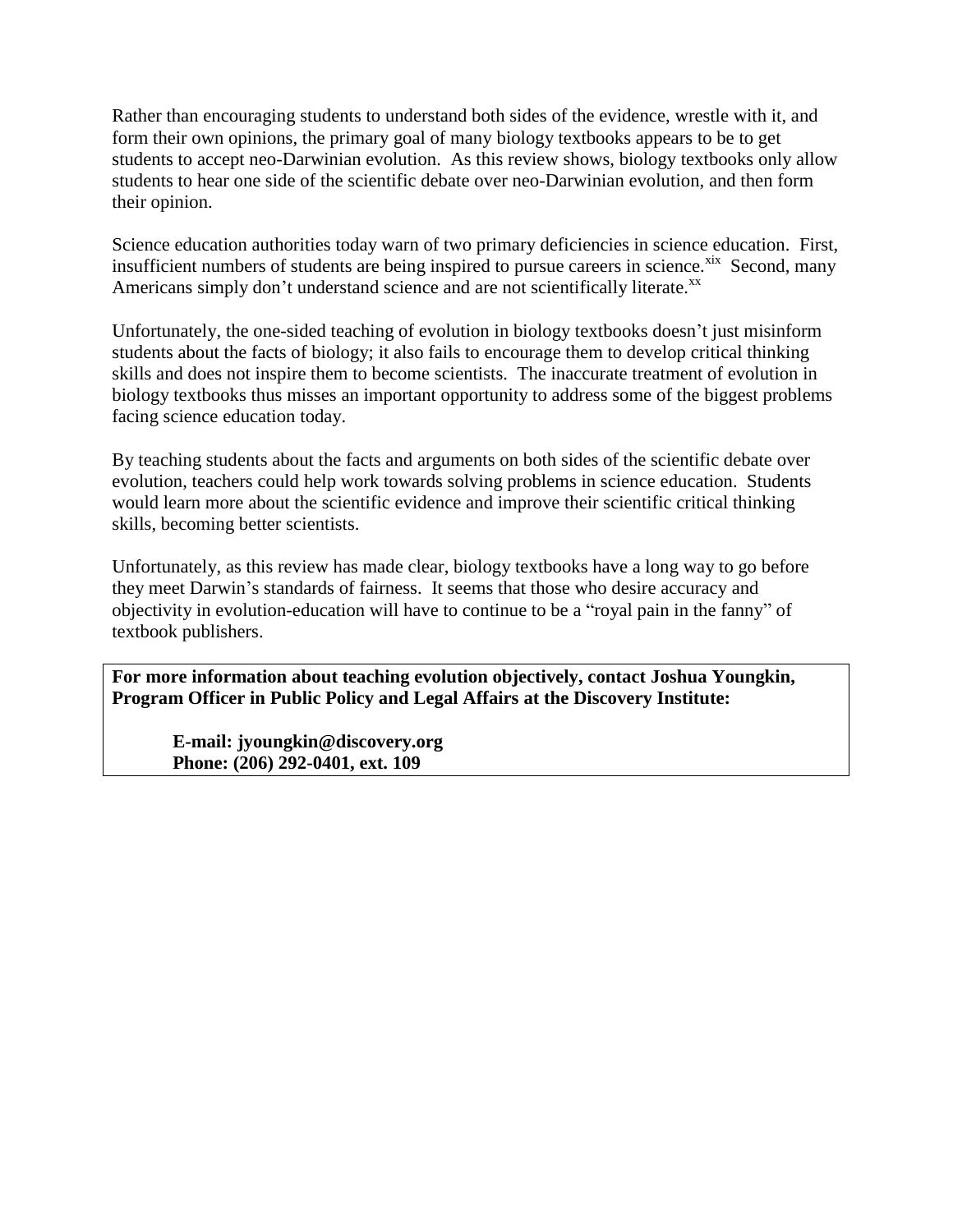Rather than encouraging students to understand both sides of the evidence, wrestle with it, and form their own opinions, the primary goal of many biology textbooks appears to be to get students to accept neo-Darwinian evolution. As this review shows, biology textbooks only allow students to hear one side of the scientific debate over neo-Darwinian evolution, and then form their opinion.

Science education authorities today warn of two primary deficiencies in science education. First, insufficient numbers of students are being inspired to pursue careers in science.[xix] Second, many Americans simply don't understand science and are not scientifically literate.[xx]

Unfortunately, the one-sided teaching of evolution in biology textbooks doesn't just misinform students about the facts of biology; it also fails to encourage them to develop critical thinking skills and does not inspire them to become scientists. The inaccurate treatment of evolution in biology textbooks thus misses an important opportunity to address some of the biggest problems facing science education today.

By teaching students about the facts and arguments on both sides of the scientific debate over evolution, teachers could help work towards solving problems in science education. Students would learn more about the scientific evidence and improve their scientific critical thinking skills, becoming better scientists.

Unfortunately, as this review has made clear, biology textbooks have a long way to go before they meet Darwin's standards of fairness. It seems that those who desire accuracy and objectivity in evolution-education will have to continue to be a "royal pain in the fanny" of textbook publishers.

**For more information about teaching evolution objectively, contact Joshua Youngkin, Program Officer in Public Policy and Legal Affairs at the Discovery Institute:**

**E-mail: jyoungkin@discovery.org**
**Phone: (206) 292-0401, ext. 109**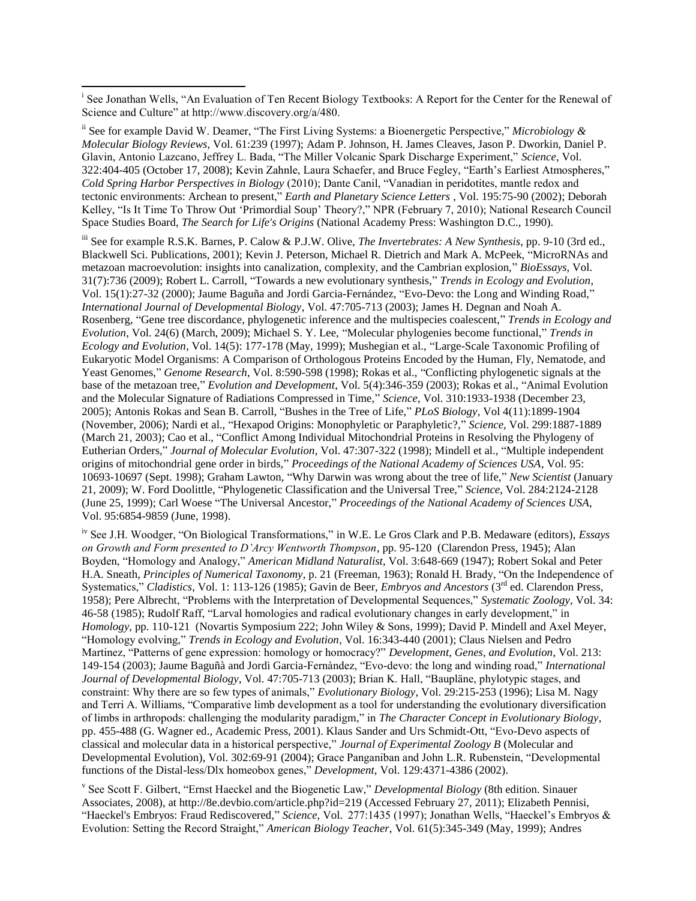[i] See Jonathan Wells, "An Evaluation of Ten Recent Biology Textbooks: A Report for the Center for the Renewal of Science and Culture" at http://www.discovery.org/a/480.

[ii] See for example David W. Deamer, "The First Living Systems: a Bioenergetic Perspective," *Microbiology & Molecular Biology Reviews*, Vol. 61:239 (1997); Adam P. Johnson, H. James Cleaves, Jason P. Dworkin, Daniel P. Glavin, Antonio Lazcano, Jeffrey L. Bada, "The Miller Volcanic Spark Discharge Experiment," *Science*, Vol. 322:404-405 (October 17, 2008); Kevin Zahnle, Laura Schaefer, and Bruce Fegley, "Earth's Earliest Atmospheres," *Cold Spring Harbor Perspectives in Biology* (2010); Dante Canil, "Vanadian in peridotites, mantle redox and tectonic environments: Archean to present," *Earth and Planetary Science Letters* , Vol. 195:75-90 (2002); Deborah Kelley, "Is It Time To Throw Out 'Primordial Soup' Theory?," NPR (February 7, 2010); National Research Council Space Studies Board, *The Search for Life's Origins* (National Academy Press: Washington D.C., 1990).

[iii] See for example R.S.K. Barnes, P. Calow & P.J.W. Olive, *The Invertebrates: A New Synthesis*, pp. 9-10 (3rd ed., Blackwell Sci. Publications, 2001); Kevin J. Peterson, Michael R. Dietrich and Mark A. McPeek, "MicroRNAs and metazoan macroevolution: insights into canalization, complexity, and the Cambrian explosion," *BioEssays*, Vol. 31(7):736 (2009); Robert L. Carroll, "Towards a new evolutionary synthesis," *Trends in Ecology and Evolution*, Vol. 15(1):27-32 (2000); Jaume Baguña and Jordi Garcia-Fernández, "Evo-Devo: the Long and Winding Road," *International Journal of Developmental Biology*, Vol. 47:705-713 (2003); James H. Degnan and Noah A. Rosenberg, "Gene tree discordance, phylogenetic inference and the multispecies coalescent," *Trends in Ecology and Evolution*, Vol. 24(6) (March, 2009); Michael S. Y. Lee, "Molecular phylogenies become functional," *Trends in Ecology and Evolution*, Vol. 14(5): 177-178 (May, 1999); Mushegian et al., "Large-Scale Taxonomic Profiling of Eukaryotic Model Organisms: A Comparison of Orthologous Proteins Encoded by the Human, Fly, Nematode, and Yeast Genomes," *Genome Research*, Vol. 8:590-598 (1998); Rokas et al., "Conflicting phylogenetic signals at the base of the metazoan tree," *Evolution and Development*, Vol. 5(4):346-359 (2003); Rokas et al., "Animal Evolution and the Molecular Signature of Radiations Compressed in Time," *Science*, Vol. 310:1933-1938 (December 23, 2005); Antonis Rokas and Sean B. Carroll, "Bushes in the Tree of Life," *PLoS Biology*, Vol 4(11):1899-1904 (November, 2006); Nardi et al., "Hexapod Origins: Monophyletic or Paraphyletic?," *Science*, Vol. 299:1887-1889 (March 21, 2003); Cao et al., "Conflict Among Individual Mitochondrial Proteins in Resolving the Phylogeny of Eutherian Orders," *Journal of Molecular Evolution*, Vol. 47:307-322 (1998); Mindell et al., "Multiple independent origins of mitochondrial gene order in birds," *Proceedings of the National Academy of Sciences USA*, Vol. 95: 10693-10697 (Sept. 1998); Graham Lawton, "Why Darwin was wrong about the tree of life," *New Scientist* (January 21, 2009); W. Ford Doolittle, "Phylogenetic Classification and the Universal Tree," *Science*, Vol. 284:2124-2128 (June 25, 1999); Carl Woese "The Universal Ancestor," *Proceedings of the National Academy of Sciences USA*, Vol. 95:6854-9859 (June, 1998).

[iv] See J.H. Woodger, "On Biological Transformations," in W.E. Le Gros Clark and P.B. Medaware (editors), *Essays on Growth and Form presented to D'Arcy Wentworth Thompson*, pp. 95-120 (Clarendon Press, 1945); Alan Boyden, "Homology and Analogy," *American Midland Naturalist*, Vol. 3:648-669 (1947); Robert Sokal and Peter H.A. Sneath, *Principles of Numerical Taxonomy*, p. 21 (Freeman, 1963); Ronald H. Brady, "On the Independence of Systematics," *Cladistics*, Vol. 1: 113-126 (1985); Gavin de Beer, *Embryos and Ancestors* (3rd ed. Clarendon Press, 1958); Pere Albrecht, "Problems with the Interpretation of Developmental Sequences," *Systematic Zoology*, Vol. 34: 46-58 (1985); Rudolf Raff, "Larval homologies and radical evolutionary changes in early development," in *Homology*, pp. 110-121 (Novartis Symposium 222; John Wiley & Sons, 1999); David P. Mindell and Axel Meyer, "Homology evolving," *Trends in Ecology and Evolution*, Vol. 16:343-440 (2001); Claus Nielsen and Pedro Martinez, "Patterns of gene expression: homology or homocracy?" *Development, Genes, and Evolution*, Vol. 213: 149-154 (2003); Jaume Baguñà and Jordi Garcia-Fernàndez, "Evo-devo: the long and winding road," *International Journal of Developmental Biology*, Vol. 47:705-713 (2003); Brian K. Hall, "Baupläne, phylotypic stages, and constraint: Why there are so few types of animals," *Evolutionary Biology*, Vol. 29:215-253 (1996); Lisa M. Nagy and Terri A. Williams, "Comparative limb development as a tool for understanding the evolutionary diversification of limbs in arthropods: challenging the modularity paradigm," in *The Character Concept in Evolutionary Biology*, pp. 455-488 (G. Wagner ed., Academic Press, 2001). Klaus Sander and Urs Schmidt-Ott, "Evo-Devo aspects of classical and molecular data in a historical perspective," *Journal of Experimental Zoology B* (Molecular and Developmental Evolution), Vol. 302:69-91 (2004); Grace Panganiban and John L.R. Rubenstein, "Developmental functions of the Distal-less/Dlx homeobox genes," *Development*, Vol. 129:4371-4386 (2002).

[v] See Scott F. Gilbert, "Ernst Haeckel and the Biogenetic Law," *Developmental Biology* (8th edition. Sinauer Associates, 2008), at http://8e.devbio.com/article.php?id=219 (Accessed February 27, 2011); Elizabeth Pennisi, "Haeckel's Embryos: Fraud Rediscovered," *Science*, Vol. 277:1435 (1997); Jonathan Wells, "Haeckel's Embryos & Evolution: Setting the Record Straight," *American Biology Teacher*, Vol. 61(5):345-349 (May, 1999); Andres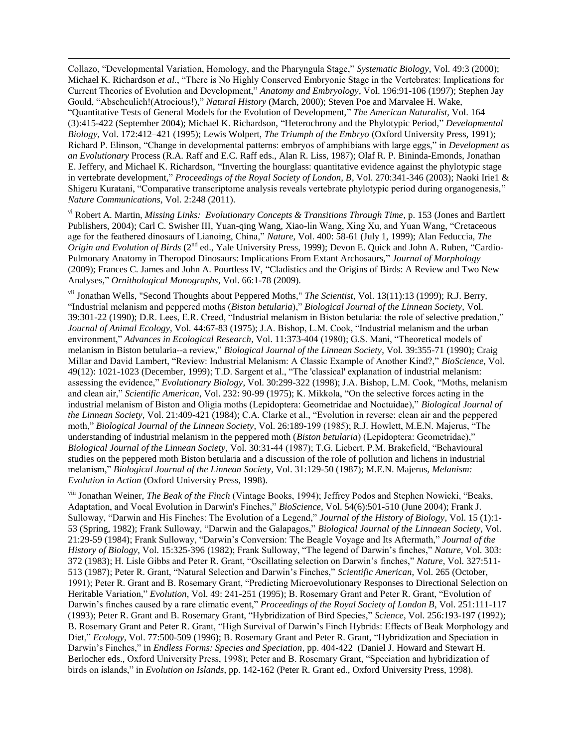Collazo, "Developmental Variation, Homology, and the Pharyngula Stage," *Systematic Biology*, Vol. 49:3 (2000); Michael K. Richardson *et al.*, "There is No Highly Conserved Embryonic Stage in the Vertebrates: Implications for Current Theories of Evolution and Development," *Anatomy and Embryology*, Vol. 196:91-106 (1997); Stephen Jay Gould, "Abscheulich!(Atrocious!)," *Natural History* (March, 2000); Steven Poe and Marvalee H. Wake, "Quantitative Tests of General Models for the Evolution of Development," *The American Naturalist*, Vol. 164 (3):415-422 (September 2004); Michael K. Richardson, "Heterochrony and the Phylotypic Period," *Developmental Biology*, Vol. 172:412–421 (1995); Lewis Wolpert, *The Triumph of the Embryo* (Oxford University Press, 1991); Richard P. Elinson, "Change in developmental patterns: embryos of amphibians with large eggs," in *Development as an Evolutionary* Process (R.A. Raff and E.C. Raff eds., Alan R. Liss, 1987); Olaf R. P. Bininda-Emonds, Jonathan E. Jeffery, and Michael K. Richardson, "Inverting the hourglass: quantitative evidence against the phylotypic stage in vertebrate development," *Proceedings of the Royal Society of London, B*, Vol. 270:341-346 (2003); Naoki Irie1 & Shigeru Kuratani, "Comparative transcriptome analysis reveals vertebrate phylotypic period during organogenesis," *Nature Communications*, Vol. 2:248 (2011).

[vi] Robert A. Martin, *Missing Links: Evolutionary Concepts & Transitions Through Time*, p. 153 (Jones and Bartlett Publishers, 2004); Carl C. Swisher III, Yuan-qing Wang, Xiao-lin Wang, Xing Xu, and Yuan Wang, "Cretaceous age for the feathered dinosaurs of Lianoing, China," *Nature*, Vol. 400: 58-61 (July 1, 1999); Alan Feduccia, *The Origin and Evolution of Birds* (2nd ed., Yale University Press, 1999); Devon E. Quick and John A. Ruben, "Cardio-Pulmonary Anatomy in Theropod Dinosaurs: Implications From Extant Archosaurs," *Journal of Morphology* (2009); Frances C. James and John A. Pourtless IV, "Cladistics and the Origins of Birds: A Review and Two New Analyses," *Ornithological Monographs*, Vol. 66:1-78 (2009).

[vii] Jonathan Wells, "Second Thoughts about Peppered Moths," *The Scientist*, Vol. 13(11):13 (1999); R.J. Berry, "Industrial melanism and peppered moths (*Biston betularia*)," *Biological Journal of the Linnean Society*, Vol. 39:301-22 (1990); D.R. Lees, E.R. Creed, "Industrial melanism in Biston betularia: the role of selective predation," *Journal of Animal Ecology*, Vol. 44:67-83 (1975); J.A. Bishop, L.M. Cook, "Industrial melanism and the urban environment," *Advances in Ecological Research*, Vol. 11:373-404 (1980); G.S. Mani, "Theoretical models of melanism in Biston betularia--a review," *Biological Journal of the Linnean Society*, Vol. 39:355-71 (1990); Craig Millar and David Lambert, "Review: Industrial Melanism: A Classic Example of Another Kind?," *BioScience*, Vol. 49(12): 1021-1023 (December, 1999); T.D. Sargent et al., "The 'classical' explanation of industrial melanism: assessing the evidence," *Evolutionary Biology*, Vol. 30:299-322 (1998); J.A. Bishop, L.M. Cook, "Moths, melanism and clean air," *Scientific American*, Vol. 232: 90-99 (1975); K. Mikkola, "On the selective forces acting in the industrial melanism of Biston and Oligia moths (Lepidoptera: Geometridae and Noctuidae)," *Biological Journal of the Linnean Society*, Vol. 21:409-421 (1984); C.A. Clarke et al., "Evolution in reverse: clean air and the peppered moth," *Biological Journal of the Linnean Society*, Vol. 26:189-199 (1985); R.J. Howlett, M.E.N. Majerus, "The understanding of industrial melanism in the peppered moth (*Biston betularia*) (Lepidoptera: Geometridae)," *Biological Journal of the Linnean Society*, Vol. 30:31-44 (1987); T.G. Liebert, P.M. Brakefield, "Behavioural studies on the peppered moth Biston betularia and a discussion of the role of pollution and lichens in industrial melanism," *Biological Journal of the Linnean Society*, Vol. 31:129-50 (1987); M.E.N. Majerus, *Melanism: Evolution in Action* (Oxford University Press, 1998).

[viii] Jonathan Weiner, *The Beak of the Finch* (Vintage Books, 1994); Jeffrey Podos and Stephen Nowicki, "Beaks, Adaptation, and Vocal Evolution in Darwin's Finches," *BioScience*, Vol. 54(6):501-510 (June 2004); Frank J. Sulloway, "Darwin and His Finches: The Evolution of a Legend," *Journal of the History of Biology*, Vol. 15 (1):1-53 (Spring, 1982); Frank Sulloway, "Darwin and the Galapagos," *Biological Journal of the Linnaean Society*, Vol. 21:29-59 (1984); Frank Sulloway, "Darwin's Conversion: The Beagle Voyage and Its Aftermath," *Journal of the History of Biology*, Vol. 15:325-396 (1982); Frank Sulloway, "The legend of Darwin's finches," *Nature*, Vol. 303: 372 (1983); H. Lisle Gibbs and Peter R. Grant, "Oscillating selection on Darwin's finches," *Nature*, Vol. 327:511-513 (1987); Peter R. Grant, "Natural Selection and Darwin's Finches," *Scientific American*, Vol. 265 (October, 1991); Peter R. Grant and B. Rosemary Grant, "Predicting Microevolutionary Responses to Directional Selection on Heritable Variation," *Evolution*, Vol. 49: 241-251 (1995); B. Rosemary Grant and Peter R. Grant, "Evolution of Darwin's finches caused by a rare climatic event," *Proceedings of the Royal Society of London B*, Vol. 251:111-117 (1993); Peter R. Grant and B. Rosemary Grant, "Hybridization of Bird Species," *Science*, Vol. 256:193-197 (1992); B. Rosemary Grant and Peter R. Grant, "High Survival of Darwin's Finch Hybrids: Effects of Beak Morphology and Diet," *Ecology*, Vol. 77:500-509 (1996); B. Rosemary Grant and Peter R. Grant, "Hybridization and Speciation in Darwin's Finches," in *Endless Forms: Species and Speciation*, pp. 404-422 (Daniel J. Howard and Stewart H. Berlocher eds., Oxford University Press, 1998); Peter and B. Rosemary Grant, "Speciation and hybridization of birds on islands," in *Evolution on Islands*, pp. 142-162 (Peter R. Grant ed., Oxford University Press, 1998).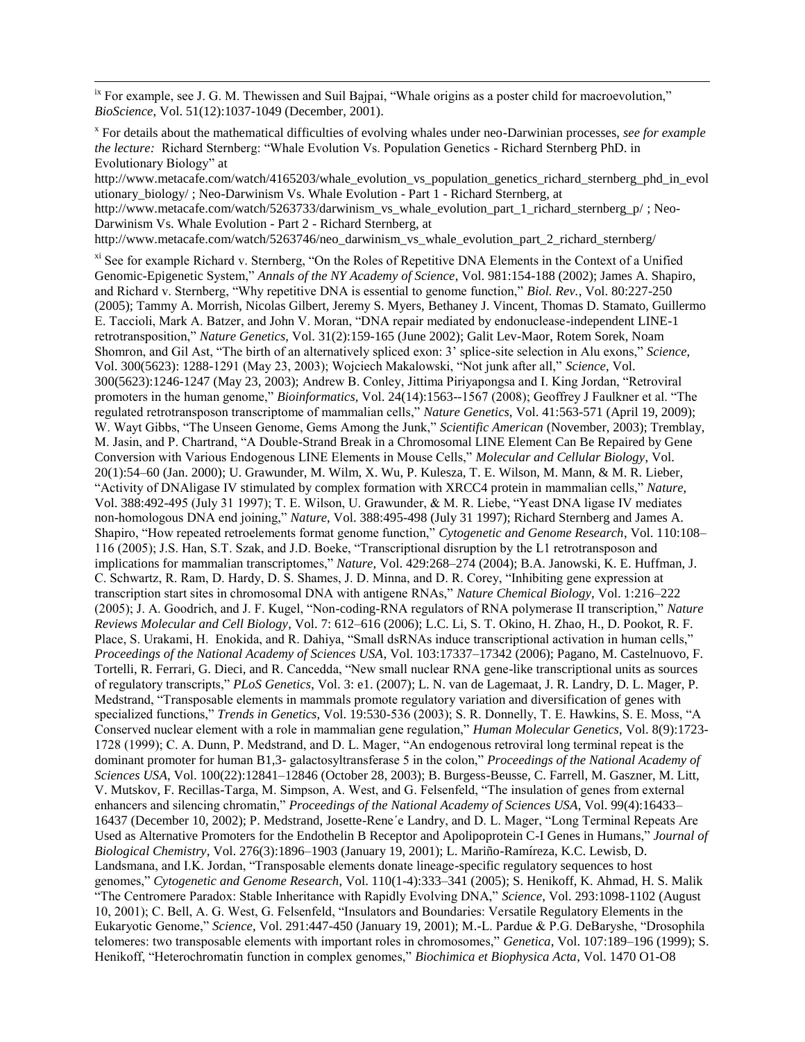[ix] For example, see J. G. M. Thewissen and Suil Bajpai, "Whale origins as a poster child for macroevolution," *BioScience*, Vol. 51(12):1037-1049 (December, 2001).

[x] For details about the mathematical difficulties of evolving whales under neo-Darwinian processes, *see for example the lecture:* Richard Sternberg: "Whale Evolution Vs. Population Genetics - Richard Sternberg PhD. in Evolutionary Biology" at http://www.metacafe.com/watch/4165203/whale_evolution_vs_population_genetics_richard_sternberg_phd_in_evolutionary_biology/ ; Neo-Darwinism Vs. Whale Evolution - Part 1 - Richard Sternberg, at http://www.metacafe.com/watch/5263733/darwinism_vs_whale_evolution_part_1_richard_sternberg_p/ ; Neo-Darwinism Vs. Whale Evolution - Part 2 - Richard Sternberg, at http://www.metacafe.com/watch/5263746/neo_darwinism_vs_whale_evolution_part_2_richard_sternberg/

[xi] See for example Richard v. Sternberg, "On the Roles of Repetitive DNA Elements in the Context of a Unified Genomic-Epigenetic System," *Annals of the NY Academy of Science*, Vol. 981:154-188 (2002); James A. Shapiro, and Richard v. Sternberg, "Why repetitive DNA is essential to genome function," *Biol. Rev.*, Vol. 80:227-250 (2005); Tammy A. Morrish, Nicolas Gilbert, Jeremy S. Myers, Bethaney J. Vincent, Thomas D. Stamato, Guillermo E. Taccioli, Mark A. Batzer, and John V. Moran, "DNA repair mediated by endonuclease-independent LINE-1 retrotransposition," *Nature Genetics*, Vol. 31(2):159-165 (June 2002); Galit Lev-Maor, Rotem Sorek, Noam Shomron, and Gil Ast, "The birth of an alternatively spliced exon: 3' splice-site selection in Alu exons," *Science*, Vol. 300(5623): 1288-1291 (May 23, 2003); Wojciech Makalowski, "Not junk after all," *Science*, Vol. 300(5623):1246-1247 (May 23, 2003); Andrew B. Conley, Jittima Piriyapongsa and I. King Jordan, "Retroviral promoters in the human genome," *Bioinformatics*, Vol. 24(14):1563--1567 (2008); Geoffrey J Faulkner et al. "The regulated retrotransposon transcriptome of mammalian cells," *Nature Genetics*, Vol. 41:563-571 (April 19, 2009); W. Wayt Gibbs, "The Unseen Genome, Gems Among the Junk," *Scientific American* (November, 2003); Tremblay, M. Jasin, and P. Chartrand, "A Double-Strand Break in a Chromosomal LINE Element Can Be Repaired by Gene Conversion with Various Endogenous LINE Elements in Mouse Cells," *Molecular and Cellular Biology*, Vol. 20(1):54–60 (Jan. 2000); U. Grawunder, M. Wilm, X. Wu, P. Kulesza, T. E. Wilson, M. Mann, & M. R. Lieber, "Activity of DNAligase IV stimulated by complex formation with XRCC4 protein in mammalian cells," *Nature*, Vol. 388:492-495 (July 31 1997); T. E. Wilson, U. Grawunder, & M. R. Liebe, "Yeast DNA ligase IV mediates non-homologous DNA end joining," *Nature*, Vol. 388:495-498 (July 31 1997); Richard Sternberg and James A. Shapiro, "How repeated retroelements format genome function," *Cytogenetic and Genome Research*, Vol. 110:108–116 (2005); J.S. Han, S.T. Szak, and J.D. Boeke, "Transcriptional disruption by the L1 retrotransposon and implications for mammalian transcriptomes," *Nature*, Vol. 429:268–274 (2004); B.A. Janowski, K. E. Huffman, J. C. Schwartz, R. Ram, D. Hardy, D. S. Shames, J. D. Minna, and D. R. Corey, "Inhibiting gene expression at transcription start sites in chromosomal DNA with antigene RNAs," *Nature Chemical Biology*, Vol. 1:216–222 (2005); J. A. Goodrich, and J. F. Kugel, "Non-coding-RNA regulators of RNA polymerase II transcription," *Nature Reviews Molecular and Cell Biology*, Vol. 7: 612–616 (2006); L.C. Li, S. T. Okino, H. Zhao, H., D. Pookot, R. F. Place, S. Urakami, H. Enokida, and R. Dahiya, "Small dsRNAs induce transcriptional activation in human cells," *Proceedings of the National Academy of Sciences USA*, Vol. 103:17337–17342 (2006); Pagano, M. Castelnuovo, F. Tortelli, R. Ferrari, G. Dieci, and R. Cancedda, "New small nuclear RNA gene-like transcriptional units as sources of regulatory transcripts," *PLoS Genetics*, Vol. 3: e1. (2007); L. N. van de Lagemaat, J. R. Landry, D. L. Mager, P. Medstrand, "Transposable elements in mammals promote regulatory variation and diversification of genes with specialized functions," *Trends in Genetics*, Vol. 19:530-536 (2003); S. R. Donnelly, T. E. Hawkins, S. E. Moss, "A Conserved nuclear element with a role in mammalian gene regulation," *Human Molecular Genetics*, Vol. 8(9):1723-1728 (1999); C. A. Dunn, P. Medstrand, and D. L. Mager, "An endogenous retroviral long terminal repeat is the dominant promoter for human B1,3- galactosyltransferase 5 in the colon," *Proceedings of the National Academy of Sciences USA*, Vol. 100(22):12841–12846 (October 28, 2003); B. Burgess-Beusse, C. Farrell, M. Gaszner, M. Litt, V. Mutskov, F. Recillas-Targa, M. Simpson, A. West, and G. Felsenfeld, "The insulation of genes from external enhancers and silencing chromatin," *Proceedings of the National Academy of Sciences USA*, Vol. 99(4):16433–16437 (December 10, 2002); P. Medstrand, Josette-Rene´e Landry, and D. L. Mager, "Long Terminal Repeats Are Used as Alternative Promoters for the Endothelin B Receptor and Apolipoprotein C-I Genes in Humans," *Journal of Biological Chemistry*, Vol. 276(3):1896–1903 (January 19, 2001); L. Mariño-Ramíreza, K.C. Lewisb, D. Landsmana, and I.K. Jordan, "Transposable elements donate lineage-specific regulatory sequences to host genomes," *Cytogenetic and Genome Research*, Vol. 110(1-4):333–341 (2005); S. Henikoff, K. Ahmad, H. S. Malik "The Centromere Paradox: Stable Inheritance with Rapidly Evolving DNA," *Science*, Vol. 293:1098-1102 (August 10, 2001); C. Bell, A. G. West, G. Felsenfeld, "Insulators and Boundaries: Versatile Regulatory Elements in the Eukaryotic Genome," *Science*, Vol. 291:447-450 (January 19, 2001); M.-L. Pardue & P.G. DeBaryshe, "Drosophila telomeres: two transposable elements with important roles in chromosomes," *Genetica*, Vol. 107:189–196 (1999); S. Henikoff, "Heterochromatin function in complex genomes," *Biochimica et Biophysica Acta*, Vol. 1470 O1-O8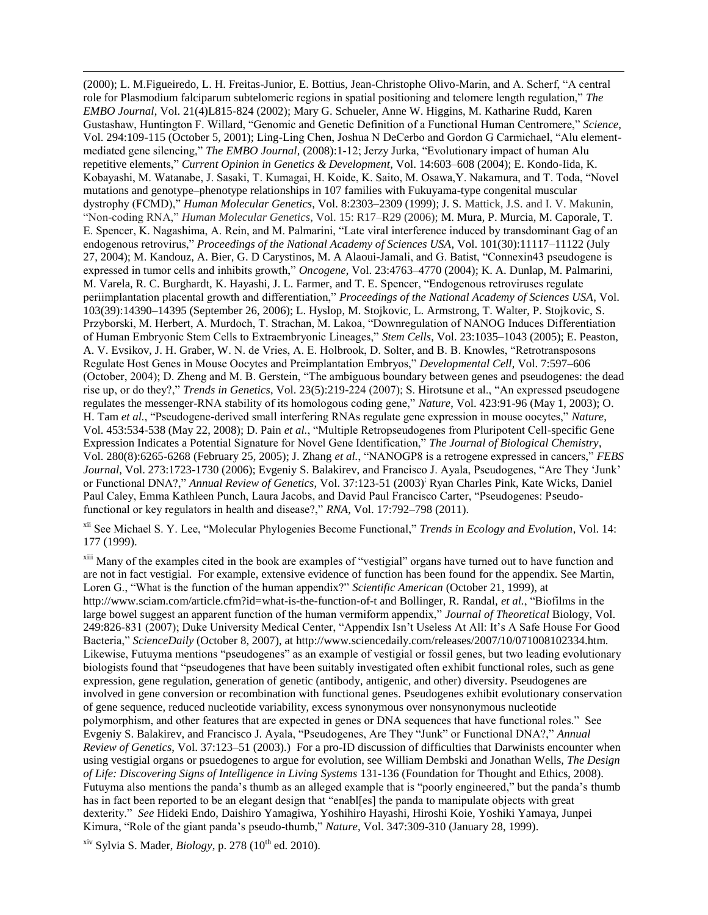(2000); L. M.Figueiredo, L. H. Freitas-Junior, E. Bottius, Jean-Christophe Olivo-Marin, and A. Scherf, "A central role for Plasmodium falciparum subtelomeric regions in spatial positioning and telomere length regulation," *The EMBO Journal*, Vol. 21(4)L815-824 (2002); Mary G. Schueler, Anne W. Higgins, M. Katharine Rudd, Karen Gustashaw, Huntington F. Willard, "Genomic and Genetic Definition of a Functional Human Centromere," *Science*, Vol. 294:109-115 (October 5, 2001); Ling-Ling Chen, Joshua N DeCerbo and Gordon G Carmichael, "Alu element-mediated gene silencing," *The EMBO Journal*, (2008):1-12; Jerzy Jurka, "Evolutionary impact of human Alu repetitive elements," *Current Opinion in Genetics & Development*, Vol. 14:603–608 (2004); E. Kondo-Iida, K. Kobayashi, M. Watanabe, J. Sasaki, T. Kumagai, H. Koide, K. Saito, M. Osawa,Y. Nakamura, and T. Toda, "Novel mutations and genotype–phenotype relationships in 107 families with Fukuyama-type congenital muscular dystrophy (FCMD)," *Human Molecular Genetics*, Vol. 8:2303–2309 (1999); J. S. Mattick, J.S. and I. V. Makunin, "Non-coding RNA," *Human Molecular Genetics*, Vol. 15: R17–R29 (2006); M. Mura, P. Murcia, M. Caporale, T. E. Spencer, K. Nagashima, A. Rein, and M. Palmarini, "Late viral interference induced by transdominant Gag of an endogenous retrovirus," *Proceedings of the National Academy of Sciences USA*, Vol. 101(30):11117–11122 (July 27, 2004); M. Kandouz, A. Bier, G. D Carystinos, M. A Alaoui-Jamali, and G. Batist, "Connexin43 pseudogene is expressed in tumor cells and inhibits growth," *Oncogene*, Vol. 23:4763–4770 (2004); K. A. Dunlap, M. Palmarini, M. Varela, R. C. Burghardt, K. Hayashi, J. L. Farmer, and T. E. Spencer, "Endogenous retroviruses regulate periimplantation placental growth and differentiation," *Proceedings of the National Academy of Sciences USA*, Vol. 103(39):14390–14395 (September 26, 2006); L. Hyslop, M. Stojkovic, L. Armstrong, T. Walter, P. Stojkovic, S. Przyborski, M. Herbert, A. Murdoch, T. Strachan, M. Lakoa, "Downregulation of NANOG Induces Differentiation of Human Embryonic Stem Cells to Extraembryonic Lineages," *Stem Cells*, Vol. 23:1035–1043 (2005); E. Peaston, A. V. Evsikov, J. H. Graber, W. N. de Vries, A. E. Holbrook, D. Solter, and B. B. Knowles, "Retrotransposons Regulate Host Genes in Mouse Oocytes and Preimplantation Embryos," *Developmental Cell*, Vol. 7:597–606 (October, 2004); D. Zheng and M. B. Gerstein, "The ambiguous boundary between genes and pseudogenes: the dead rise up, or do they?," *Trends in Genetics*, Vol. 23(5):219-224 (2007); S. Hirotsune et al., "An expressed pseudogene regulates the messenger-RNA stability of its homologous coding gene," *Nature*, Vol. 423:91-96 (May 1, 2003); O. H. Tam *et al.*, "Pseudogene-derived small interfering RNAs regulate gene expression in mouse oocytes," *Nature*, Vol. 453:534-538 (May 22, 2008); D. Pain *et al.*, "Multiple Retropseudogenes from Pluripotent Cell-specific Gene Expression Indicates a Potential Signature for Novel Gene Identification," *The Journal of Biological Chemistry*, Vol. 280(8):6265-6268 (February 25, 2005); J. Zhang *et al.*, "NANOGP8 is a retrogene expressed in cancers," *FEBS Journal*, Vol. 273:1723-1730 (2006); Evgeniy S. Balakirev, and Francisco J. Ayala, Pseudogenes, "Are They 'Junk' or Functional DNA?," *Annual Review of Genetics*, Vol. 37:123-51 (2003); Ryan Charles Pink, Kate Wicks, Daniel Paul Caley, Emma Kathleen Punch, Laura Jacobs, and David Paul Francisco Carter, "Pseudogenes: Pseudo-functional or key regulators in health and disease?," *RNA*, Vol. 17:792–798 (2011).

[xii] See Michael S. Y. Lee, "Molecular Phylogenies Become Functional," *Trends in Ecology and Evolution*, Vol. 14: 177 (1999).

[xiii] Many of the examples cited in the book are examples of "vestigial" organs have turned out to have function and are not in fact vestigial. For example, extensive evidence of function has been found for the appendix. See Martin, Loren G., "What is the function of the human appendix?" *Scientific American* (October 21, 1999), at http://www.sciam.com/article.cfm?id=what-is-the-function-of-t and Bollinger, R. Randal, *et al.*, "Biofilms in the large bowel suggest an apparent function of the human vermiform appendix," *Journal of Theoretical* Biology, Vol. 249:826-831 (2007); Duke University Medical Center, "Appendix Isn't Useless At All: It's A Safe House For Good Bacteria," *ScienceDaily* (October 8, 2007), at http://www.sciencedaily.com/releases/2007/10/071008102334.htm. Likewise, Futuyma mentions "pseudogenes" as an example of vestigial or fossil genes, but two leading evolutionary biologists found that "pseudogenes that have been suitably investigated often exhibit functional roles, such as gene expression, gene regulation, generation of genetic (antibody, antigenic, and other) diversity. Pseudogenes are involved in gene conversion or recombination with functional genes. Pseudogenes exhibit evolutionary conservation of gene sequence, reduced nucleotide variability, excess synonymous over nonsynonymous nucleotide polymorphism, and other features that are expected in genes or DNA sequences that have functional roles." See Evgeniy S. Balakirev, and Francisco J. Ayala, "Pseudogenes, Are They "Junk" or Functional DNA?," *Annual Review of Genetics*, Vol. 37:123–51 (2003).) For a pro-ID discussion of difficulties that Darwinists encounter when using vestigial organs or psuedogenes to argue for evolution, see William Dembski and Jonathan Wells, *The Design of Life: Discovering Signs of Intelligence in Living Systems* 131-136 (Foundation for Thought and Ethics, 2008). Futuyma also mentions the panda's thumb as an alleged example that is "poorly engineered," but the panda's thumb has in fact been reported to be an elegant design that "enabl[es] the panda to manipulate objects with great dexterity." *See* Hideki Endo, Daishiro Yamagiwa, Yoshihiro Hayashi, Hiroshi Koie, Yoshiki Yamaya, Junpei Kimura, "Role of the giant panda's pseudo-thumb," *Nature*, Vol. 347:309-310 (January 28, 1999).

[xiv] Sylvia S. Mader, *Biology*, p. 278 (10th ed. 2010).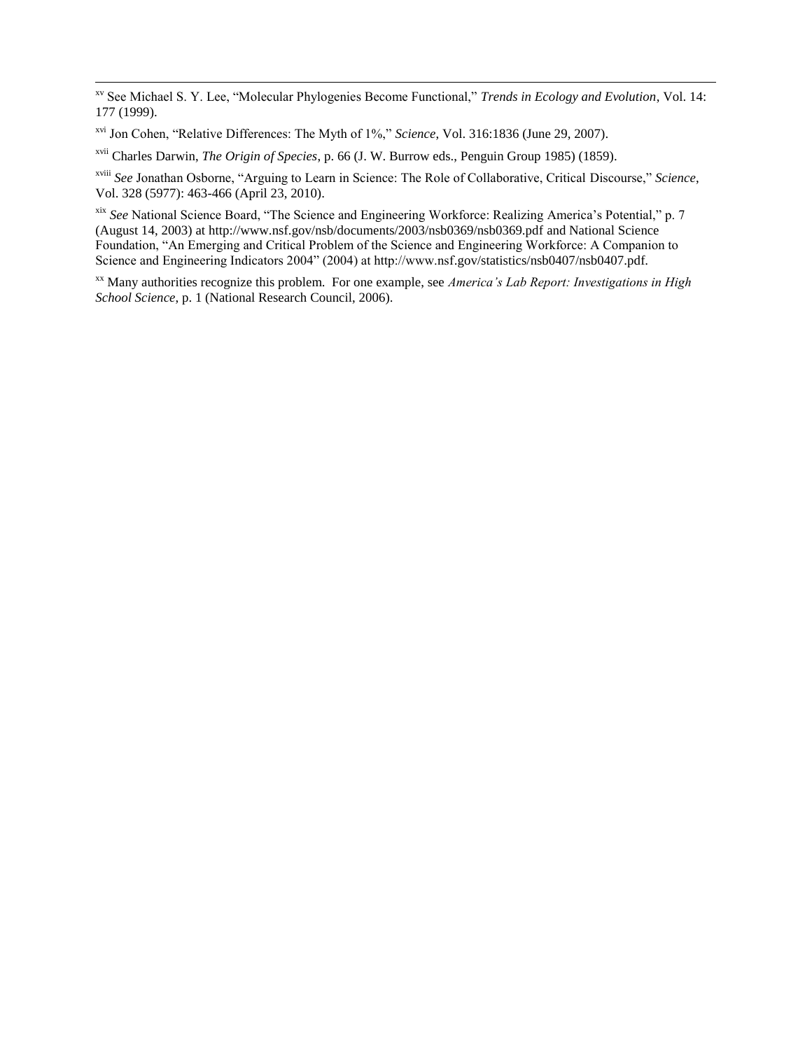[xv] See Michael S. Y. Lee, "Molecular Phylogenies Become Functional," *Trends in Ecology and Evolution*, Vol. 14: 177 (1999).

[xvi] Jon Cohen, "Relative Differences: The Myth of 1%," *Science*, Vol. 316:1836 (June 29, 2007).

[xvii] Charles Darwin, *The Origin of Species*, p. 66 (J. W. Burrow eds., Penguin Group 1985) (1859).

[xviii] *See* Jonathan Osborne, "Arguing to Learn in Science: The Role of Collaborative, Critical Discourse," *Science*, Vol. 328 (5977): 463-466 (April 23, 2010).

[xix] *See* National Science Board, "The Science and Engineering Workforce: Realizing America's Potential," p. 7 (August 14, 2003) at http://www.nsf.gov/nsb/documents/2003/nsb0369/nsb0369.pdf and National Science Foundation, "An Emerging and Critical Problem of the Science and Engineering Workforce: A Companion to Science and Engineering Indicators 2004" (2004) at http://www.nsf.gov/statistics/nsb0407/nsb0407.pdf.

[xx] Many authorities recognize this problem. For one example, see *America's Lab Report: Investigations in High School Science*, p. 1 (National Research Council, 2006).